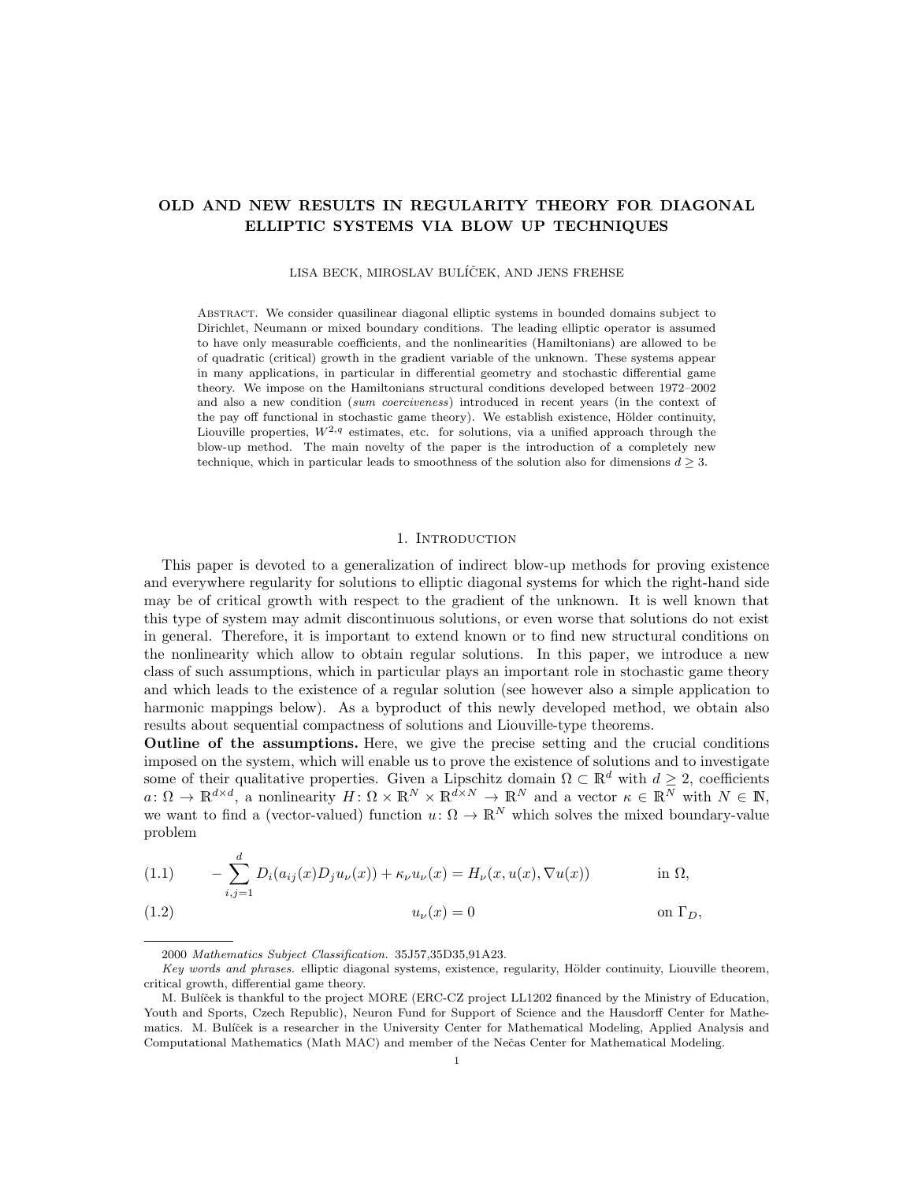# OLD AND NEW RESULTS IN REGULARITY THEORY FOR DIAGONAL ELLIPTIC SYSTEMS VIA BLOW UP TECHNIQUES

LISA BECK, MIROSLAV BULÍČEK, AND JENS FREHSE

Abstract. We consider quasilinear diagonal elliptic systems in bounded domains subject to Dirichlet, Neumann or mixed boundary conditions. The leading elliptic operator is assumed to have only measurable coefficients, and the nonlinearities (Hamiltonians) are allowed to be of quadratic (critical) growth in the gradient variable of the unknown. These systems appear in many applications, in particular in differential geometry and stochastic differential game theory. We impose on the Hamiltonians structural conditions developed between 1972–2002 and also a new condition (*sum coerciveness*) introduced in recent years (in the context of the pay off functional in stochastic game theory). We establish existence, Hölder continuity, Liouville properties, $W^{2,q}$ estimates, etc. for solutions, via a unified approach through the blow-up method. The main novelty of the paper is the introduction of a completely new technique, which in particular leads to smoothness of the solution also for dimensions $d \geq 3$.

## 1. Introduction

This paper is devoted to a generalization of indirect blow-up methods for proving existence and everywhere regularity for solutions to elliptic diagonal systems for which the right-hand side may be of critical growth with respect to the gradient of the unknown. It is well known that this type of system may admit discontinuous solutions, or even worse that solutions do not exist in general. Therefore, it is important to extend known or to find new structural conditions on the nonlinearity which allow to obtain regular solutions. In this paper, we introduce a new class of such assumptions, which in particular plays an important role in stochastic game theory and which leads to the existence of a regular solution (see however also a simple application to harmonic mappings below). As a byproduct of this newly developed method, we obtain also results about sequential compactness of solutions and Liouville-type theorems.

**Outline of the assumptions.** Here, we give the precise setting and the crucial conditions imposed on the system, which will enable us to prove the existence of solutions and to investigate some of their qualitative properties. Given a Lipschitz domain $\Omega \subset \mathbb{R}^d$ with $d \geq 2$, coefficients $a\colon \Omega \to \mathbb{R}^{d\times d}$, a nonlinearity $H\colon \Omega \times \mathbb{R}^N \times \mathbb{R}^{d\times N} \to \mathbb{R}^N$ and a vector $\kappa \in \mathbb{R}^N$ with $N \in \mathbb{N}$, we want to find a (vector-valued) function $u\colon \Omega \to \mathbb{R}^N$ which solves the mixed boundary-value problem

$$-\sum_{i,j=1}^{d} D_i(a_{ij}(x)D_j u_\nu(x)) + \kappa_\nu u_\nu(x) = H_\nu(x, u(x), \nabla u(x)) \qquad \text{in } \Omega, \tag{1.1}$$

$$u_\nu(x) = 0 \qquad \text{on } \Gamma_D, \tag{1.2}$$

2000 *Mathematics Subject Classification.* 35J57,35D35,91A23.

*Key words and phrases.* elliptic diagonal systems, existence, regularity, Hölder continuity, Liouville theorem, critical growth, differential game theory.

M. Bulíček is thankful to the project MORE (ERC-CZ project LL1202 financed by the Ministry of Education, Youth and Sports, Czech Republic), Neuron Fund for Support of Science and the Hausdorff Center for Mathematics. M. Bulíček is a researcher in the University Center for Mathematical Modeling, Applied Analysis and Computational Mathematics (Math MAC) and member of the Nečas Center for Mathematical Modeling.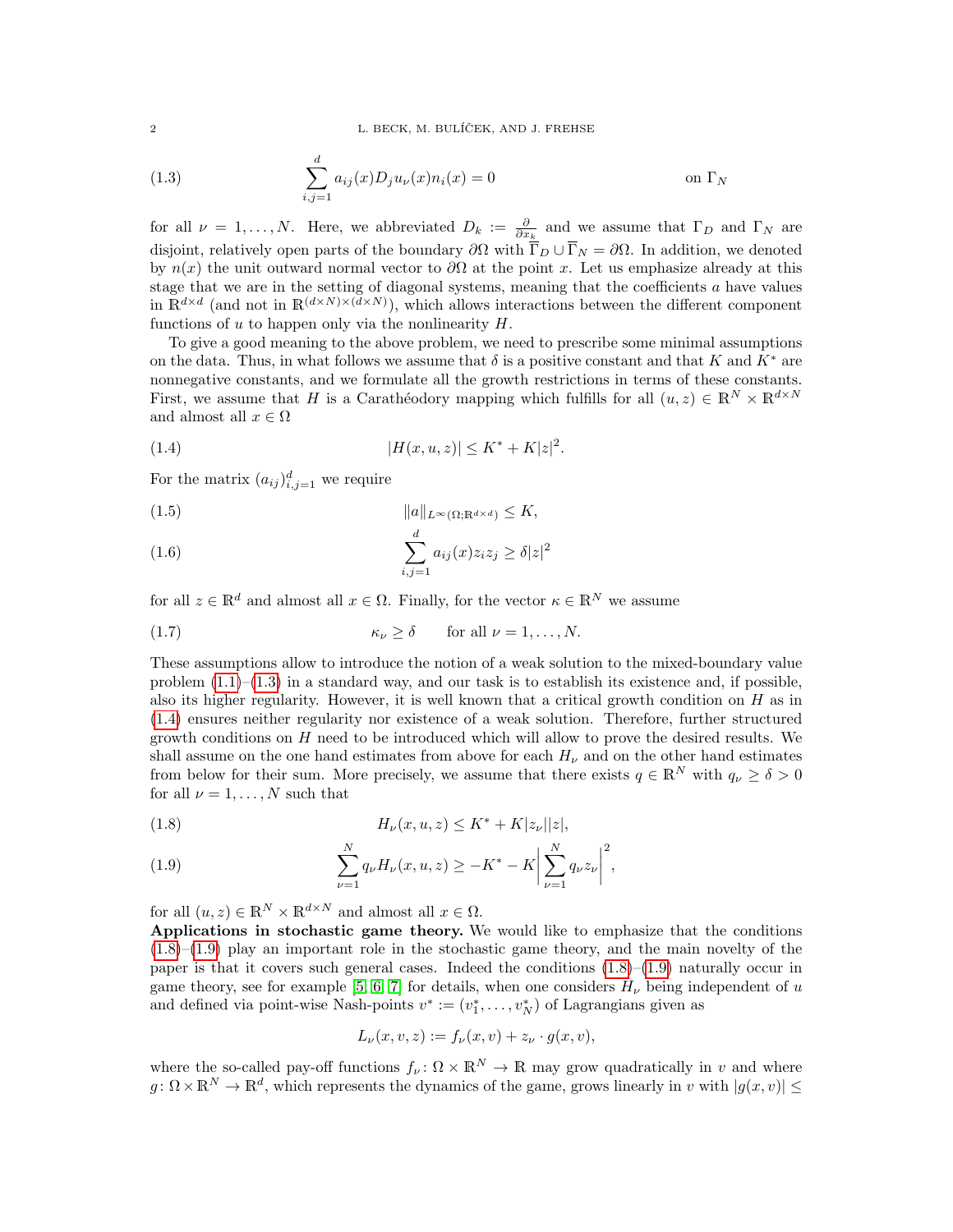$$\sum_{i,j=1}^{d} a_{ij}(x) D_j u_\nu(x) n_i(x) = 0 \qquad \text{on } \Gamma_N \tag{1.3}$$

for all $\nu = 1, \ldots, N$. Here, we abbreviated $D_k := \frac{\partial}{\partial x_k}$ and we assume that $\Gamma_D$ and $\Gamma_N$ are disjoint, relatively open parts of the boundary $\partial\Omega$ with $\overline{\Gamma}_D \cup \overline{\Gamma}_N = \partial\Omega$. In addition, we denoted by $n(x)$ the unit outward normal vector to $\partial\Omega$ at the point $x$. Let us emphasize already at this stage that we are in the setting of diagonal systems, meaning that the coefficients $a$ have values in $\mathbb{R}^{d\times d}$ (and not in $\mathbb{R}^{(d\times N)\times(d\times N)}$), which allows interactions between the different component functions of $u$ to happen only via the nonlinearity $H$.

To give a good meaning to the above problem, we need to prescribe some minimal assumptions on the data. Thus, in what follows we assume that $\delta$ is a positive constant and that $K$ and $K^*$ are nonnegative constants, and we formulate all the growth restrictions in terms of these constants. First, we assume that $H$ is a Carathéodory mapping which fulfills for all $(u,z) \in \mathbb{R}^N \times \mathbb{R}^{d\times N}$ and almost all $x \in \Omega$

$$|H(x,u,z)| \le K^* + K|z|^2. \tag{1.4}$$

For the matrix $(a_{ij})_{i,j=1}^d$ we require

$$\|a\|_{L^\infty(\Omega;\mathbb{R}^{d\times d})} \le K, \tag{1.5}$$

$$\sum_{i,j=1}^{d} a_{ij}(x) z_i z_j \ge \delta |z|^2 \tag{1.6}$$

for all $z \in \mathbb{R}^d$ and almost all $x \in \Omega$. Finally, for the vector $\kappa \in \mathbb{R}^N$ we assume

$$\kappa_\nu \ge \delta \qquad \text{for all } \nu = 1, \ldots, N. \tag{1.7}$$

These assumptions allow to introduce the notion of a weak solution to the mixed-boundary value problem (1.1)–(1.3) in a standard way, and our task is to establish its existence and, if possible, also its higher regularity. However, it is well known that a critical growth condition on $H$ as in (1.4) ensures neither regularity nor existence of a weak solution. Therefore, further structured growth conditions on $H$ need to be introduced which will allow to prove the desired results. We shall assume on the one hand estimates from above for each $H_\nu$ and on the other hand estimates from below for their sum. More precisely, we assume that there exists $q \in \mathbb{R}^N$ with $q_\nu \ge \delta > 0$ for all $\nu = 1, \ldots, N$ such that

$$H_\nu(x,u,z) \le K^* + K|z_\nu||z|, \tag{1.8}$$

$$\sum_{\nu=1}^{N} q_\nu H_\nu(x,u,z) \ge -K^* - K\left|\sum_{\nu=1}^{N} q_\nu z_\nu\right|^2, \tag{1.9}$$

for all $(u,z) \in \mathbb{R}^N \times \mathbb{R}^{d\times N}$ and almost all $x \in \Omega$.

**Applications in stochastic game theory.** We would like to emphasize that the conditions (1.8)–(1.9) play an important role in the stochastic game theory, and the main novelty of the paper is that it covers such general cases. Indeed the conditions (1.8)–(1.9) naturally occur in game theory, see for example [5, 6, 7] for details, when one considers $H_\nu$ being independent of $u$ and defined via point-wise Nash-points $v^* := (v_1^*, \ldots, v_N^*)$ of Lagrangians given as

$$L_\nu(x,v,z) := f_\nu(x,v) + z_\nu \cdot g(x,v),$$

where the so-called pay-off functions $f_\nu \colon \Omega \times \mathbb{R}^N \to \mathbb{R}$ may grow quadratically in $v$ and where $g \colon \Omega \times \mathbb{R}^N \to \mathbb{R}^d$, which represents the dynamics of the game, grows linearly in $v$ with $|g(x,v)| \le$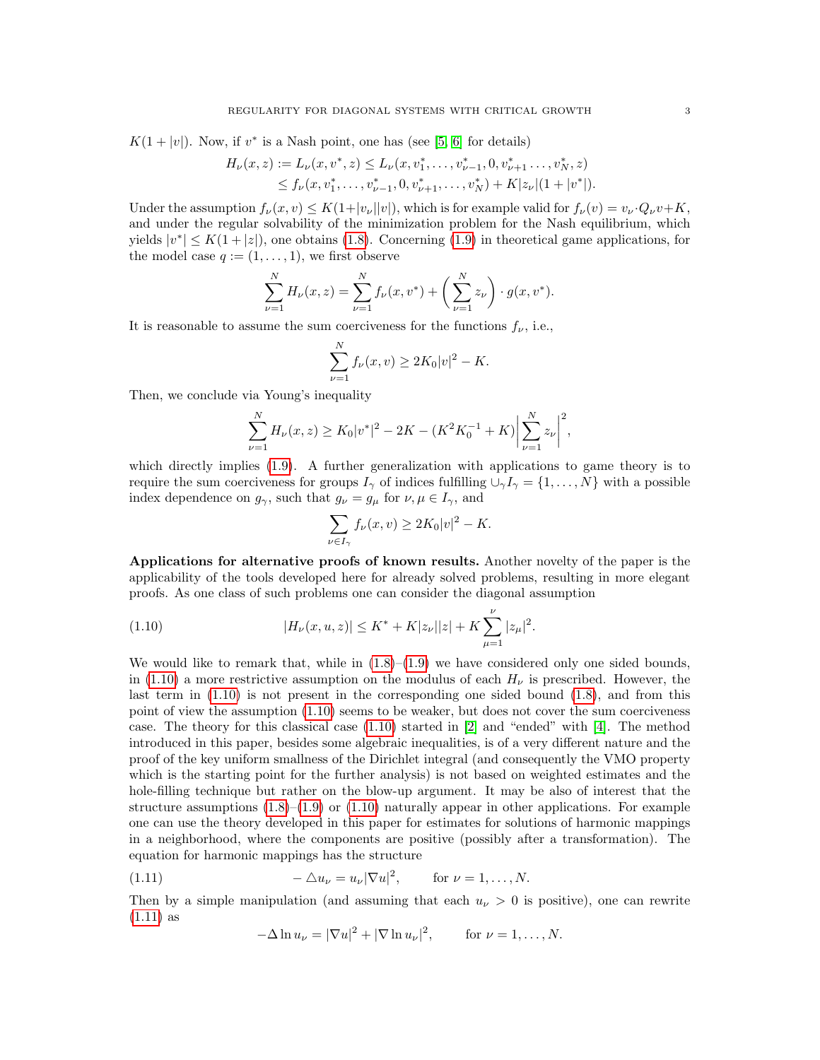$K(1+|v|)$. Now, if $v^*$ is a Nash point, one has (see [5, 6] for details)

$$
\begin{aligned}
H_\nu(x,z) := L_\nu(x,v^*,z) &\le L_\nu(x,v_1^*,\dots,v_{\nu-1}^*,0,v_{\nu+1}^*\dots,v_N^*,z)\\
&\le f_\nu(x,v_1^*,\dots,v_{\nu-1}^*,0,v_{\nu+1}^*,\dots,v_N^*) + K|z_\nu|(1+|v^*|).
\end{aligned}
$$

Under the assumption $f_\nu(x,v) \le K(1+|v_\nu||v|)$, which is for example valid for $f_\nu(v) = v_\nu \cdot Q_\nu v + K$, and under the regular solvability of the minimization problem for the Nash equilibrium, which yields $|v^*| \le K(1+|z|)$, one obtains (1.8). Concerning (1.9) in theoretical game applications, for the model case $q := (1,\dots,1)$, we first observe

$$
\sum_{\nu=1}^N H_\nu(x,z) = \sum_{\nu=1}^N f_\nu(x,v^*) + \left(\sum_{\nu=1}^N z_\nu\right)\cdot g(x,v^*).
$$

It is reasonable to assume the sum coerciveness for the functions $f_\nu$, i.e.,

$$
\sum_{\nu=1}^N f_\nu(x,v) \ge 2K_0|v|^2 - K.
$$

Then, we conclude via Young's inequality

$$
\sum_{\nu=1}^N H_\nu(x,z) \ge K_0|v^*|^2 - 2K - (K^2K_0^{-1}+K)\left|\sum_{\nu=1}^N z_\nu\right|^2,
$$

which directly implies (1.9). A further generalization with applications to game theory is to require the sum coerciveness for groups $I_\gamma$ of indices fulfilling $\cup_\gamma I_\gamma = \{1,\dots,N\}$ with a possible index dependence on $g_\gamma$, such that $g_\nu = g_\mu$ for $\nu,\mu \in I_\gamma$, and

$$
\sum_{\nu\in I_\gamma} f_\nu(x,v) \ge 2K_0|v|^2 - K.
$$

**Applications for alternative proofs of known results.** Another novelty of the paper is the applicability of the tools developed here for already solved problems, resulting in more elegant proofs. As one class of such problems one can consider the diagonal assumption

$$
|H_\nu(x,u,z)| \le K^* + K|z_\nu||z| + K\sum_{\mu=1}^{\nu}|z_\mu|^2. \tag{1.10}
$$

We would like to remark that, while in (1.8)–(1.9) we have considered only one sided bounds, in (1.10) a more restrictive assumption on the modulus of each $H_\nu$ is prescribed. However, the last term in (1.10) is not present in the corresponding one sided bound (1.8), and from this point of view the assumption (1.10) seems to be weaker, but does not cover the sum coerciveness case. The theory for this classical case (1.10) started in [2] and "ended" with [4]. The method introduced in this paper, besides some algebraic inequalities, is of a very different nature and the proof of the key uniform smallness of the Dirichlet integral (and consequently the VMO property which is the starting point for the further analysis) is not based on weighted estimates and the hole-filling technique but rather on the blow-up argument. It may be also of interest that the structure assumptions (1.8)–(1.9) or (1.10) naturally appear in other applications. For example one can use the theory developed in this paper for estimates for solutions of harmonic mappings in a neighborhood, where the components are positive (possibly after a transformation). The equation for harmonic mappings has the structure

$$
-\triangle u_\nu = u_\nu|\nabla u|^2, \qquad \text{for } \nu = 1,\dots,N. \tag{1.11}
$$

Then by a simple manipulation (and assuming that each $u_\nu > 0$ is positive), one can rewrite (1.11) as

$$
-\Delta \ln u_\nu = |\nabla u|^2 + |\nabla \ln u_\nu|^2, \qquad \text{for } \nu = 1,\dots,N.
$$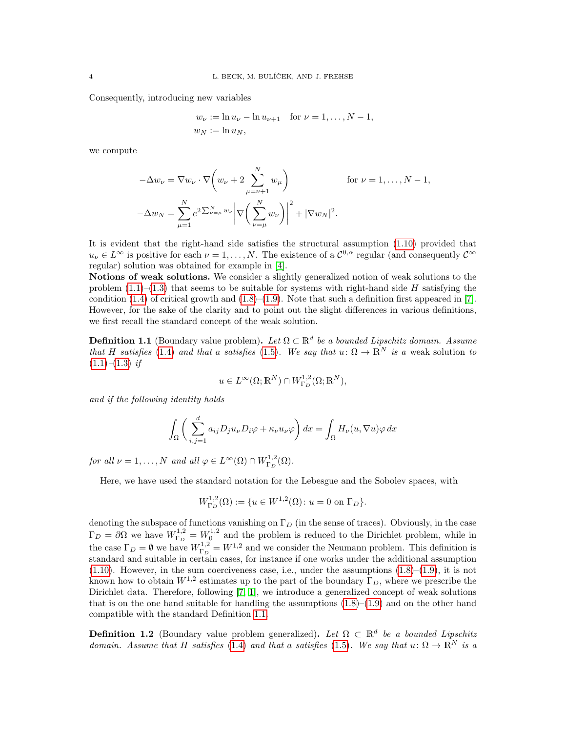Consequently, introducing new variables

$$
\begin{aligned}
w_\nu &:= \ln u_\nu - \ln u_{\nu+1} \quad \text{for } \nu = 1, \ldots, N-1, \\
w_N &:= \ln u_N,
\end{aligned}
$$

we compute

$$
\begin{aligned}
-\Delta w_\nu &= \nabla w_\nu \cdot \nabla\bigg( w_\nu + 2 \sum_{\mu=\nu+1}^{N} w_\mu \bigg) && \text{for } \nu = 1, \ldots, N-1, \\
-\Delta w_N &= \sum_{\mu=1}^{N} e^{2\sum_{\nu=\mu}^{N} w_\nu} \bigg| \nabla\bigg( \sum_{\nu=\mu}^{N} w_\nu \bigg) \bigg|^2 + |\nabla w_N|^2.
\end{aligned}
$$

It is evident that the right-hand side satisfies the structural assumption (1.10) provided that $u_\nu \in L^\infty$ is positive for each $\nu = 1, \ldots, N$. The existence of a $\mathcal{C}^{0,\alpha}$ regular (and consequently $\mathcal{C}^\infty$ regular) solution was obtained for example in [4].

**Notions of weak solutions.** We consider a slightly generalized notion of weak solutions to the problem (1.1)–(1.3) that seems to be suitable for systems with right-hand side $H$ satisfying the condition (1.4) of critical growth and (1.8)–(1.9). Note that such a definition first appeared in [7]. However, for the sake of the clarity and to point out the slight differences in various definitions, we first recall the standard concept of the weak solution.

**Definition 1.1** (Boundary value problem)**.** *Let $\Omega \subset \mathbb{R}^d$ be a bounded Lipschitz domain. Assume that $H$ satisfies (1.4) and that $a$ satisfies (1.5). We say that $u\colon \Omega \to \mathbb{R}^N$ is a* weak solution *to (1.1)–(1.3) if*

$$
u \in L^\infty(\Omega; \mathbb{R}^N) \cap W^{1,2}_{\Gamma_D}(\Omega; \mathbb{R}^N),
$$

*and if the following identity holds*

$$
\int_\Omega \bigg( \sum_{i,j=1}^{d} a_{ij} D_j u_\nu D_i \varphi + \kappa_\nu u_\nu \varphi \bigg)\, dx = \int_\Omega H_\nu(u, \nabla u) \varphi \, dx
$$

*for all $\nu = 1, \ldots, N$ and all $\varphi \in L^\infty(\Omega) \cap W^{1,2}_{\Gamma_D}(\Omega)$.*

Here, we have used the standard notation for the Lebesgue and the Sobolev spaces, with

$$
W^{1,2}_{\Gamma_D}(\Omega) := \{u \in W^{1,2}(\Omega)\colon u = 0 \text{ on } \Gamma_D\}.
$$

denoting the subspace of functions vanishing on $\Gamma_D$ (in the sense of traces). Obviously, in the case $\Gamma_D = \partial\Omega$ we have $W^{1,2}_{\Gamma_D} = W^{1,2}_0$ and the problem is reduced to the Dirichlet problem, while in the case $\Gamma_D = \emptyset$ we have $W^{1,2}_{\Gamma_D} = W^{1,2}$ and we consider the Neumann problem. This definition is standard and suitable in certain cases, for instance if one works under the additional assumption (1.10). However, in the sum coerciveness case, i.e., under the assumptions (1.8)–(1.9), it is not known how to obtain $W^{1,2}$ estimates up to the part of the boundary $\Gamma_D$, where we prescribe the Dirichlet data. Therefore, following [7, 1], we introduce a generalized concept of weak solutions that is on the one hand suitable for handling the assumptions (1.8)–(1.9) and on the other hand compatible with the standard Definition 1.1.

**Definition 1.2** (Boundary value problem generalized)**.** *Let $\Omega \subset \mathbb{R}^d$ be a bounded Lipschitz domain. Assume that $H$ satisfies (1.4) and that $a$ satisfies (1.5). We say that $u\colon \Omega \to \mathbb{R}^N$ is a*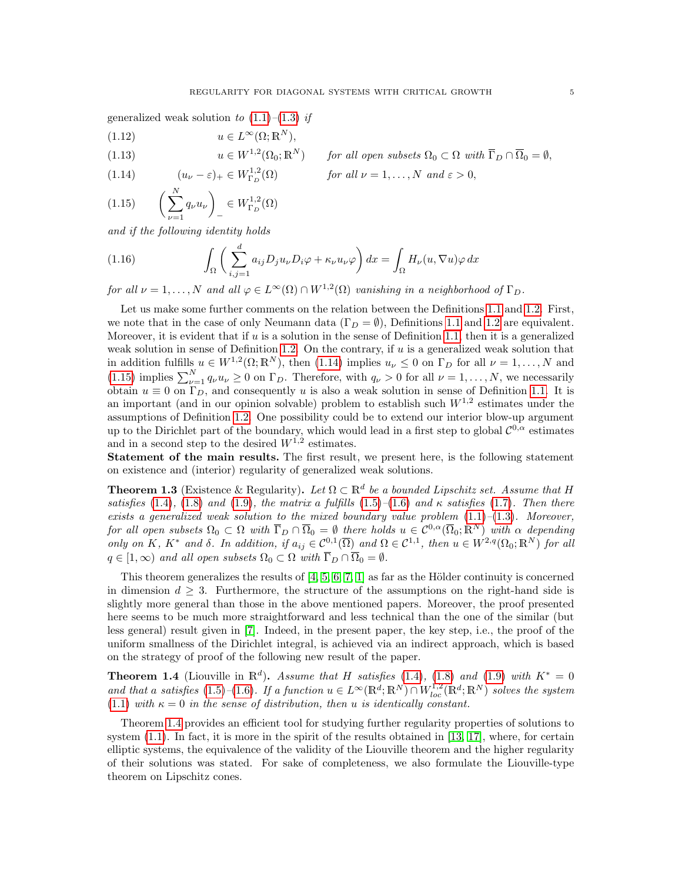generalized weak solution *to* (1.1)–(1.3) *if*

$$u \in L^\infty(\Omega; \mathbb{R}^N), \tag{1.12}$$

$$u \in W^{1,2}(\Omega_0; \mathbb{R}^N) \qquad \text{for all open subsets } \Omega_0 \subset \Omega \text{ with } \overline{\Gamma}_D \cap \overline{\Omega}_0 = \emptyset, \tag{1.13}$$

$$(u_\nu - \varepsilon)_+ \in W^{1,2}_{\Gamma_D}(\Omega) \qquad \text{for all } \nu = 1, \dots, N \text{ and } \varepsilon > 0, \tag{1.14}$$

$$\left( \sum_{\nu=1}^N q_\nu u_\nu \right)_- \in W^{1,2}_{\Gamma_D}(\Omega) \tag{1.15}$$

*and if the following identity holds*

$$\int_\Omega \left( \sum_{i,j=1}^d a_{ij} D_j u_\nu D_i \varphi + \kappa_\nu u_\nu \varphi \right) dx = \int_\Omega H_\nu(u, \nabla u) \varphi \, dx \tag{1.16}$$

*for all* $\nu = 1, \dots, N$ *and all* $\varphi \in L^\infty(\Omega) \cap W^{1,2}(\Omega)$ *vanishing in a neighborhood of* $\Gamma_D$.

Let us make some further comments on the relation between the Definitions 1.1 and 1.2. First, we note that in the case of only Neumann data ($\Gamma_D = \emptyset$), Definitions 1.1 and 1.2 are equivalent. Moreover, it is evident that if $u$ is a solution in the sense of Definition 1.1, then it is a generalized weak solution in sense of Definition 1.2. On the contrary, if $u$ is a generalized weak solution that in addition fulfills $u \in W^{1,2}(\Omega; \mathbb{R}^N)$, then (1.14) implies $u_\nu \le 0$ on $\Gamma_D$ for all $\nu = 1, \dots, N$ and (1.15) implies $\sum_{\nu=1}^N q_\nu u_\nu \ge 0$ on $\Gamma_D$. Therefore, with $q_\nu > 0$ for all $\nu = 1, \dots, N$, we necessarily obtain $u \equiv 0$ on $\Gamma_D$, and consequently $u$ is also a weak solution in sense of Definition 1.1. It is an important (and in our opinion solvable) problem to establish such $W^{1,2}$ estimates under the assumptions of Definition 1.2. One possibility could be to extend our interior blow-up argument up to the Dirichlet part of the boundary, which would lead in a first step to global $\mathcal{C}^{0,\alpha}$ estimates and in a second step to the desired $W^{1,2}$ estimates.

**Statement of the main results.** The first result, we present here, is the following statement on existence and (interior) regularity of generalized weak solutions.

**Theorem 1.3** (Existence & Regularity)**.** *Let* $\Omega \subset \mathbb{R}^d$ *be a bounded Lipschitz set. Assume that* $H$ *satisfies* (1.4), (1.8) *and* (1.9)*, the matrix* $a$ *fulfills* (1.5)–(1.6) *and* $\kappa$ *satisfies* (1.7)*. Then there exists a generalized weak solution to the mixed boundary value problem* (1.1)–(1.3)*. Moreover, for all open subsets* $\Omega_0 \subset \Omega$ *with* $\overline{\Gamma}_D \cap \overline{\Omega}_0 = \emptyset$ *there holds* $u \in \mathcal{C}^{0,\alpha}(\overline{\Omega}_0; \mathbb{R}^N)$ *with* $\alpha$ *depending only on* $K$, $K^*$ *and* $\delta$*. In addition, if* $a_{ij} \in \mathcal{C}^{0,1}(\overline{\Omega})$ *and* $\Omega \in \mathcal{C}^{1,1}$*, then* $u \in W^{2,q}(\Omega_0; \mathbb{R}^N)$ *for all* $q \in [1, \infty)$ *and all open subsets* $\Omega_0 \subset \Omega$ *with* $\overline{\Gamma}_D \cap \overline{\Omega}_0 = \emptyset$.

This theorem generalizes the results of [4, 5, 6, 7, 1] as far as the Hölder continuity is concerned in dimension $d \ge 3$. Furthermore, the structure of the assumptions on the right-hand side is slightly more general than those in the above mentioned papers. Moreover, the proof presented here seems to be much more straightforward and less technical than the one of the similar (but less general) result given in [7]. Indeed, in the present paper, the key step, i.e., the proof of the uniform smallness of the Dirichlet integral, is achieved via an indirect approach, which is based on the strategy of proof of the following new result of the paper.

**Theorem 1.4** (Liouville in $\mathbb{R}^d$)**.** *Assume that* $H$ *satisfies* (1.4), (1.8) *and* (1.9) *with* $K^* = 0$ *and that* $a$ *satisfies* (1.5)–(1.6)*. If a function* $u \in L^\infty(\mathbb{R}^d; \mathbb{R}^N) \cap W^{1,2}_{loc}(\mathbb{R}^d; \mathbb{R}^N)$ *solves the system* (1.1) *with* $\kappa = 0$ *in the sense of distribution, then* $u$ *is identically constant.*

Theorem 1.4 provides an efficient tool for studying further regularity properties of solutions to system (1.1). In fact, it is more in the spirit of the results obtained in [13, 17], where, for certain elliptic systems, the equivalence of the validity of the Liouville theorem and the higher regularity of their solutions was stated. For sake of completeness, we also formulate the Liouville-type theorem on Lipschitz cones.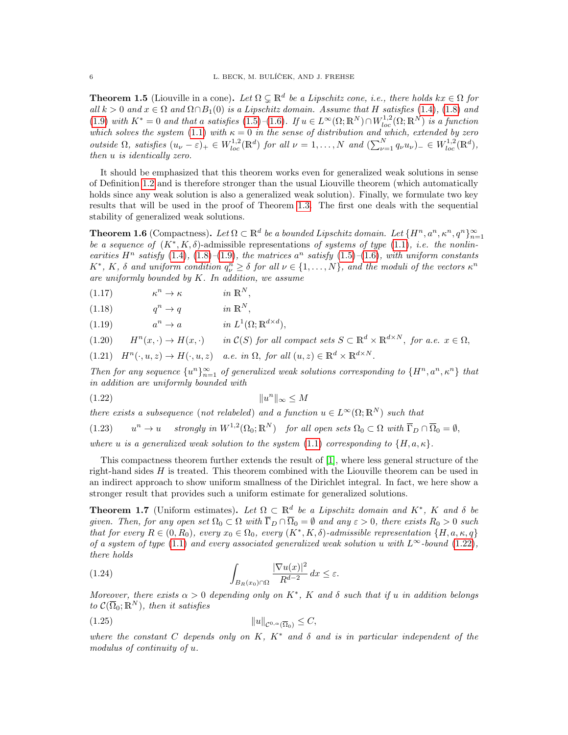**Theorem 1.5** (Liouville in a cone)**.** *Let $\Omega \subsetneq \mathbb{R}^d$ be a Lipschitz cone, i.e., there holds $kx \in \Omega$ for all $k > 0$ and $x \in \Omega$ and $\Omega \cap B_1(0)$ is a Lipschitz domain. Assume that $H$ satisfies (1.4), (1.8) and (1.9) with $K^* = 0$ and that $a$ satisfies (1.5)–(1.6). If $u \in L^\infty(\Omega; \mathbb{R}^N) \cap W^{1,2}_{loc}(\Omega; \mathbb{R}^N)$ is a function which solves the system (1.1) with $\kappa = 0$ in the sense of distribution and which, extended by zero outside $\Omega$, satisfies $(u_\nu - \varepsilon)_+ \in W^{1,2}_{loc}(\mathbb{R}^d)$ for all $\nu = 1, \ldots, N$ and $(\sum_{\nu=1}^N q_\nu u_\nu)_- \in W^{1,2}_{loc}(\mathbb{R}^d)$, then $u$ is identically zero.*

It should be emphasized that this theorem works even for generalized weak solutions in sense of Definition 1.2 and is therefore stronger than the usual Liouville theorem (which automatically holds since any weak solution is also a generalized weak solution). Finally, we formulate two key results that will be used in the proof of Theorem 1.3. The first one deals with the sequential stability of generalized weak solutions.

**Theorem 1.6** (Compactness)**.** *Let $\Omega \subset \mathbb{R}^d$ be a bounded Lipschitz domain. Let $\{H^n, a^n, \kappa^n, q^n\}_{n=1}^\infty$ be a sequence of $(K^*, K, \delta)$-admissible representations of systems of type (1.1), i.e. the nonlinearities $H^n$ satisfy (1.4), (1.8)–(1.9), the matrices $a^n$ satisfy (1.5)–(1.6), with uniform constants $K^*$, $K$, $\delta$ and uniform condition $q^n_\nu \geq \delta$ for all $\nu \in \{1, \ldots, N\}$, and the moduli of the vectors $\kappa^n$ are uniformly bounded by $K$. In addition, we assume*

$$\kappa^n \to \kappa \qquad \text{in } \mathbb{R}^N, \tag{1.17}$$

$$q^n \to q \qquad \text{in } \mathbb{R}^N, \tag{1.18}$$

$$a^n \to a \qquad \text{in } L^1(\Omega; \mathbb{R}^{d\times d}), \tag{1.19}$$

$$H^n(x, \cdot) \to H(x, \cdot) \qquad \text{in } \mathcal{C}(S) \text{ for all compact sets } S \subset \mathbb{R}^d \times \mathbb{R}^{d\times N}, \text{ for a.e. } x \in \Omega, \tag{1.20}$$

$$H^n(\cdot, u, z) \to H(\cdot, u, z) \quad \text{a.e. in } \Omega, \text{ for all } (u, z) \in \mathbb{R}^d \times \mathbb{R}^{d\times N}. \tag{1.21}$$

*Then for any sequence $\{u^n\}_{n=1}^\infty$ of generalized weak solutions corresponding to $\{H^n, a^n, \kappa^n\}$ that in addition are uniformly bounded with*

$$\|u^n\|_\infty \leq M \tag{1.22}$$

*there exists a subsequence (not relabeled) and a function $u \in L^\infty(\Omega; \mathbb{R}^N)$ such that*

$$u^n \to u \quad \text{ strongly in } W^{1,2}(\Omega_0; \mathbb{R}^N) \quad \text{for all open sets } \Omega_0 \subset \Omega \text{ with } \overline{\Gamma}_D \cap \overline{\Omega}_0 = \emptyset, \tag{1.23}$$

*where $u$ is a generalized weak solution to the system (1.1) corresponding to $\{H, a, \kappa\}$.*

This compactness theorem further extends the result of [1], where less general structure of the right-hand sides $H$ is treated. This theorem combined with the Liouville theorem can be used in an indirect approach to show uniform smallness of the Dirichlet integral. In fact, we here show a stronger result that provides such a uniform estimate for generalized solutions.

**Theorem 1.7** (Uniform estimates)**.** *Let $\Omega \subset \mathbb{R}^d$ be a Lipschitz domain and $K^*$, $K$ and $\delta$ be given. Then, for any open set $\Omega_0 \subset \Omega$ with $\overline{\Gamma}_D \cap \overline{\Omega}_0 = \emptyset$ and any $\varepsilon > 0$, there exists $R_0 > 0$ such that for every $R \in (0, R_0)$, every $x_0 \in \Omega_0$, every $(K^*, K, \delta)$-admissible representation $\{H, a, \kappa, q\}$ of a system of type (1.1) and every associated generalized weak solution $u$ with $L^\infty$-bound (1.22), there holds*

$$\int_{B_R(x_0)\cap\Omega} \frac{|\nabla u(x)|^2}{R^{d-2}}\, dx \leq \varepsilon. \tag{1.24}$$

*Moreover, there exists $\alpha > 0$ depending only on $K^*$, $K$ and $\delta$ such that if $u$ in addition belongs to $\mathcal{C}(\overline{\Omega}_0; \mathbb{R}^N)$, then it satisfies*

$$\|u\|_{\mathcal{C}^{0,\alpha}(\overline{\Omega}_0)} \leq C, \tag{1.25}$$

*where the constant $C$ depends only on $K$, $K^*$ and $\delta$ and is in particular independent of the modulus of continuity of $u$.*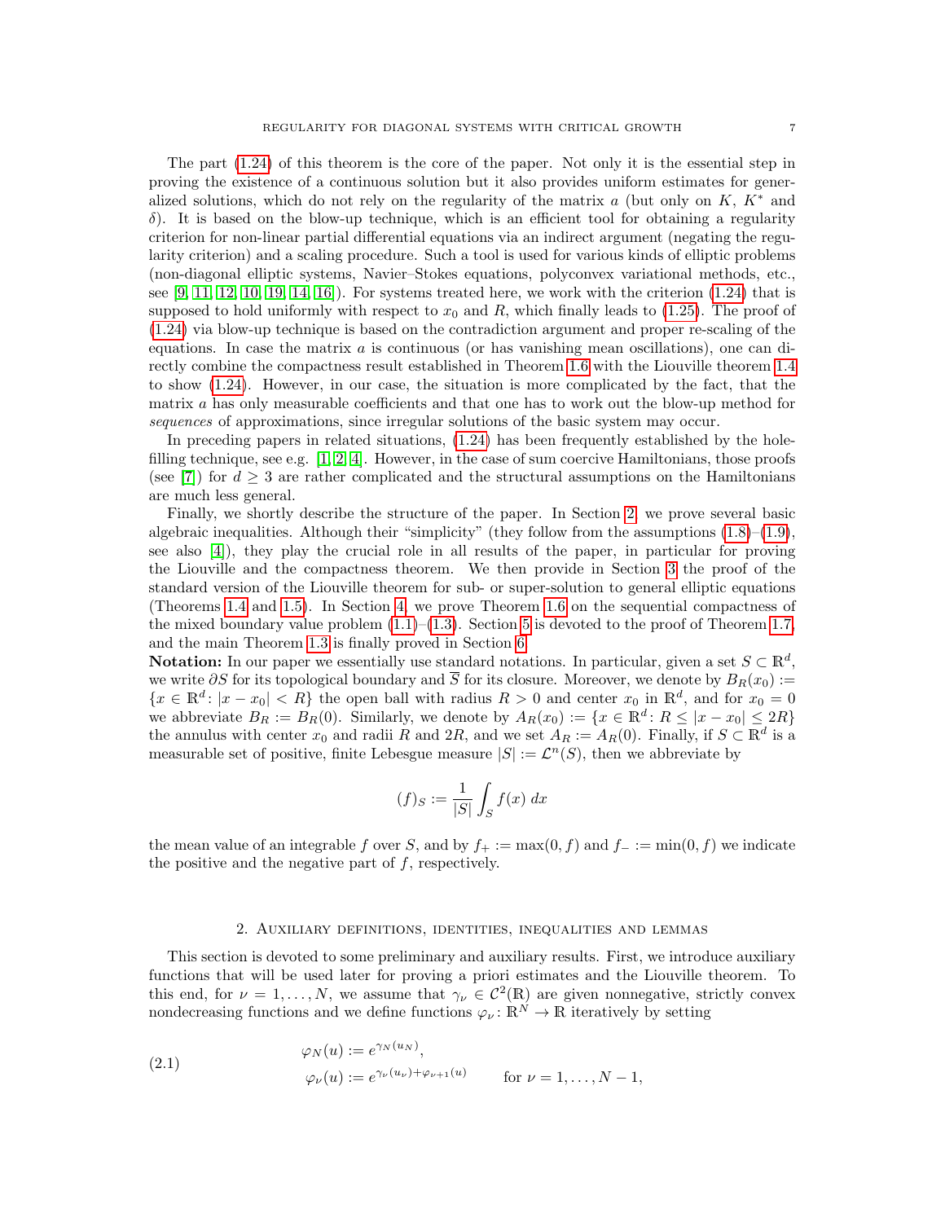The part (1.24) of this theorem is the core of the paper. Not only it is the essential step in proving the existence of a continuous solution but it also provides uniform estimates for generalized solutions, which do not rely on the regularity of the matrix $a$ (but only on $K$, $K^*$ and $\delta$). It is based on the blow-up technique, which is an efficient tool for obtaining a regularity criterion for non-linear partial differential equations via an indirect argument (negating the regularity criterion) and a scaling procedure. Such a tool is used for various kinds of elliptic problems (non-diagonal elliptic systems, Navier–Stokes equations, polyconvex variational methods, etc., see [9, 11, 12, 10, 19, 14, 16]). For systems treated here, we work with the criterion (1.24) that is supposed to hold uniformly with respect to $x_0$ and $R$, which finally leads to (1.25). The proof of (1.24) via blow-up technique is based on the contradiction argument and proper re-scaling of the equations. In case the matrix $a$ is continuous (or has vanishing mean oscillations), one can directly combine the compactness result established in Theorem 1.6 with the Liouville theorem 1.4 to show (1.24). However, in our case, the situation is more complicated by the fact, that the matrix $a$ has only measurable coefficients and that one has to work out the blow-up method for *sequences* of approximations, since irregular solutions of the basic system may occur.

In preceding papers in related situations, (1.24) has been frequently established by the hole-filling technique, see e.g. [1, 2, 4]. However, in the case of sum coercive Hamiltonians, those proofs (see [7]) for $d \geq 3$ are rather complicated and the structural assumptions on the Hamiltonians are much less general.

Finally, we shortly describe the structure of the paper. In Section 2, we prove several basic algebraic inequalities. Although their "simplicity" (they follow from the assumptions (1.8)–(1.9), see also [4]), they play the crucial role in all results of the paper, in particular for proving the Liouville and the compactness theorem. We then provide in Section 3 the proof of the standard version of the Liouville theorem for sub- or super-solution to general elliptic equations (Theorems 1.4 and 1.5). In Section 4, we prove Theorem 1.6 on the sequential compactness of the mixed boundary value problem (1.1)–(1.3). Section 5 is devoted to the proof of Theorem 1.7, and the main Theorem 1.3 is finally proved in Section 6.

**Notation:** In our paper we essentially use standard notations. In particular, given a set $S \subset \mathbb{R}^d$, we write $\partial S$ for its topological boundary and $\overline{S}$ for its closure. Moreover, we denote by $B_R(x_0) := \{x \in \mathbb{R}^d \colon |x - x_0| < R\}$ the open ball with radius $R > 0$ and center $x_0$ in $\mathbb{R}^d$, and for $x_0 = 0$ we abbreviate $B_R := B_R(0)$. Similarly, we denote by $A_R(x_0) := \{x \in \mathbb{R}^d \colon R \leq |x - x_0| \leq 2R\}$ the annulus with center $x_0$ and radii $R$ and $2R$, and we set $A_R := A_R(0)$. Finally, if $S \subset \mathbb{R}^d$ is a measurable set of positive, finite Lebesgue measure $|S| := \mathcal{L}^n(S)$, then we abbreviate by

$$(f)_S := \frac{1}{|S|} \int_S f(x)\, dx$$

the mean value of an integrable $f$ over $S$, and by $f_+ := \max(0, f)$ and $f_- := \min(0, f)$ we indicate the positive and the negative part of $f$, respectively.

## 2. Auxiliary definitions, identities, inequalities and lemmas

This section is devoted to some preliminary and auxiliary results. First, we introduce auxiliary functions that will be used later for proving a priori estimates and the Liouville theorem. To this end, for $\nu = 1, \ldots, N$, we assume that $\gamma_\nu \in \mathcal{C}^2(\mathbb{R})$ are given nonnegative, strictly convex nondecreasing functions and we define functions $\varphi_\nu \colon \mathbb{R}^N \to \mathbb{R}$ iteratively by setting

$$\begin{aligned} \varphi_N(u) &:= e^{\gamma_N(u_N)}, \\ \varphi_\nu(u) &:= e^{\gamma_\nu(u_\nu) + \varphi_{\nu+1}(u)} \qquad \text{for } \nu = 1, \ldots, N-1, \end{aligned} \tag{2.1}$$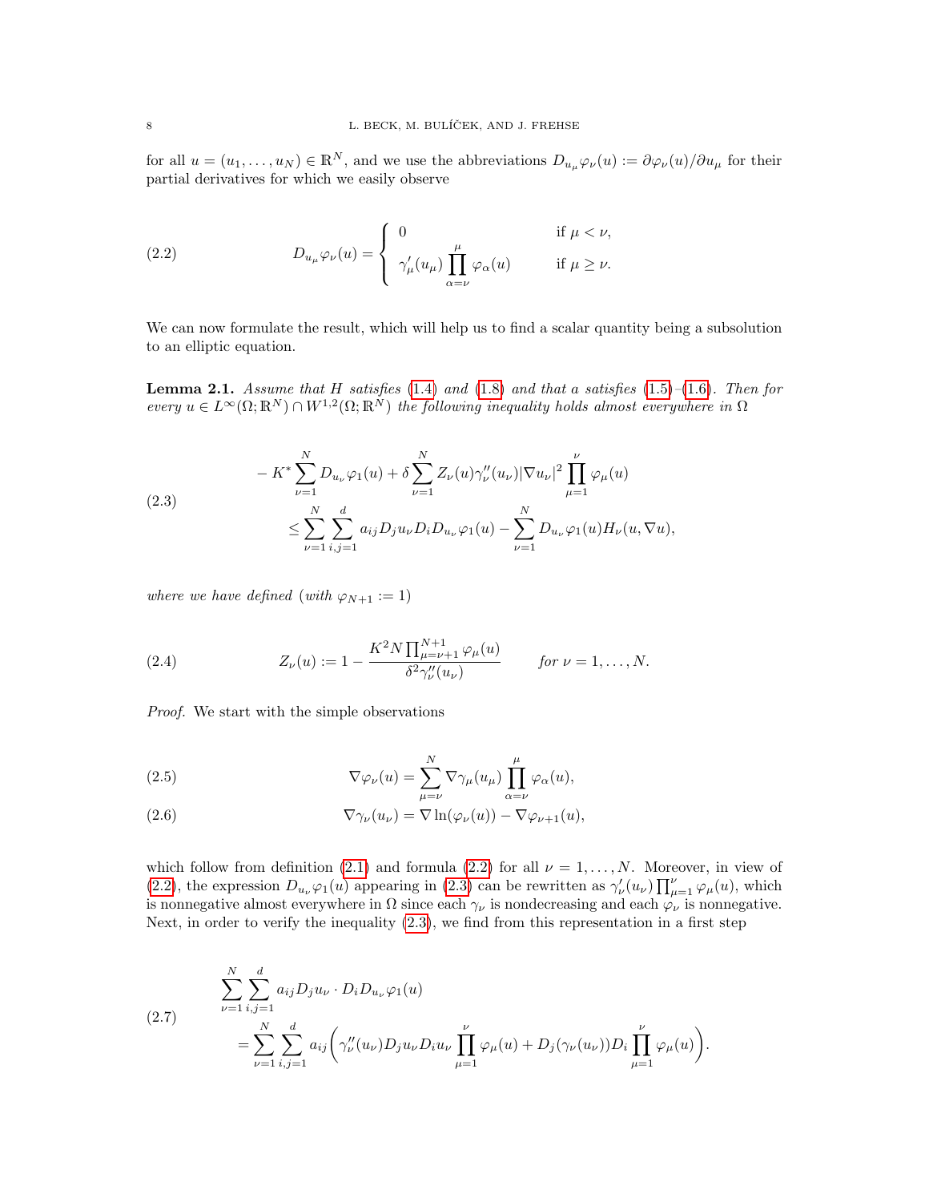for all $u = (u_1, \ldots, u_N) \in \mathbb{R}^N$, and we use the abbreviations $D_{u_\mu}\varphi_\nu(u) := \partial\varphi_\nu(u)/\partial u_\mu$ for their partial derivatives for which we easily observe

$$
D_{u_\mu}\varphi_\nu(u) = \begin{cases} 0 & \text{if } \mu < \nu, \\ \gamma'_\mu(u_\mu) \displaystyle\prod_{\alpha=\nu}^{\mu} \varphi_\alpha(u) & \text{if } \mu \geq \nu. \end{cases} \tag{2.2}
$$

We can now formulate the result, which will help us to find a scalar quantity being a subsolution to an elliptic equation.

**Lemma 2.1.** *Assume that $H$ satisfies (1.4) and (1.8) and that $a$ satisfies (1.5)–(1.6). Then for every $u \in L^\infty(\Omega;\mathbb{R}^N) \cap W^{1,2}(\Omega;\mathbb{R}^N)$ the following inequality holds almost everywhere in $\Omega$*

$$
\begin{aligned}
&- K^* \sum_{\nu=1}^{N} D_{u_\nu}\varphi_1(u) + \delta \sum_{\nu=1}^{N} Z_\nu(u)\gamma''_\nu(u_\nu)|\nabla u_\nu|^2 \prod_{\mu=1}^{\nu} \varphi_\mu(u) \\
&\qquad \leq \sum_{\nu=1}^{N} \sum_{i,j=1}^{d} a_{ij} D_j u_\nu D_i D_{u_\nu}\varphi_1(u) - \sum_{\nu=1}^{N} D_{u_\nu}\varphi_1(u) H_\nu(u, \nabla u),
\end{aligned} \tag{2.3}
$$

*where we have defined (with $\varphi_{N+1} := 1$)*

$$
Z_\nu(u) := 1 - \frac{K^2 N \prod_{\mu=\nu+1}^{N+1} \varphi_\mu(u)}{\delta^2 \gamma''_\nu(u_\nu)} \qquad \textit{for } \nu = 1, \ldots, N. \tag{2.4}
$$

*Proof.* We start with the simple observations

$$
\nabla\varphi_\nu(u) = \sum_{\mu=\nu}^{N} \nabla\gamma_\mu(u_\mu) \prod_{\alpha=\nu}^{\mu} \varphi_\alpha(u), \tag{2.5}
$$

$$
\nabla\gamma_\nu(u_\nu) = \nabla \ln(\varphi_\nu(u)) - \nabla\varphi_{\nu+1}(u), \tag{2.6}
$$

which follow from definition (2.1) and formula (2.2) for all $\nu = 1, \ldots, N$. Moreover, in view of (2.2), the expression $D_{u_\nu}\varphi_1(u)$ appearing in (2.3) can be rewritten as $\gamma'_\nu(u_\nu)\prod_{\mu=1}^{\nu}\varphi_\mu(u)$, which is nonnegative almost everywhere in $\Omega$ since each $\gamma_\nu$ is nondecreasing and each $\varphi_\nu$ is nonnegative. Next, in order to verify the inequality (2.3), we find from this representation in a first step

$$
\begin{aligned}
&\sum_{\nu=1}^{N} \sum_{i,j=1}^{d} a_{ij} D_j u_\nu \cdot D_i D_{u_\nu}\varphi_1(u) \\
&\quad = \sum_{\nu=1}^{N} \sum_{i,j=1}^{d} a_{ij} \Big( \gamma''_\nu(u_\nu) D_j u_\nu D_i u_\nu \prod_{\mu=1}^{\nu} \varphi_\mu(u) + D_j(\gamma_\nu(u_\nu)) D_i \prod_{\mu=1}^{\nu} \varphi_\mu(u) \Big).
\end{aligned} \tag{2.7}
$$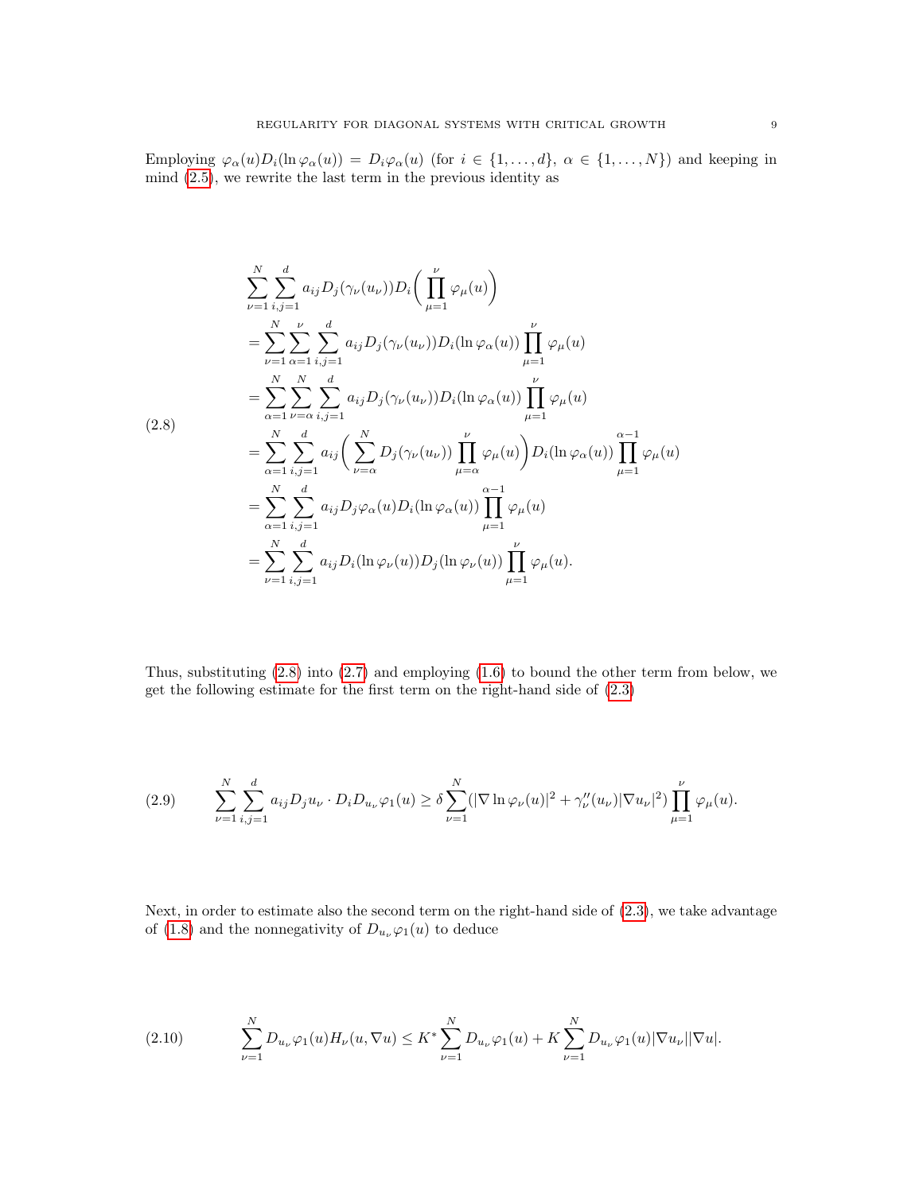Employing $\varphi_\alpha(u) D_i(\ln \varphi_\alpha(u)) = D_i \varphi_\alpha(u)$ (for $i \in \{1, \dots, d\}$, $\alpha \in \{1, \dots, N\}$) and keeping in mind (2.5), we rewrite the last term in the previous identity as

$$
\begin{aligned}
&\sum_{\nu=1}^{N} \sum_{i,j=1}^{d} a_{ij} D_j(\gamma_\nu(u_\nu)) D_i\Big( \prod_{\mu=1}^{\nu} \varphi_\mu(u) \Big) \\
&= \sum_{\nu=1}^{N} \sum_{\alpha=1}^{\nu} \sum_{i,j=1}^{d} a_{ij} D_j(\gamma_\nu(u_\nu)) D_i(\ln \varphi_\alpha(u)) \prod_{\mu=1}^{\nu} \varphi_\mu(u) \\
&= \sum_{\alpha=1}^{N} \sum_{\nu=\alpha}^{N} \sum_{i,j=1}^{d} a_{ij} D_j(\gamma_\nu(u_\nu)) D_i(\ln \varphi_\alpha(u)) \prod_{\mu=1}^{\nu} \varphi_\mu(u) \\
&= \sum_{\alpha=1}^{N} \sum_{i,j=1}^{d} a_{ij} \Big( \sum_{\nu=\alpha}^{N} D_j(\gamma_\nu(u_\nu)) \prod_{\mu=\alpha}^{\nu} \varphi_\mu(u) \Big) D_i(\ln \varphi_\alpha(u)) \prod_{\mu=1}^{\alpha-1} \varphi_\mu(u) \\
&= \sum_{\alpha=1}^{N} \sum_{i,j=1}^{d} a_{ij} D_j \varphi_\alpha(u) D_i(\ln \varphi_\alpha(u)) \prod_{\mu=1}^{\alpha-1} \varphi_\mu(u) \\
&= \sum_{\nu=1}^{N} \sum_{i,j=1}^{d} a_{ij} D_i(\ln \varphi_\nu(u)) D_j(\ln \varphi_\nu(u)) \prod_{\mu=1}^{\nu} \varphi_\mu(u).
\end{aligned}
\tag{2.8}
$$

Thus, substituting (2.8) into (2.7) and employing (1.6) to bound the other term from below, we get the following estimate for the first term on the right-hand side of (2.3)

$$
\sum_{\nu=1}^{N} \sum_{i,j=1}^{d} a_{ij} D_j u_\nu \cdot D_i D_{u_\nu} \varphi_1(u) \geq \delta \sum_{\nu=1}^{N} (|\nabla \ln \varphi_\nu(u)|^2 + \gamma_\nu''(u_\nu) |\nabla u_\nu|^2) \prod_{\mu=1}^{\nu} \varphi_\mu(u).
\tag{2.9}
$$

Next, in order to estimate also the second term on the right-hand side of (2.3), we take advantage of (1.8) and the nonnegativity of $D_{u_\nu} \varphi_1(u)$ to deduce

$$
\sum_{\nu=1}^{N} D_{u_\nu} \varphi_1(u) H_\nu(u, \nabla u) \leq K^* \sum_{\nu=1}^{N} D_{u_\nu} \varphi_1(u) + K \sum_{\nu=1}^{N} D_{u_\nu} \varphi_1(u) |\nabla u_\nu| |\nabla u|.
\tag{2.10}
$$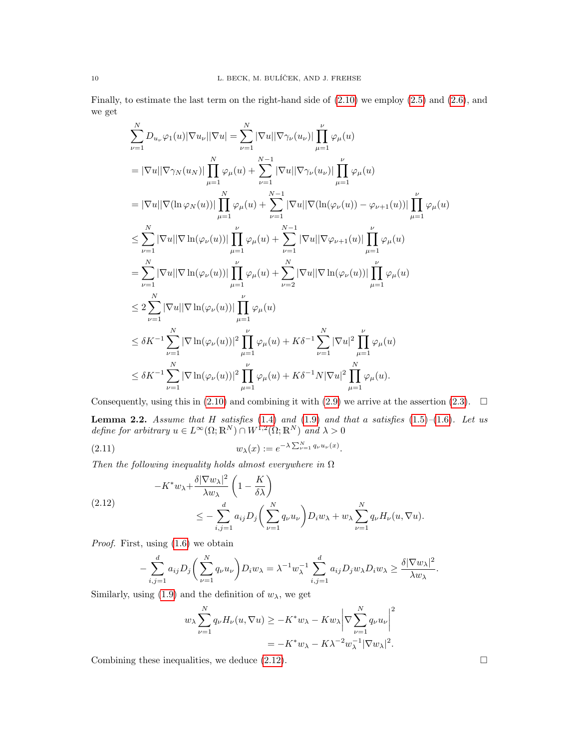Finally, to estimate the last term on the right-hand side of (2.10) we employ (2.5) and (2.6), and we get

$$
\begin{aligned}
\sum_{\nu=1}^{N} D_{u_\nu}\varphi_1(u)|\nabla u_\nu||\nabla u| &= \sum_{\nu=1}^{N} |\nabla u||\nabla\gamma_\nu(u_\nu)|\prod_{\mu=1}^{\nu}\varphi_\mu(u) \\
&= |\nabla u||\nabla\gamma_N(u_N)|\prod_{\mu=1}^{N}\varphi_\mu(u) + \sum_{\nu=1}^{N-1}|\nabla u||\nabla\gamma_\nu(u_\nu)|\prod_{\mu=1}^{\nu}\varphi_\mu(u) \\
&= |\nabla u||\nabla(\ln\varphi_N(u))|\prod_{\mu=1}^{N}\varphi_\mu(u) + \sum_{\nu=1}^{N-1}|\nabla u||\nabla(\ln(\varphi_\nu(u)) - \varphi_{\nu+1}(u))|\prod_{\mu=1}^{\nu}\varphi_\mu(u) \\
&\le \sum_{\nu=1}^{N}|\nabla u||\nabla\ln(\varphi_\nu(u))|\prod_{\mu=1}^{\nu}\varphi_\mu(u) + \sum_{\nu=1}^{N-1}|\nabla u||\nabla\varphi_{\nu+1}(u)|\prod_{\mu=1}^{\nu}\varphi_\mu(u) \\
&= \sum_{\nu=1}^{N}|\nabla u||\nabla\ln(\varphi_\nu(u))|\prod_{\mu=1}^{\nu}\varphi_\mu(u) + \sum_{\nu=2}^{N}|\nabla u||\nabla\ln(\varphi_\nu(u))|\prod_{\mu=1}^{\nu}\varphi_\mu(u) \\
&\le 2\sum_{\nu=1}^{N}|\nabla u||\nabla\ln(\varphi_\nu(u))|\prod_{\mu=1}^{\nu}\varphi_\mu(u) \\
&\le \delta K^{-1}\sum_{\nu=1}^{N}|\nabla\ln(\varphi_\nu(u))|^2\prod_{\mu=1}^{\nu}\varphi_\mu(u) + K\delta^{-1}\sum_{\nu=1}^{N}|\nabla u|^2\prod_{\mu=1}^{\nu}\varphi_\mu(u) \\
&\le \delta K^{-1}\sum_{\nu=1}^{N}|\nabla\ln(\varphi_\nu(u))|^2\prod_{\mu=1}^{\nu}\varphi_\mu(u) + K\delta^{-1}N|\nabla u|^2\prod_{\mu=1}^{N}\varphi_\mu(u).
\end{aligned}
$$

Consequently, using this in (2.10) and combining it with (2.9) we arrive at the assertion (2.3). $\square$

**Lemma 2.2.** *Assume that $H$ satisfies (1.4) and (1.9) and that $a$ satisfies (1.5)–(1.6). Let us define for arbitrary $u \in L^\infty(\Omega;\mathbb{R}^N)\cap W^{1,2}(\Omega;\mathbb{R}^N)$ and $\lambda > 0$*

$$
w_\lambda(x) := e^{-\lambda\sum_{\nu=1}^{N} q_\nu u_\nu(x)}. \tag{2.11}
$$

*Then the following inequality holds almost everywhere in $\Omega$*

$$
\begin{aligned}
-K^* w_\lambda + &\frac{\delta|\nabla w_\lambda|^2}{\lambda w_\lambda}\left(1 - \frac{K}{\delta\lambda}\right) \\
&\le -\sum_{i,j=1}^{d} a_{ij} D_j\left(\sum_{\nu=1}^{N} q_\nu u_\nu\right) D_i w_\lambda + w_\lambda\sum_{\nu=1}^{N} q_\nu H_\nu(u,\nabla u).
\end{aligned} \tag{2.12}
$$

*Proof.* First, using (1.6) we obtain

$$
-\sum_{i,j=1}^{d} a_{ij} D_j\left(\sum_{\nu=1}^{N} q_\nu u_\nu\right) D_i w_\lambda = \lambda^{-1} w_\lambda^{-1}\sum_{i,j=1}^{d} a_{ij} D_j w_\lambda D_i w_\lambda \ge \frac{\delta|\nabla w_\lambda|^2}{\lambda w_\lambda}.
$$

Similarly, using (1.9) and the definition of $w_\lambda$, we get

$$
\begin{aligned}
w_\lambda\sum_{\nu=1}^{N} q_\nu H_\nu(u,\nabla u) &\ge -K^* w_\lambda - K w_\lambda\left|\nabla\sum_{\nu=1}^{N} q_\nu u_\nu\right|^2 \\
&= -K^* w_\lambda - K\lambda^{-2} w_\lambda^{-1}|\nabla w_\lambda|^2.
\end{aligned}
$$

Combining these inequalities, we deduce (2.12). $\square$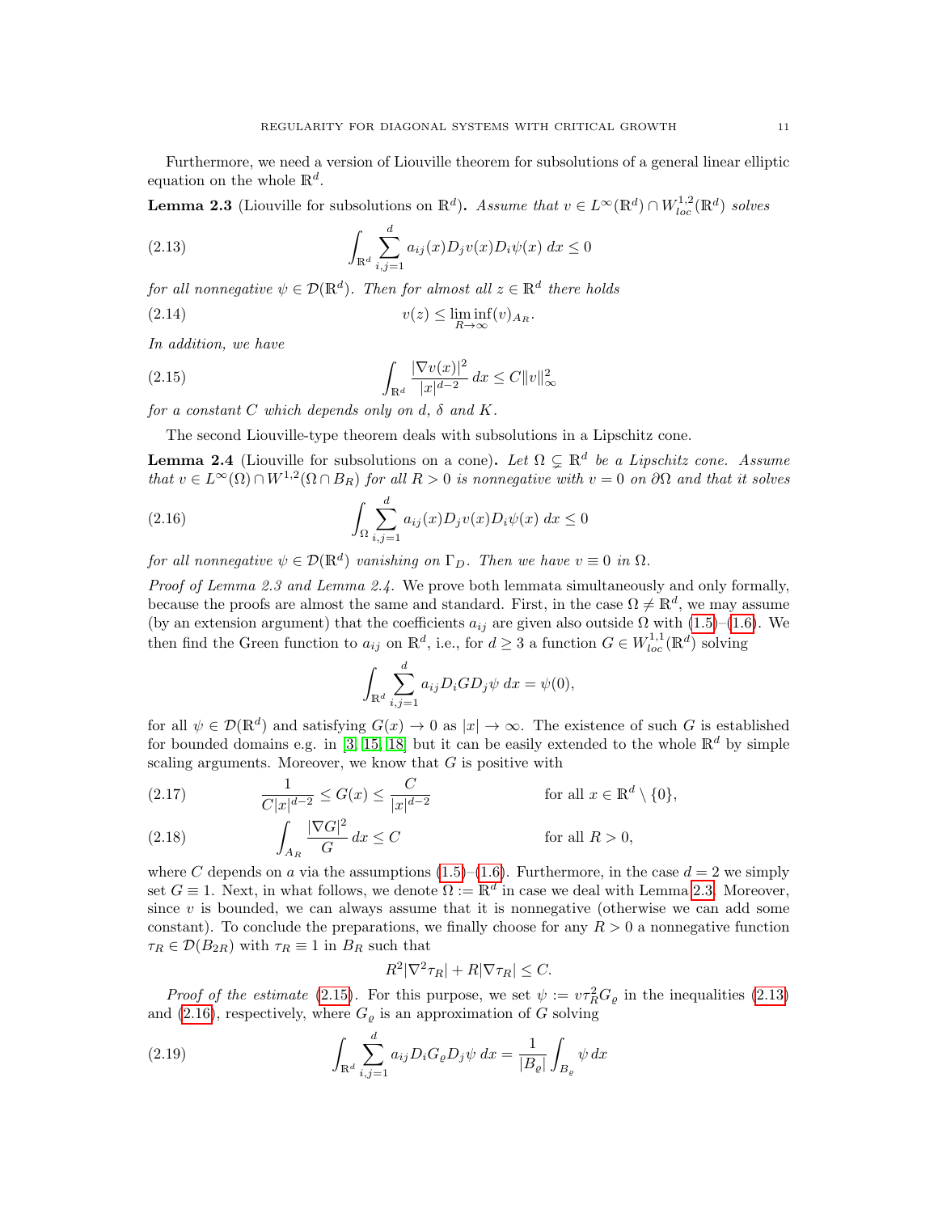Furthermore, we need a version of Liouville theorem for subsolutions of a general linear elliptic equation on the whole $\mathbb{R}^d$.

**Lemma 2.3** (Liouville for subsolutions on $\mathbb{R}^d$)**.** *Assume that $v \in L^\infty(\mathbb{R}^d) \cap W^{1,2}_{loc}(\mathbb{R}^d)$ solves*

$$\int_{\mathbb{R}^d} \sum_{i,j=1}^d a_{ij}(x) D_j v(x) D_i \psi(x)\, dx \le 0 \tag{2.13}$$

*for all nonnegative $\psi \in \mathcal{D}(\mathbb{R}^d)$. Then for almost all $z \in \mathbb{R}^d$ there holds*

$$v(z) \le \liminf_{R\to\infty} (v)_{A_R}. \tag{2.14}$$

*In addition, we have*

$$\int_{\mathbb{R}^d} \frac{|\nabla v(x)|^2}{|x|^{d-2}}\, dx \le C\|v\|_\infty^2 \tag{2.15}$$

*for a constant $C$ which depends only on $d$, $\delta$ and $K$.*

The second Liouville-type theorem deals with subsolutions in a Lipschitz cone.

**Lemma 2.4** (Liouville for subsolutions on a cone)**.** *Let $\Omega \subsetneq \mathbb{R}^d$ be a Lipschitz cone. Assume that $v \in L^\infty(\Omega) \cap W^{1,2}(\Omega \cap B_R)$ for all $R > 0$ is nonnegative with $v = 0$ on $\partial\Omega$ and that it solves*

$$\int_{\Omega} \sum_{i,j=1}^d a_{ij}(x) D_j v(x) D_i \psi(x)\, dx \le 0 \tag{2.16}$$

*for all nonnegative $\psi \in \mathcal{D}(\mathbb{R}^d)$ vanishing on $\Gamma_D$. Then we have $v \equiv 0$ in $\Omega$.*

*Proof of Lemma 2.3 and Lemma 2.4.* We prove both lemmata simultaneously and only formally, because the proofs are almost the same and standard. First, in the case $\Omega \neq \mathbb{R}^d$, we may assume (by an extension argument) that the coefficients $a_{ij}$ are given also outside $\Omega$ with (1.5)–(1.6). We then find the Green function to $a_{ij}$ on $\mathbb{R}^d$, i.e., for $d \ge 3$ a function $G \in W^{1,1}_{loc}(\mathbb{R}^d)$ solving

$$\int_{\mathbb{R}^d} \sum_{i,j=1}^d a_{ij} D_i G D_j \psi\, dx = \psi(0),$$

for all $\psi \in \mathcal{D}(\mathbb{R}^d)$ and satisfying $G(x) \to 0$ as $|x| \to \infty$. The existence of such $G$ is established for bounded domains e.g. in [3, 15, 18] but it can be easily extended to the whole $\mathbb{R}^d$ by simple scaling arguments. Moreover, we know that $G$ is positive with

$$\frac{1}{C|x|^{d-2}} \le G(x) \le \frac{C}{|x|^{d-2}} \qquad \text{for all } x \in \mathbb{R}^d \setminus \{0\}, \tag{2.17}$$

$$\int_{A_R} \frac{|\nabla G|^2}{G}\, dx \le C \qquad \text{for all } R > 0, \tag{2.18}$$

where $C$ depends on $a$ via the assumptions (1.5)–(1.6). Furthermore, in the case $d = 2$ we simply set $G \equiv 1$. Next, in what follows, we denote $\Omega := \mathbb{R}^d$ in case we deal with Lemma 2.3. Moreover, since $v$ is bounded, we can always assume that it is nonnegative (otherwise we can add some constant). To conclude the preparations, we finally choose for any $R > 0$ a nonnegative function $\tau_R \in \mathcal{D}(B_{2R})$ with $\tau_R \equiv 1$ in $B_R$ such that

$$R^2|\nabla^2 \tau_R| + R|\nabla \tau_R| \le C.$$

*Proof of the estimate* (2.15). For this purpose, we set $\psi := v\tau_R^2 G_\varrho$ in the inequalities (2.13) and (2.16), respectively, where $G_\varrho$ is an approximation of $G$ solving

$$\int_{\mathbb{R}^d} \sum_{i,j=1}^d a_{ij} D_i G_\varrho D_j \psi\, dx = \frac{1}{|B_\varrho|} \int_{B_\varrho} \psi\, dx \tag{2.19}$$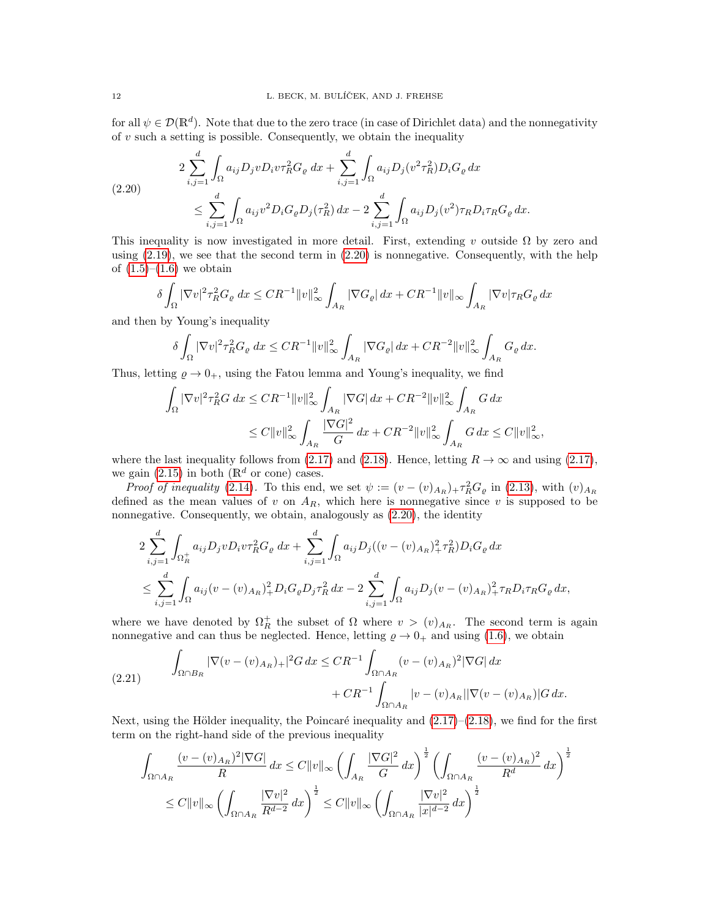for all $\psi \in \mathcal{D}(\mathbb{R}^d)$. Note that due to the zero trace (in case of Dirichlet data) and the nonnegativity of $v$ such a setting is possible. Consequently, we obtain the inequality

$$
\begin{aligned}
&2\sum_{i,j=1}^{d}\int_\Omega a_{ij}D_jvD_iv\tau_R^2G_\varrho\,dx+\sum_{i,j=1}^{d}\int_\Omega a_{ij}D_j(v^2\tau_R^2)D_iG_\varrho\,dx\\
&\qquad\le\sum_{i,j=1}^{d}\int_\Omega a_{ij}v^2D_iG_\varrho D_j(\tau_R^2)\,dx-2\sum_{i,j=1}^{d}\int_\Omega a_{ij}D_j(v^2)\tau_RD_i\tau_RG_\varrho\,dx.
\end{aligned}\tag{2.20}
$$

This inequality is now investigated in more detail. First, extending $v$ outside $\Omega$ by zero and using (2.19), we see that the second term in (2.20) is nonnegative. Consequently, with the help of (1.5)–(1.6) we obtain

$$
\delta\int_\Omega|\nabla v|^2\tau_R^2G_\varrho\,dx\le CR^{-1}\|v\|_\infty^2\int_{A_R}|\nabla G_\varrho|\,dx+CR^{-1}\|v\|_\infty\int_{A_R}|\nabla v|\tau_RG_\varrho\,dx
$$

and then by Young's inequality

$$
\delta\int_\Omega|\nabla v|^2\tau_R^2G_\varrho\,dx\le CR^{-1}\|v\|_\infty^2\int_{A_R}|\nabla G_\varrho|\,dx+CR^{-2}\|v\|_\infty^2\int_{A_R}G_\varrho\,dx.
$$

Thus, letting $\varrho\to0_+$, using the Fatou lemma and Young's inequality, we find

$$
\begin{aligned}
\int_\Omega|\nabla v|^2\tau_R^2G\,dx&\le CR^{-1}\|v\|_\infty^2\int_{A_R}|\nabla G|\,dx+CR^{-2}\|v\|_\infty^2\int_{A_R}G\,dx\\
&\le C\|v\|_\infty^2\int_{A_R}\frac{|\nabla G|^2}{G}\,dx+CR^{-2}\|v\|_\infty^2\int_{A_R}G\,dx\le C\|v\|_\infty^2,
\end{aligned}
$$

where the last inequality follows from (2.17) and (2.18). Hence, letting $R\to\infty$ and using (2.17), we gain (2.15) in both ($\mathbb{R}^d$ or cone) cases.

*Proof of inequality* (2.14). To this end, we set $\psi:=(v-(v)_{A_R})_+\tau_R^2G_\varrho$ in (2.13), with $(v)_{A_R}$ defined as the mean values of $v$ on $A_R$, which here is nonnegative since $v$ is supposed to be nonnegative. Consequently, we obtain, analogously as (2.20), the identity

$$
\begin{aligned}
&2\sum_{i,j=1}^{d}\int_{\Omega_R^+}a_{ij}D_jvD_iv\tau_R^2G_\varrho\,dx+\sum_{i,j=1}^{d}\int_\Omega a_{ij}D_j((v-(v)_{A_R})_+^2\tau_R^2)D_iG_\varrho\,dx\\
&\le\sum_{i,j=1}^{d}\int_\Omega a_{ij}(v-(v)_{A_R})_+^2D_iG_\varrho D_j\tau_R^2\,dx-2\sum_{i,j=1}^{d}\int_\Omega a_{ij}D_j(v-(v)_{A_R})_+^2\tau_RD_i\tau_RG_\varrho\,dx,
\end{aligned}
$$

where we have denoted by $\Omega_R^+$ the subset of $\Omega$ where $v>(v)_{A_R}$. The second term is again nonnegative and can thus be neglected. Hence, letting $\varrho\to0_+$ and using (1.6), we obtain

$$
\begin{aligned}
\int_{\Omega\cap B_R}|\nabla(v-(v)_{A_R})_+|^2G\,dx&\le CR^{-1}\int_{\Omega\cap A_R}(v-(v)_{A_R})^2|\nabla G|\,dx\\
&\quad+CR^{-1}\int_{\Omega\cap A_R}|v-(v)_{A_R}||\nabla(v-(v)_{A_R})|G\,dx.
\end{aligned}\tag{2.21}
$$

Next, using the Hölder inequality, the Poincaré inequality and (2.17)–(2.18), we find for the first term on the right-hand side of the previous inequality

$$
\begin{aligned}
\int_{\Omega\cap A_R}\frac{(v-(v)_{A_R})^2|\nabla G|}{R}\,dx&\le C\|v\|_\infty\left(\int_{A_R}\frac{|\nabla G|^2}{G}\,dx\right)^{\frac12}\left(\int_{\Omega\cap A_R}\frac{(v-(v)_{A_R})^2}{R^d}\,dx\right)^{\frac12}\\
&\le C\|v\|_\infty\left(\int_{\Omega\cap A_R}\frac{|\nabla v|^2}{R^{d-2}}\,dx\right)^{\frac12}\le C\|v\|_\infty\left(\int_{\Omega\cap A_R}\frac{|\nabla v|^2}{|x|^{d-2}}\,dx\right)^{\frac12}
\end{aligned}
$$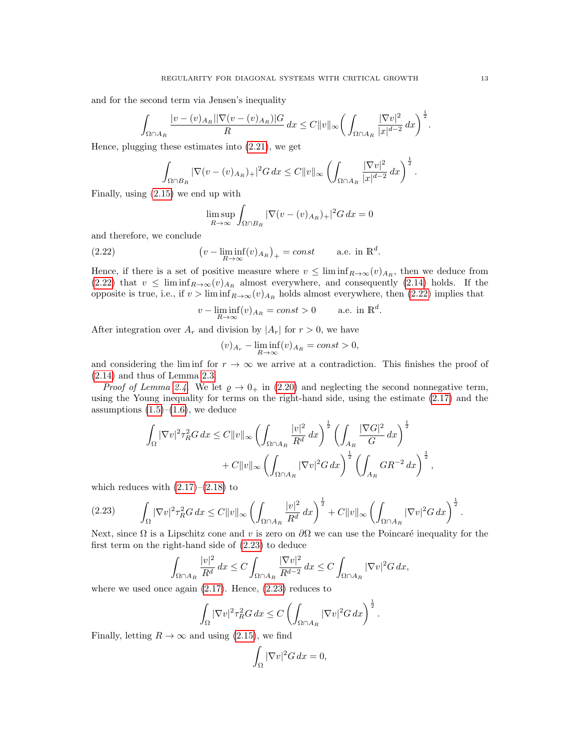and for the second term via Jensen's inequality

$$\int_{\Omega\cap A_R} \frac{|v-(v)_{A_R}||\nabla(v-(v)_{A_R})|G}{R}\,dx \le C\|v\|_\infty\bigg(\int_{\Omega\cap A_R}\frac{|\nabla v|^2}{|x|^{d-2}}\,dx\bigg)^{\frac12}.$$

Hence, plugging these estimates into (2.21), we get

$$\int_{\Omega\cap B_R} |\nabla(v-(v)_{A_R})_+|^2 G\,dx \le C\|v\|_\infty\left(\int_{\Omega\cap A_R}\frac{|\nabla v|^2}{|x|^{d-2}}\,dx\right)^{\frac12}.$$

Finally, using (2.15) we end up with

$$\limsup_{R\to\infty}\int_{\Omega\cap B_R}|\nabla(v-(v)_{A_R})_+|^2G\,dx = 0$$

and therefore, we conclude

$$\big(v-\liminf_{R\to\infty}(v)_{A_R}\big)_+ = const \qquad \text{a.e. in } \mathbb{R}^d. \tag{2.22}$$

Hence, if there is a set of positive measure where $v\le \liminf_{R\to\infty}(v)_{A_R}$, then we deduce from (2.22) that $v\le \liminf_{R\to\infty}(v)_{A_R}$ almost everywhere, and consequently (2.14) holds. If the opposite is true, i.e., if $v>\liminf_{R\to\infty}(v)_{A_R}$ holds almost everywhere, then (2.22) implies that

$$v-\liminf_{R\to\infty}(v)_{A_R} = const > 0 \qquad \text{a.e. in } \mathbb{R}^d.$$

After integration over $A_r$ and division by $|A_r|$ for $r>0$, we have

$$(v)_{A_r}-\liminf_{R\to\infty}(v)_{A_R} = const > 0,$$

and considering the lim inf for $r\to\infty$ we arrive at a contradiction. This finishes the proof of (2.14) and thus of Lemma 2.3.

*Proof of Lemma 2.4.* We let $\varrho\to 0_+$ in (2.20) and neglecting the second nonnegative term, using the Young inequality for terms on the right-hand side, using the estimate (2.17) and the assumptions (1.5)–(1.6), we deduce

$$\begin{aligned}\int_\Omega |\nabla v|^2\tau_R^2 G\,dx \le{}& C\|v\|_\infty\left(\int_{\Omega\cap A_R}\frac{|v|^2}{R^d}\,dx\right)^{\frac12}\left(\int_{A_R}\frac{|\nabla G|^2}{G}\,dx\right)^{\frac12}\\ &+C\|v\|_\infty\left(\int_{\Omega\cap A_R}|\nabla v|^2G\,dx\right)^{\frac12}\left(\int_{A_R}GR^{-2}\,dx\right)^{\frac12},\end{aligned}$$

which reduces with (2.17)–(2.18) to

$$\int_\Omega |\nabla v|^2\tau_R^2G\,dx \le C\|v\|_\infty\left(\int_{\Omega\cap A_R}\frac{|v|^2}{R^d}\,dx\right)^{\frac12} + C\|v\|_\infty\left(\int_{\Omega\cap A_R}|\nabla v|^2G\,dx\right)^{\frac12}. \tag{2.23}$$

Next, since $\Omega$ is a Lipschitz cone and $v$ is zero on $\partial\Omega$ we can use the Poincaré inequality for the first term on the right-hand side of (2.23) to deduce

$$\int_{\Omega\cap A_R}\frac{|v|^2}{R^d}\,dx \le C\int_{\Omega\cap A_R}\frac{|\nabla v|^2}{R^{d-2}}\,dx \le C\int_{\Omega\cap A_R}|\nabla v|^2G\,dx,$$

where we used once again (2.17). Hence, (2.23) reduces to

$$\int_\Omega|\nabla v|^2\tau_R^2G\,dx \le C\left(\int_{\Omega\cap A_R}|\nabla v|^2G\,dx\right)^{\frac12}.$$

Finally, letting $R\to\infty$ and using (2.15), we find

$$\int_\Omega |\nabla v|^2 G\,dx = 0,$$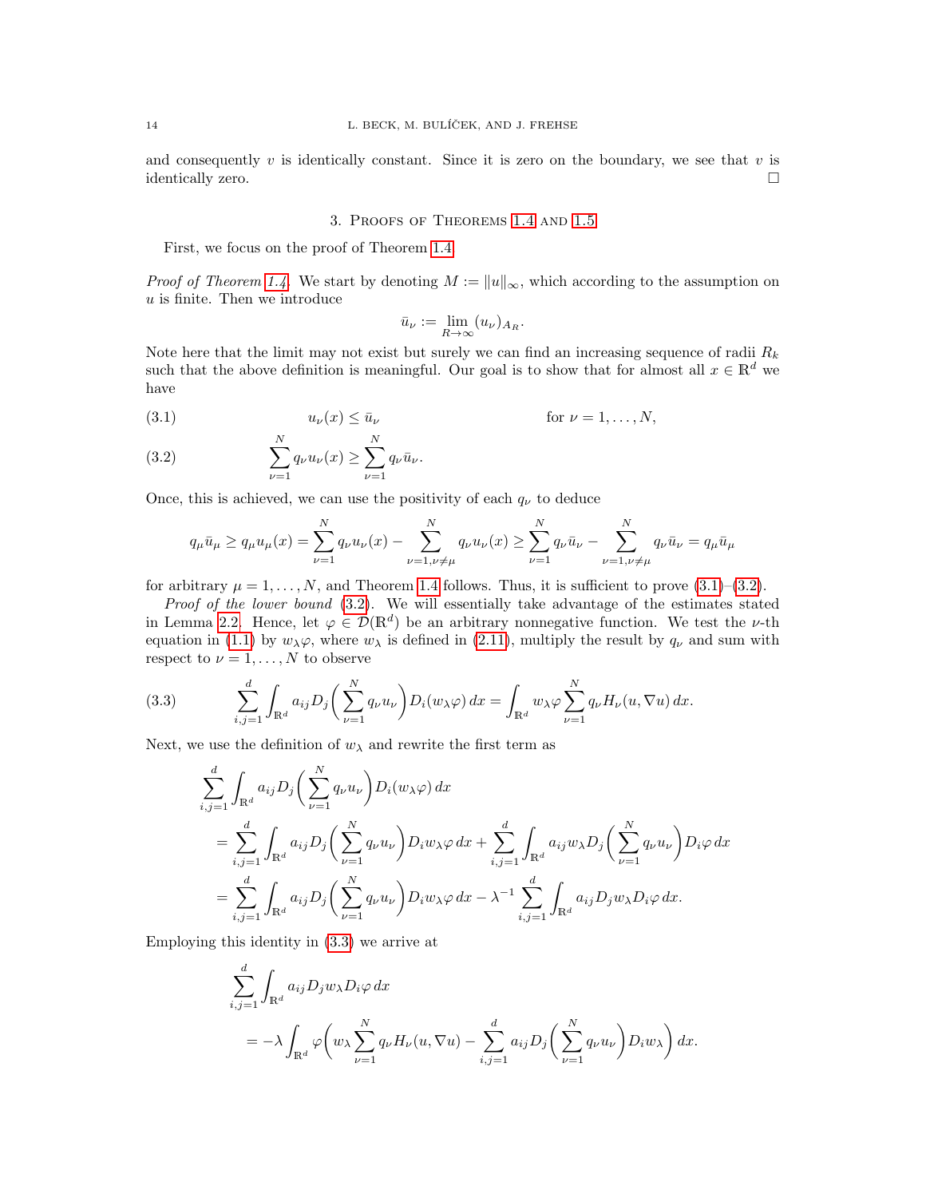and consequently $v$ is identically constant. Since it is zero on the boundary, we see that $v$ is identically zero. $\square$

## 3. Proofs of Theorems 1.4 and 1.5

First, we focus on the proof of Theorem 1.4.

*Proof of Theorem 1.4.* We start by denoting $M := \|u\|_\infty$, which according to the assumption on $u$ is finite. Then we introduce

$$\bar{u}_\nu := \lim_{R\to\infty} (u_\nu)_{A_R}.$$

Note here that the limit may not exist but surely we can find an increasing sequence of radii $R_k$ such that the above definition is meaningful. Our goal is to show that for almost all $x \in \mathbb{R}^d$ we have

$$u_\nu(x) \le \bar{u}_\nu \qquad \text{for } \nu = 1, \dots, N, \tag{3.1}$$

$$\sum_{\nu=1}^N q_\nu u_\nu(x) \ge \sum_{\nu=1}^N q_\nu \bar{u}_\nu. \tag{3.2}$$

Once, this is achieved, we can use the positivity of each $q_\nu$ to deduce

$$q_\mu \bar{u}_\mu \ge q_\mu u_\mu(x) = \sum_{\nu=1}^N q_\nu u_\nu(x) - \sum_{\nu=1,\nu\neq\mu}^N q_\nu u_\nu(x) \ge \sum_{\nu=1}^N q_\nu \bar{u}_\nu - \sum_{\nu=1,\nu\neq\mu}^N q_\nu \bar{u}_\nu = q_\mu \bar{u}_\mu$$

for arbitrary $\mu = 1, \dots, N$, and Theorem 1.4 follows. Thus, it is sufficient to prove (3.1)–(3.2).

*Proof of the lower bound* (3.2). We will essentially take advantage of the estimates stated in Lemma 2.2. Hence, let $\varphi \in \mathcal{D}(\mathbb{R}^d)$ be an arbitrary nonnegative function. We test the $\nu$-th equation in (1.1) by $w_\lambda \varphi$, where $w_\lambda$ is defined in (2.11), multiply the result by $q_\nu$ and sum with respect to $\nu = 1, \dots, N$ to observe

$$\sum_{i,j=1}^d \int_{\mathbb{R}^d} a_{ij} D_j\Big(\sum_{\nu=1}^N q_\nu u_\nu\Big) D_i(w_\lambda \varphi)\, dx = \int_{\mathbb{R}^d} w_\lambda \varphi \sum_{\nu=1}^N q_\nu H_\nu(u, \nabla u)\, dx. \tag{3.3}$$

Next, we use the definition of $w_\lambda$ and rewrite the first term as

$$\begin{aligned}
&\sum_{i,j=1}^d \int_{\mathbb{R}^d} a_{ij} D_j\Big(\sum_{\nu=1}^N q_\nu u_\nu\Big) D_i(w_\lambda \varphi)\, dx \\
&= \sum_{i,j=1}^d \int_{\mathbb{R}^d} a_{ij} D_j\Big(\sum_{\nu=1}^N q_\nu u_\nu\Big) D_i w_\lambda \varphi\, dx + \sum_{i,j=1}^d \int_{\mathbb{R}^d} a_{ij} w_\lambda D_j\Big(\sum_{\nu=1}^N q_\nu u_\nu\Big) D_i \varphi\, dx \\
&= \sum_{i,j=1}^d \int_{\mathbb{R}^d} a_{ij} D_j\Big(\sum_{\nu=1}^N q_\nu u_\nu\Big) D_i w_\lambda \varphi\, dx - \lambda^{-1} \sum_{i,j=1}^d \int_{\mathbb{R}^d} a_{ij} D_j w_\lambda D_i \varphi\, dx.
\end{aligned}$$

Employing this identity in (3.3) we arrive at

$$\begin{aligned}
&\sum_{i,j=1}^d \int_{\mathbb{R}^d} a_{ij} D_j w_\lambda D_i \varphi\, dx \\
&\quad = -\lambda \int_{\mathbb{R}^d} \varphi \Big( w_\lambda \sum_{\nu=1}^N q_\nu H_\nu(u, \nabla u) - \sum_{i,j=1}^d a_{ij} D_j\Big(\sum_{\nu=1}^N q_\nu u_\nu\Big) D_i w_\lambda \Big)\, dx.
\end{aligned}$$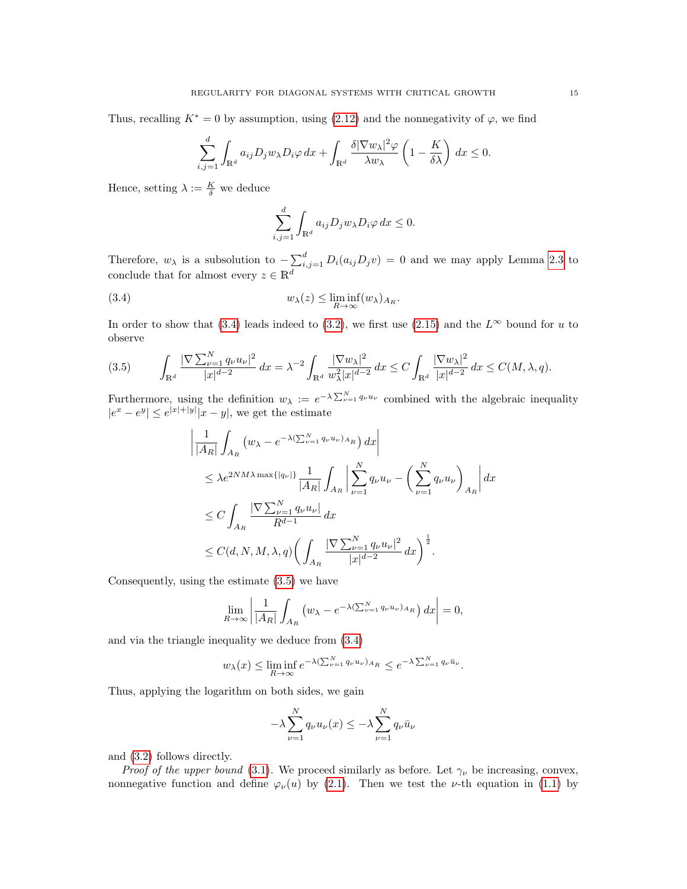Thus, recalling $K^* = 0$ by assumption, using (2.12) and the nonnegativity of $\varphi$, we find

$$\sum_{i,j=1}^{d} \int_{\mathbb{R}^d} a_{ij} D_j w_\lambda D_i \varphi \, dx + \int_{\mathbb{R}^d} \frac{\delta |\nabla w_\lambda|^2 \varphi}{\lambda w_\lambda} \left(1 - \frac{K}{\delta \lambda}\right) dx \leq 0.$$

Hence, setting $\lambda := \frac{K}{\delta}$ we deduce

$$\sum_{i,j=1}^{d} \int_{\mathbb{R}^d} a_{ij} D_j w_\lambda D_i \varphi \, dx \leq 0.$$

Therefore, $w_\lambda$ is a subsolution to $-\sum_{i,j=1}^{d} D_i(a_{ij} D_j v) = 0$ and we may apply Lemma 2.3 to conclude that for almost every $z \in \mathbb{R}^d$

$$w_\lambda(z) \leq \liminf_{R \to \infty} (w_\lambda)_{A_R}. \tag{3.4}$$

In order to show that (3.4) leads indeed to (3.2), we first use (2.15) and the $L^\infty$ bound for $u$ to observe

$$\int_{\mathbb{R}^d} \frac{|\nabla \sum_{\nu=1}^{N} q_\nu u_\nu|^2}{|x|^{d-2}} \, dx = \lambda^{-2} \int_{\mathbb{R}^d} \frac{|\nabla w_\lambda|^2}{w_\lambda^2 |x|^{d-2}} \, dx \leq C \int_{\mathbb{R}^d} \frac{|\nabla w_\lambda|^2}{|x|^{d-2}} \, dx \leq C(M, \lambda, q). \tag{3.5}$$

Furthermore, using the definition $w_\lambda := e^{-\lambda \sum_{\nu=1}^{N} q_\nu u_\nu}$ combined with the algebraic inequality $|e^x - e^y| \leq e^{|x|+|y|}|x-y|$, we get the estimate

$$\begin{aligned}
&\left| \frac{1}{|A_R|} \int_{A_R} \left( w_\lambda - e^{-\lambda (\sum_{\nu=1}^{N} q_\nu u_\nu)_{A_R}} \right) dx \right| \\
&\leq \lambda e^{2NM\lambda \max\{|q_\nu|\}} \frac{1}{|A_R|} \int_{A_R} \left| \sum_{\nu=1}^{N} q_\nu u_\nu - \left( \sum_{\nu=1}^{N} q_\nu u_\nu \right)_{A_R} \right| dx \\
&\leq C \int_{A_R} \frac{|\nabla \sum_{\nu=1}^{N} q_\nu u_\nu|}{R^{d-1}} \, dx \\
&\leq C(d, N, M, \lambda, q) \left( \int_{A_R} \frac{|\nabla \sum_{\nu=1}^{N} q_\nu u_\nu|^2}{|x|^{d-2}} \, dx \right)^{\frac{1}{2}}.
\end{aligned}$$

Consequently, using the estimate (3.5) we have

$$\lim_{R \to \infty} \left| \frac{1}{|A_R|} \int_{A_R} \left( w_\lambda - e^{-\lambda (\sum_{\nu=1}^{N} q_\nu u_\nu)_{A_R}} \right) dx \right| = 0,$$

and via the triangle inequality we deduce from (3.4)

$$w_\lambda(x) \leq \liminf_{R \to \infty} e^{-\lambda (\sum_{\nu=1}^{N} q_\nu u_\nu)_{A_R}} \leq e^{-\lambda \sum_{\nu=1}^{N} q_\nu \bar{u}_\nu}.$$

Thus, applying the logarithm on both sides, we gain

$$-\lambda \sum_{\nu=1}^{N} q_\nu u_\nu(x) \leq -\lambda \sum_{\nu=1}^{N} q_\nu \bar{u}_\nu$$

and (3.2) follows directly.

*Proof of the upper bound* (3.1). We proceed similarly as before. Let $\gamma_\nu$ be increasing, convex, nonnegative function and define $\varphi_\nu(u)$ by (2.1). Then we test the $\nu$-th equation in (1.1) by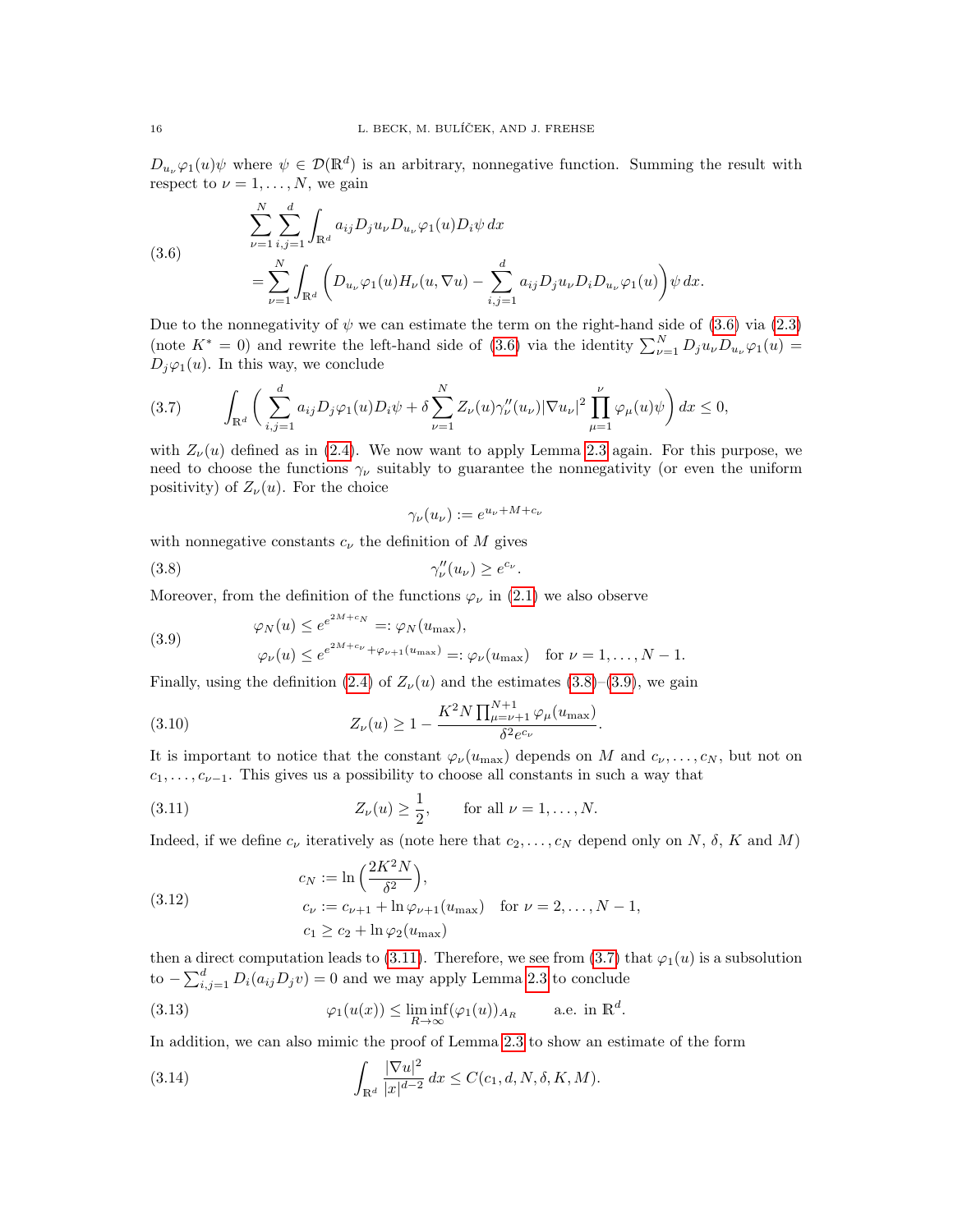$D_{u_\nu}\varphi_1(u)\psi$ where $\psi \in \mathcal{D}(\mathbb{R}^d)$ is an arbitrary, nonnegative function. Summing the result with respect to $\nu = 1, \ldots, N$, we gain

$$
\begin{aligned}
&\sum_{\nu=1}^{N}\sum_{i,j=1}^{d}\int_{\mathbb{R}^d} a_{ij} D_j u_\nu D_{u_\nu}\varphi_1(u) D_i\psi \, dx \\
&= \sum_{\nu=1}^{N}\int_{\mathbb{R}^d}\Big(D_{u_\nu}\varphi_1(u) H_\nu(u,\nabla u) - \sum_{i,j=1}^{d} a_{ij} D_j u_\nu D_i D_{u_\nu}\varphi_1(u)\Big)\psi \, dx.
\end{aligned}
\tag{3.6}
$$

Due to the nonnegativity of $\psi$ we can estimate the term on the right-hand side of (3.6) via (2.3) (note $K^* = 0$) and rewrite the left-hand side of (3.6) via the identity $\sum_{\nu=1}^{N} D_j u_\nu D_{u_\nu}\varphi_1(u) = D_j\varphi_1(u)$. In this way, we conclude

$$
\int_{\mathbb{R}^d}\Big(\sum_{i,j=1}^{d} a_{ij} D_j\varphi_1(u) D_i\psi + \delta\sum_{\nu=1}^{N} Z_\nu(u)\gamma_\nu''(u_\nu)|\nabla u_\nu|^2\prod_{\mu=1}^{\nu}\varphi_\mu(u)\psi\Big)\, dx \le 0,
\tag{3.7}
$$

with $Z_\nu(u)$ defined as in (2.4). We now want to apply Lemma 2.3 again. For this purpose, we need to choose the functions $\gamma_\nu$ suitably to guarantee the nonnegativity (or even the uniform positivity) of $Z_\nu(u)$. For the choice

$$
\gamma_\nu(u_\nu) := e^{u_\nu + M + c_\nu}
$$

with nonnegative constants $c_\nu$ the definition of $M$ gives

$$
\gamma_\nu''(u_\nu) \ge e^{c_\nu}.
\tag{3.8}
$$

Moreover, from the definition of the functions $\varphi_\nu$ in (2.1) we also observe

$$
\begin{aligned}
&\varphi_N(u) \le e^{e^{2M+c_N}} =: \varphi_N(u_{\max}), \\
&\varphi_\nu(u) \le e^{e^{2M+c_\nu+\varphi_{\nu+1}(u_{\max})}} =: \varphi_\nu(u_{\max}) \quad \text{for } \nu = 1, \ldots, N-1.
\end{aligned}
\tag{3.9}
$$

Finally, using the definition (2.4) of $Z_\nu(u)$ and the estimates (3.8)–(3.9), we gain

$$
Z_\nu(u) \ge 1 - \frac{K^2 N \prod_{\mu=\nu+1}^{N+1}\varphi_\mu(u_{\max})}{\delta^2 e^{c_\nu}}.
\tag{3.10}
$$

It is important to notice that the constant $\varphi_\nu(u_{\max})$ depends on $M$ and $c_\nu, \ldots, c_N$, but not on $c_1, \ldots, c_{\nu-1}$. This gives us a possibility to choose all constants in such a way that

$$
Z_\nu(u) \ge \frac{1}{2}, \qquad \text{for all } \nu = 1, \ldots, N.
\tag{3.11}
$$

Indeed, if we define $c_\nu$ iteratively as (note here that $c_2, \ldots, c_N$ depend only on $N$, $\delta$, $K$ and $M$)

$$
\begin{aligned}
&c_N := \ln\Big(\frac{2K^2N}{\delta^2}\Big), \\
&c_\nu := c_{\nu+1} + \ln\varphi_{\nu+1}(u_{\max}) \quad \text{for } \nu = 2, \ldots, N-1, \\
&c_1 \ge c_2 + \ln\varphi_2(u_{\max})
\end{aligned}
\tag{3.12}
$$

then a direct computation leads to (3.11). Therefore, we see from (3.7) that $\varphi_1(u)$ is a subsolution to $-\sum_{i,j=1}^{d} D_i(a_{ij}D_j v) = 0$ and we may apply Lemma 2.3 to conclude

$$
\varphi_1(u(x)) \le \liminf_{R\to\infty}(\varphi_1(u))_{A_R} \qquad \text{a.e. in } \mathbb{R}^d.
\tag{3.13}
$$

In addition, we can also mimic the proof of Lemma 2.3 to show an estimate of the form

$$
\int_{\mathbb{R}^d}\frac{|\nabla u|^2}{|x|^{d-2}}\, dx \le C(c_1, d, N, \delta, K, M).
\tag{3.14}
$$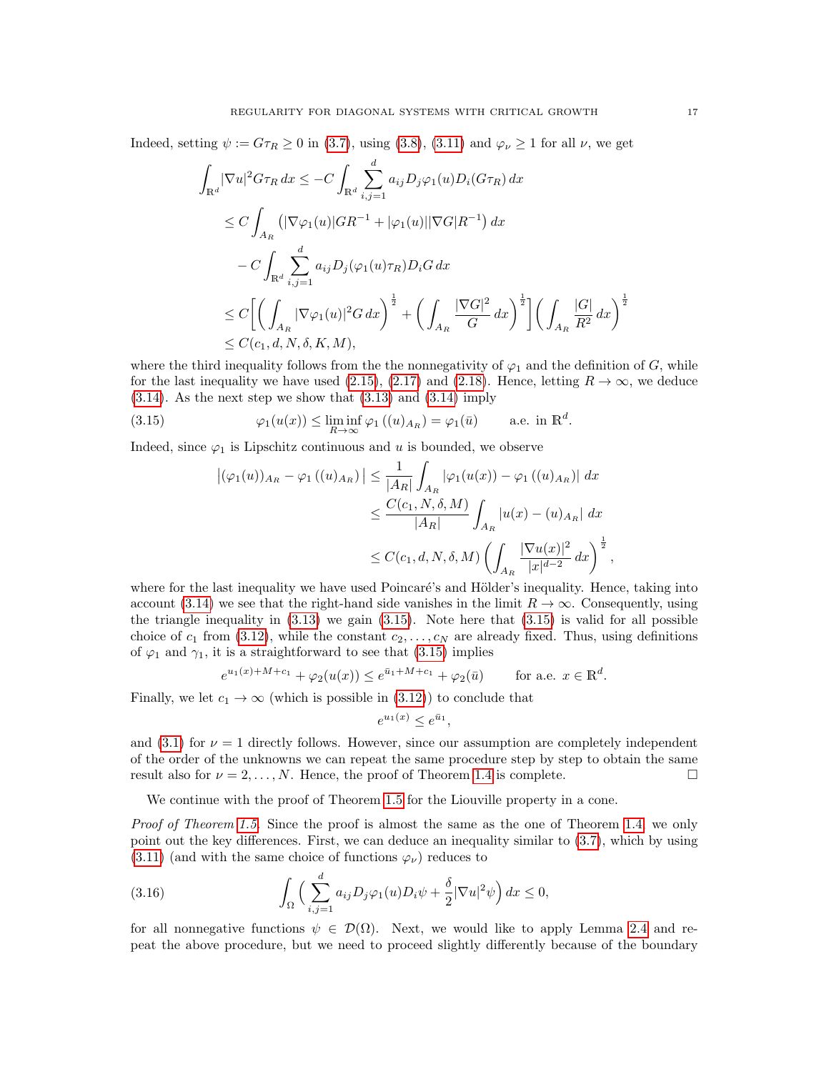Indeed, setting $\psi := G\tau_R \geq 0$ in (3.7), using (3.8), (3.11) and $\varphi_\nu \geq 1$ for all $\nu$, we get

$$
\begin{aligned}
\int_{\mathbb{R}^d} |\nabla u|^2 G\tau_R \, dx &\leq -C \int_{\mathbb{R}^d} \sum_{i,j=1}^d a_{ij} D_j \varphi_1(u) D_i(G\tau_R)\, dx \\
&\leq C \int_{A_R} \left( |\nabla \varphi_1(u)| G R^{-1} + |\varphi_1(u)||\nabla G| R^{-1} \right) dx \\
&\quad - C \int_{\mathbb{R}^d} \sum_{i,j=1}^d a_{ij} D_j(\varphi_1(u)\tau_R) D_i G \, dx \\
&\leq C \bigg[ \Big( \int_{A_R} |\nabla \varphi_1(u)|^2 G \, dx \Big)^{\frac{1}{2}} + \Big( \int_{A_R} \frac{|\nabla G|^2}{G} \, dx \Big)^{\frac{1}{2}} \bigg] \Big( \int_{A_R} \frac{|G|}{R^2} \, dx \Big)^{\frac{1}{2}} \\
&\leq C(c_1, d, N, \delta, K, M),
\end{aligned}
$$

where the third inequality follows from the the nonnegativity of $\varphi_1$ and the definition of $G$, while for the last inequality we have used (2.15), (2.17) and (2.18). Hence, letting $R \to \infty$, we deduce (3.14). As the next step we show that (3.13) and (3.14) imply

$$
\varphi_1(u(x)) \leq \liminf_{R\to\infty} \varphi_1\left((u)_{A_R}\right) = \varphi_1(\bar{u}) \qquad \text{a.e. in } \mathbb{R}^d. \tag{3.15}
$$

Indeed, since $\varphi_1$ is Lipschitz continuous and $u$ is bounded, we observe

$$
\begin{aligned}
\left| (\varphi_1(u))_{A_R} - \varphi_1\left((u)_{A_R}\right) \right| &\leq \frac{1}{|A_R|} \int_{A_R} \left| \varphi_1(u(x)) - \varphi_1\left((u)_{A_R}\right) \right| \, dx \\
&\leq \frac{C(c_1, N, \delta, M)}{|A_R|} \int_{A_R} \left| u(x) - (u)_{A_R} \right| \, dx \\
&\leq C(c_1, d, N, \delta, M) \left( \int_{A_R} \frac{|\nabla u(x)|^2}{|x|^{d-2}} \, dx \right)^{\frac{1}{2}},
\end{aligned}
$$

where for the last inequality we have used Poincaré's and Hölder's inequality. Hence, taking into account (3.14) we see that the right-hand side vanishes in the limit $R \to \infty$. Consequently, using the triangle inequality in (3.13) we gain (3.15). Note here that (3.15) is valid for all possible choice of $c_1$ from (3.12), while the constant $c_2, \ldots, c_N$ are already fixed. Thus, using definitions of $\varphi_1$ and $\gamma_1$, it is a straightforward to see that (3.15) implies

$$
e^{u_1(x)+M+c_1} + \varphi_2(u(x)) \leq e^{\bar{u}_1+M+c_1} + \varphi_2(\bar{u}) \qquad \text{for a.e. } x \in \mathbb{R}^d.
$$

Finally, we let $c_1 \to \infty$ (which is possible in (3.12)) to conclude that

$$
e^{u_1(x)} \leq e^{\bar{u}_1},
$$

and (3.1) for $\nu = 1$ directly follows. However, since our assumption are completely independent of the order of the unknowns we can repeat the same procedure step by step to obtain the same result also for $\nu = 2, \ldots, N$. Hence, the proof of Theorem 1.4 is complete. $\square$

We continue with the proof of Theorem 1.5 for the Liouville property in a cone.

*Proof of Theorem 1.5.* Since the proof is almost the same as the one of Theorem 1.4, we only point out the key differences. First, we can deduce an inequality similar to (3.7), which by using (3.11) (and with the same choice of functions $\varphi_\nu$) reduces to

$$
\int_\Omega \Big( \sum_{i,j=1}^d a_{ij} D_j \varphi_1(u) D_i \psi + \frac{\delta}{2} |\nabla u|^2 \psi \Big) \, dx \leq 0, \tag{3.16}
$$

for all nonnegative functions $\psi \in \mathcal{D}(\Omega)$. Next, we would like to apply Lemma 2.4 and repeat the above procedure, but we need to proceed slightly differently because of the boundary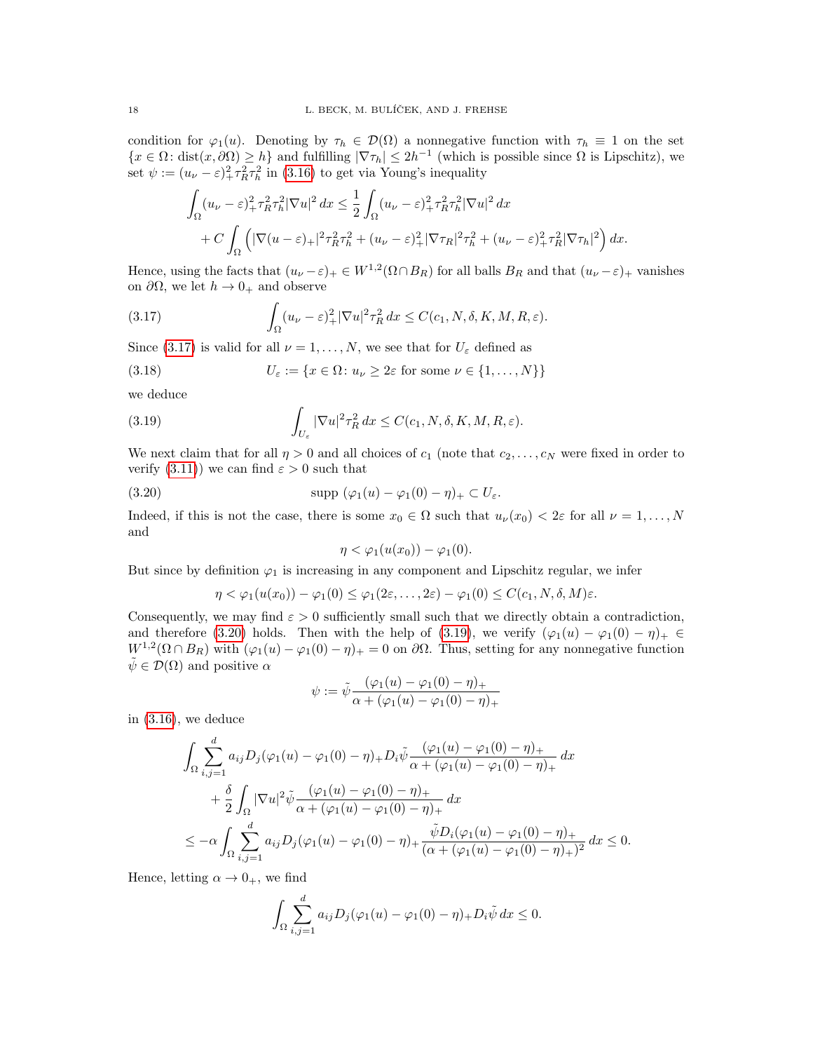condition for $\varphi_1(u)$. Denoting by $\tau_h \in \mathcal{D}(\Omega)$ a nonnegative function with $\tau_h \equiv 1$ on the set $\{x \in \Omega \colon \operatorname{dist}(x, \partial\Omega) \geq h\}$ and fulfilling $|\nabla \tau_h| \leq 2h^{-1}$ (which is possible since $\Omega$ is Lipschitz), we set $\psi := (u_\nu - \varepsilon)_+^2 \tau_R^2 \tau_h^2$ in (3.16) to get via Young's inequality

$$
\begin{aligned}
\int_\Omega (u_\nu - \varepsilon)_+^2 \tau_R^2 \tau_h^2 |\nabla u|^2 \, dx &\leq \frac{1}{2} \int_\Omega (u_\nu - \varepsilon)_+^2 \tau_R^2 \tau_h^2 |\nabla u|^2 \, dx \\
&\quad + C \int_\Omega \Big( |\nabla (u - \varepsilon)_+|^2 \tau_R^2 \tau_h^2 + (u_\nu - \varepsilon)_+^2 |\nabla \tau_R|^2 \tau_h^2 + (u_\nu - \varepsilon)_+^2 \tau_R^2 |\nabla \tau_h|^2 \Big) \, dx.
\end{aligned}
$$

Hence, using the facts that $(u_\nu - \varepsilon)_+ \in W^{1,2}(\Omega \cap B_R)$ for all balls $B_R$ and that $(u_\nu - \varepsilon)_+$ vanishes on $\partial\Omega$, we let $h \to 0_+$ and observe

$$
\int_\Omega (u_\nu - \varepsilon)_+^2 |\nabla u|^2 \tau_R^2 \, dx \leq C(c_1, N, \delta, K, M, R, \varepsilon). \tag{3.17}
$$

Since (3.17) is valid for all $\nu = 1, \ldots, N$, we see that for $U_\varepsilon$ defined as

$$
U_\varepsilon := \{x \in \Omega \colon u_\nu \geq 2\varepsilon \text{ for some } \nu \in \{1, \ldots, N\}\} \tag{3.18}
$$

we deduce

$$
\int_{U_\varepsilon} |\nabla u|^2 \tau_R^2 \, dx \leq C(c_1, N, \delta, K, M, R, \varepsilon). \tag{3.19}
$$

We next claim that for all $\eta > 0$ and all choices of $c_1$ (note that $c_2, \ldots, c_N$ were fixed in order to verify (3.11)) we can find $\varepsilon > 0$ such that

$$
\operatorname{supp}\, (\varphi_1(u) - \varphi_1(0) - \eta)_+ \subset U_\varepsilon. \tag{3.20}
$$

Indeed, if this is not the case, there is some $x_0 \in \Omega$ such that $u_\nu(x_0) < 2\varepsilon$ for all $\nu = 1, \ldots, N$ and

$$
\eta < \varphi_1(u(x_0)) - \varphi_1(0).
$$

But since by definition $\varphi_1$ is increasing in any component and Lipschitz regular, we infer

$$
\eta < \varphi_1(u(x_0)) - \varphi_1(0) \leq \varphi_1(2\varepsilon, \ldots, 2\varepsilon) - \varphi_1(0) \leq C(c_1, N, \delta, M)\varepsilon.
$$

Consequently, we may find $\varepsilon > 0$ sufficiently small such that we directly obtain a contradiction, and therefore (3.20) holds. Then with the help of (3.19), we verify $(\varphi_1(u) - \varphi_1(0) - \eta)_+ \in W^{1,2}(\Omega \cap B_R)$ with $(\varphi_1(u) - \varphi_1(0) - \eta)_+ = 0$ on $\partial\Omega$. Thus, setting for any nonnegative function $\tilde{\psi} \in \mathcal{D}(\Omega)$ and positive $\alpha$

$$
\psi := \tilde{\psi} \frac{(\varphi_1(u) - \varphi_1(0) - \eta)_+}{\alpha + (\varphi_1(u) - \varphi_1(0) - \eta)_+}
$$

in (3.16), we deduce

$$
\begin{aligned}
&\int_\Omega \sum_{i,j=1}^d a_{ij} D_j (\varphi_1(u) - \varphi_1(0) - \eta)_+ D_i \tilde{\psi} \frac{(\varphi_1(u) - \varphi_1(0) - \eta)_+}{\alpha + (\varphi_1(u) - \varphi_1(0) - \eta)_+} \, dx \\
&\qquad + \frac{\delta}{2} \int_\Omega |\nabla u|^2 \tilde{\psi} \frac{(\varphi_1(u) - \varphi_1(0) - \eta)_+}{\alpha + (\varphi_1(u) - \varphi_1(0) - \eta)_+} \, dx \\
&\leq -\alpha \int_\Omega \sum_{i,j=1}^d a_{ij} D_j (\varphi_1(u) - \varphi_1(0) - \eta)_+ \frac{\tilde{\psi} D_i (\varphi_1(u) - \varphi_1(0) - \eta)_+}{(\alpha + (\varphi_1(u) - \varphi_1(0) - \eta)_+)^2} \, dx \leq 0.
\end{aligned}
$$

Hence, letting $\alpha \to 0_+$, we find

$$
\int_\Omega \sum_{i,j=1}^d a_{ij} D_j (\varphi_1(u) - \varphi_1(0) - \eta)_+ D_i \tilde{\psi} \, dx \leq 0.
$$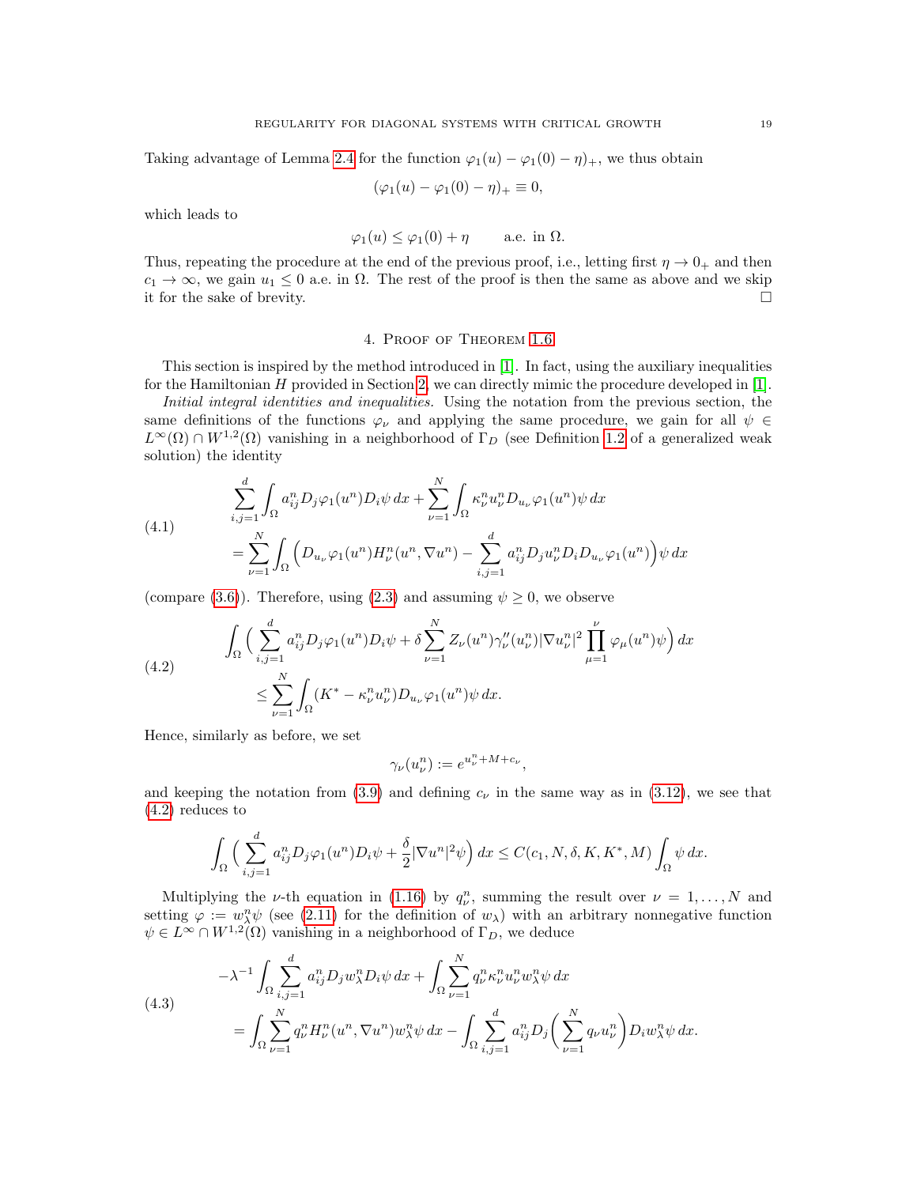Taking advantage of Lemma 2.4 for the function $\varphi_1(u) - \varphi_1(0) - \eta)_+$, we thus obtain

$$(\varphi_1(u) - \varphi_1(0) - \eta)_+ \equiv 0,$$

which leads to

$$\varphi_1(u) \le \varphi_1(0) + \eta \qquad \text{a.e. in } \Omega.$$

Thus, repeating the procedure at the end of the previous proof, i.e., letting first $\eta \to 0_+$ and then $c_1 \to \infty$, we gain $u_1 \le 0$ a.e. in $\Omega$. The rest of the proof is then the same as above and we skip it for the sake of brevity. □

## 4. Proof of Theorem 1.6

This section is inspired by the method introduced in [1]. In fact, using the auxiliary inequalities for the Hamiltonian $H$ provided in Section 2, we can directly mimic the procedure developed in [1].

*Initial integral identities and inequalities.* Using the notation from the previous section, the same definitions of the functions $\varphi_\nu$ and applying the same procedure, we gain for all $\psi \in L^\infty(\Omega) \cap W^{1,2}(\Omega)$ vanishing in a neighborhood of $\Gamma_D$ (see Definition 1.2 of a generalized weak solution) the identity

$$\tag{4.1}
\begin{aligned}
&\sum_{i,j=1}^{d} \int_\Omega a_{ij}^n D_j \varphi_1(u^n) D_i \psi \, dx + \sum_{\nu=1}^{N} \int_\Omega \kappa_\nu^n u_\nu^n D_{u_\nu} \varphi_1(u^n) \psi \, dx \\
&= \sum_{\nu=1}^{N} \int_\Omega \Big( D_{u_\nu} \varphi_1(u^n) H_\nu^n(u^n, \nabla u^n) - \sum_{i,j=1}^{d} a_{ij}^n D_j u_\nu^n D_i D_{u_\nu} \varphi_1(u^n) \Big) \psi \, dx
\end{aligned}$$

(compare (3.6)). Therefore, using (2.3) and assuming $\psi \ge 0$, we observe

$$\tag{4.2}
\begin{aligned}
&\int_\Omega \Big( \sum_{i,j=1}^{d} a_{ij}^n D_j \varphi_1(u^n) D_i \psi + \delta \sum_{\nu=1}^{N} Z_\nu(u^n) \gamma_\nu''(u_\nu^n) |\nabla u_\nu^n|^2 \prod_{\mu=1}^{\nu} \varphi_\mu(u^n) \psi \Big) \, dx \\
&\qquad \le \sum_{\nu=1}^{N} \int_\Omega (K^* - \kappa_\nu^n u_\nu^n) D_{u_\nu} \varphi_1(u^n) \psi \, dx.
\end{aligned}$$

Hence, similarly as before, we set

$$\gamma_\nu(u_\nu^n) := e^{u_\nu^n + M + c_\nu},$$

and keeping the notation from (3.9) and defining $c_\nu$ in the same way as in (3.12), we see that (4.2) reduces to

$$\int_\Omega \Big( \sum_{i,j=1}^{d} a_{ij}^n D_j \varphi_1(u^n) D_i \psi + \frac{\delta}{2} |\nabla u^n|^2 \psi \Big) \, dx \le C(c_1, N, \delta, K, K^*, M) \int_\Omega \psi \, dx.$$

Multiplying the $\nu$-th equation in (1.16) by $q_\nu^n$, summing the result over $\nu = 1, \ldots, N$ and setting $\varphi := w_\lambda^n \psi$ (see (2.11) for the definition of $w_\lambda$) with an arbitrary nonnegative function $\psi \in L^\infty \cap W^{1,2}(\Omega)$ vanishing in a neighborhood of $\Gamma_D$, we deduce

$$\tag{4.3}
\begin{aligned}
&-\lambda^{-1} \int_\Omega \sum_{i,j=1}^{d} a_{ij}^n D_j w_\lambda^n D_i \psi \, dx + \int_\Omega \sum_{\nu=1}^{N} q_\nu^n \kappa_\nu^n u_\nu^n w_\lambda^n \psi \, dx \\
&= \int_\Omega \sum_{\nu=1}^{N} q_\nu^n H_\nu^n(u^n, \nabla u^n) w_\lambda^n \psi \, dx - \int_\Omega \sum_{i,j=1}^{d} a_{ij}^n D_j \Big( \sum_{\nu=1}^{N} q_\nu u_\nu^n \Big) D_i w_\lambda^n \psi \, dx.
\end{aligned}$$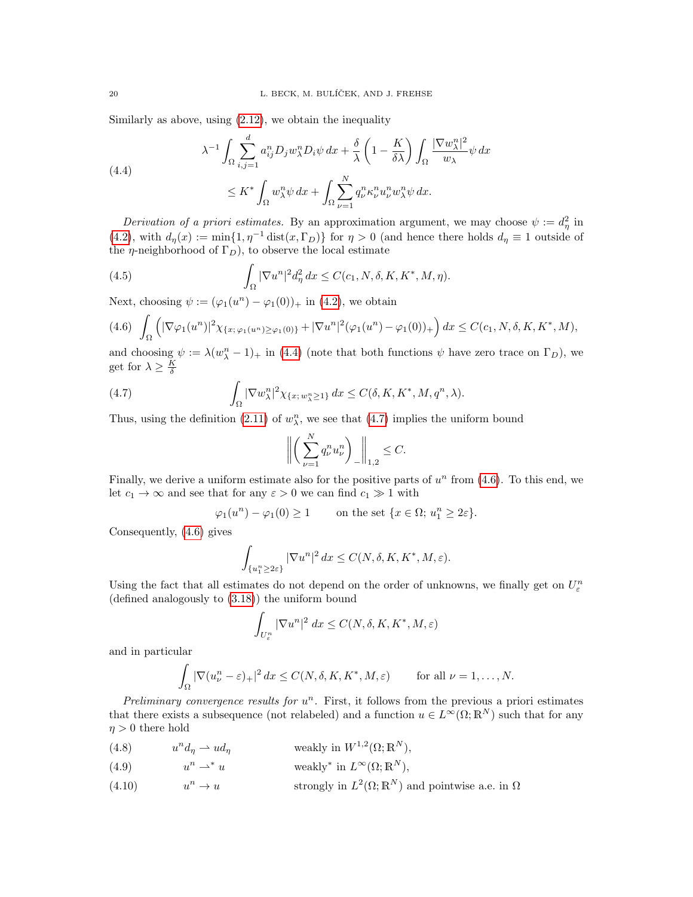Similarly as above, using (2.12), we obtain the inequality

$$
\begin{aligned}
&\lambda^{-1}\int_\Omega \sum_{i,j=1}^d a_{ij}^n D_j w_\lambda^n D_i\psi\,dx + \frac{\delta}{\lambda}\left(1-\frac{K}{\delta\lambda}\right)\int_\Omega \frac{|\nabla w_\lambda^n|^2}{w_\lambda}\psi\,dx \\
&\qquad \le K^*\int_\Omega w_\lambda^n\psi\,dx + \int_\Omega \sum_{\nu=1}^N q_\nu^n \kappa_\nu^n u_\nu^n w_\lambda^n \psi\,dx.
\end{aligned}
\tag{4.4}
$$

*Derivation of a priori estimates.* By an approximation argument, we may choose $\psi := d_\eta^2$ in (4.2), with $d_\eta(x) := \min\{1, \eta^{-1}\operatorname{dist}(x,\Gamma_D)\}$ for $\eta > 0$ (and hence there holds $d_\eta \equiv 1$ outside of the $\eta$-neighborhood of $\Gamma_D$), to observe the local estimate

$$
\int_\Omega |\nabla u^n|^2 d_\eta^2\,dx \le C(c_1, N, \delta, K, K^*, M, \eta). \tag{4.5}
$$

Next, choosing $\psi := (\varphi_1(u^n) - \varphi_1(0))_+$ in (4.2), we obtain

$$
\int_\Omega \Big(|\nabla\varphi_1(u^n)|^2\chi_{\{x;\,\varphi_1(u^n)\ge\varphi_1(0)\}} + |\nabla u^n|^2(\varphi_1(u^n)-\varphi_1(0))_+\Big)\,dx \le C(c_1, N, \delta, K, K^*, M), \tag{4.6}
$$

and choosing $\psi := \lambda(w_\lambda^n - 1)_+$ in (4.4) (note that both functions $\psi$ have zero trace on $\Gamma_D$), we get for $\lambda \ge \frac{K}{\delta}$

$$
\int_\Omega |\nabla w_\lambda^n|^2\chi_{\{x;\,w_\lambda^n\ge 1\}}\,dx \le C(\delta, K, K^*, M, q^n, \lambda). \tag{4.7}
$$

Thus, using the definition (2.11) of $w_\lambda^n$, we see that (4.7) implies the uniform bound

$$
\Big\|\Big(\sum_{\nu=1}^N q_\nu^n u_\nu^n\Big)_-\Big\|_{1,2} \le C.
$$

Finally, we derive a uniform estimate also for the positive parts of $u^n$ from (4.6). To this end, we let $c_1 \to \infty$ and see that for any $\varepsilon > 0$ we can find $c_1 \gg 1$ with

$$
\varphi_1(u^n) - \varphi_1(0) \ge 1 \qquad \text{on the set } \{x\in\Omega;\ u_1^n \ge 2\varepsilon\}.
$$

Consequently, (4.6) gives

$$
\int_{\{u_1^n\ge 2\varepsilon\}} |\nabla u^n|^2\,dx \le C(N, \delta, K, K^*, M, \varepsilon).
$$

Using the fact that all estimates do not depend on the order of unknowns, we finally get on $U_\varepsilon^n$ (defined analogously to (3.18)) the uniform bound

$$
\int_{U_\varepsilon^n} |\nabla u^n|^2\,dx \le C(N, \delta, K, K^*, M, \varepsilon)
$$

and in particular

$$
\int_\Omega |\nabla(u_\nu^n - \varepsilon)_+|^2\,dx \le C(N, \delta, K, K^*, M, \varepsilon) \qquad \text{for all } \nu = 1,\dots,N.
$$

*Preliminary convergence results for $u^n$.* First, it follows from the previous a priori estimates that there exists a subsequence (not relabeled) and a function $u \in L^\infty(\Omega;\mathbb{R}^N)$ such that for any $\eta > 0$ there hold

$$
u^n d_\eta \rightharpoonup u d_\eta \qquad \text{weakly in } W^{1,2}(\Omega;\mathbb{R}^N), \tag{4.8}
$$

$$
u^n \rightharpoonup^* u \qquad \text{weakly}^* \text{ in } L^\infty(\Omega;\mathbb{R}^N), \tag{4.9}
$$

$$
u^n \to u \qquad \text{strongly in } L^2(\Omega;\mathbb{R}^N) \text{ and pointwise a.e. in } \Omega \tag{4.10}
$$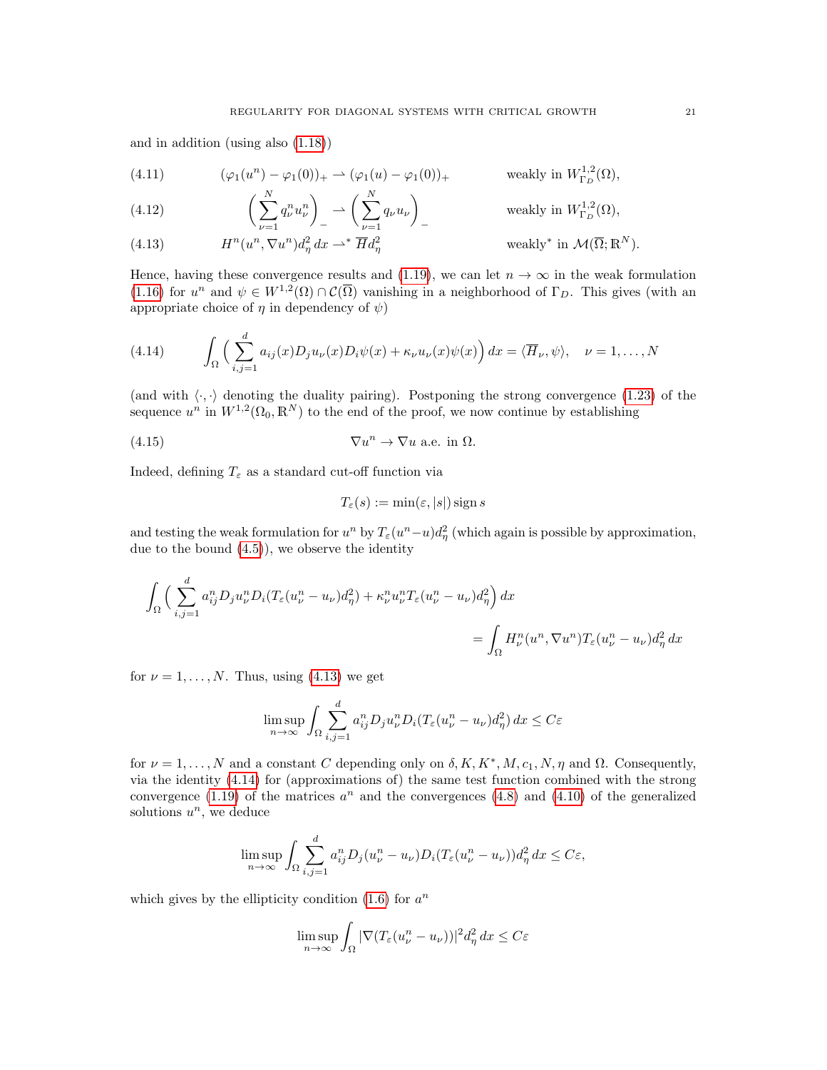and in addition (using also (1.18))

$$(\varphi_1(u^n) - \varphi_1(0))_+ \rightharpoonup (\varphi_1(u) - \varphi_1(0))_+ \qquad \text{weakly in } W^{1,2}_{\Gamma_D}(\Omega), \tag{4.11}$$

$$\Big(\sum_{\nu=1}^N q_\nu^n u_\nu^n\Big)_- \rightharpoonup \Big(\sum_{\nu=1}^N q_\nu u_\nu\Big)_- \qquad \text{weakly in } W^{1,2}_{\Gamma_D}(\Omega), \tag{4.12}$$

$$H^n(u^n, \nabla u^n) d_\eta^2 \, dx \rightharpoonup^* \overline{H} d_\eta^2 \qquad \text{weakly}^* \text{ in } \mathcal{M}(\overline{\Omega}; \mathbb{R}^N). \tag{4.13}$$

Hence, having these convergence results and (1.19), we can let $n \to \infty$ in the weak formulation (1.16) for $u^n$ and $\psi \in W^{1,2}(\Omega) \cap \mathcal{C}(\overline{\Omega})$ vanishing in a neighborhood of $\Gamma_D$. This gives (with an appropriate choice of $\eta$ in dependency of $\psi$)

$$\int_\Omega \Big( \sum_{i,j=1}^d a_{ij}(x) D_j u_\nu(x) D_i \psi(x) + \kappa_\nu u_\nu(x) \psi(x) \Big) \, dx = \langle \overline{H}_\nu, \psi \rangle, \quad \nu = 1, \dots, N \tag{4.14}$$

(and with $\langle \cdot, \cdot \rangle$ denoting the duality pairing). Postponing the strong convergence (1.23) of the sequence $u^n$ in $W^{1,2}(\Omega_0, \mathbb{R}^N)$ to the end of the proof, we now continue by establishing

$$\nabla u^n \to \nabla u \text{ a.e. in } \Omega. \tag{4.15}$$

Indeed, defining $T_\varepsilon$ as a standard cut-off function via

$$T_\varepsilon(s) := \min(\varepsilon, |s|) \operatorname{sign} s$$

and testing the weak formulation for $u^n$ by $T_\varepsilon(u^n - u) d_\eta^2$ (which again is possible by approximation, due to the bound (4.5)), we observe the identity

$$\int_\Omega \Big( \sum_{i,j=1}^d a_{ij}^n D_j u_\nu^n D_i (T_\varepsilon(u_\nu^n - u_\nu) d_\eta^2) + \kappa_\nu^n u_\nu^n T_\varepsilon(u_\nu^n - u_\nu) d_\eta^2 \Big) \, dx$$
$$= \int_\Omega H_\nu^n(u^n, \nabla u^n) T_\varepsilon(u_\nu^n - u_\nu) d_\eta^2 \, dx$$

for $\nu = 1, \dots, N$. Thus, using (4.13) we get

$$\limsup_{n \to \infty} \int_\Omega \sum_{i,j=1}^d a_{ij}^n D_j u_\nu^n D_i (T_\varepsilon(u_\nu^n - u_\nu) d_\eta^2) \, dx \le C\varepsilon$$

for $\nu = 1, \dots, N$ and a constant $C$ depending only on $\delta, K, K^*, M, c_1, N, \eta$ and $\Omega$. Consequently, via the identity (4.14) for (approximations of) the same test function combined with the strong convergence (1.19) of the matrices $a^n$ and the convergences (4.8) and (4.10) of the generalized solutions $u^n$, we deduce

$$\limsup_{n \to \infty} \int_\Omega \sum_{i,j=1}^d a_{ij}^n D_j (u_\nu^n - u_\nu) D_i (T_\varepsilon(u_\nu^n - u_\nu)) d_\eta^2 \, dx \le C\varepsilon,$$

which gives by the ellipticity condition (1.6) for $a^n$

$$\limsup_{n \to \infty} \int_\Omega |\nabla (T_\varepsilon(u_\nu^n - u_\nu))|^2 d_\eta^2 \, dx \le C\varepsilon$$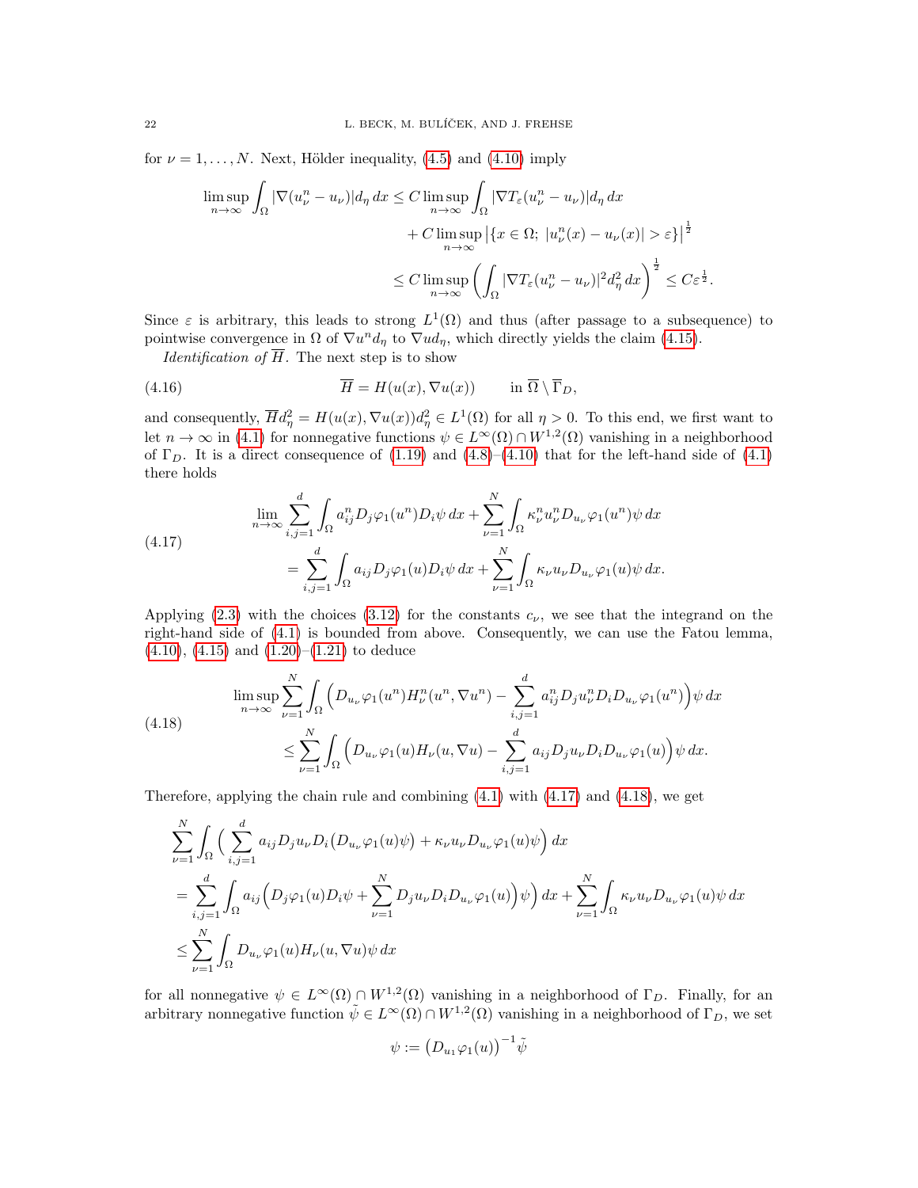for $\nu = 1, \dots, N$. Next, Hölder inequality, (4.5) and (4.10) imply

$$
\begin{aligned}
\limsup_{n\to\infty} \int_\Omega |\nabla(u_\nu^n - u_\nu)| d_\eta \, dx &\le C \limsup_{n\to\infty} \int_\Omega |\nabla T_\varepsilon(u_\nu^n - u_\nu)| d_\eta \, dx \\
&\quad + C \limsup_{n\to\infty} \big|\{x \in \Omega;\ |u_\nu^n(x) - u_\nu(x)| > \varepsilon\}\big|^{\frac12} \\
&\le C \limsup_{n\to\infty} \Big( \int_\Omega |\nabla T_\varepsilon(u_\nu^n - u_\nu)|^2 d_\eta^2 \, dx \Big)^{\frac12} \le C\varepsilon^{\frac12}.
\end{aligned}
$$

Since $\varepsilon$ is arbitrary, this leads to strong $L^1(\Omega)$ and thus (after passage to a subsequence) to pointwise convergence in $\Omega$ of $\nabla u^n d_\eta$ to $\nabla u d_\eta$, which directly yields the claim (4.15).

*Identification of* $\overline{H}$. The next step is to show

$$
\overline{H} = H(u(x), \nabla u(x)) \qquad \text{in } \overline{\Omega} \setminus \overline{\Gamma}_D, \tag{4.16}
$$

and consequently, $\overline{H} d_\eta^2 = H(u(x), \nabla u(x)) d_\eta^2 \in L^1(\Omega)$ for all $\eta > 0$. To this end, we first want to let $n \to \infty$ in (4.1) for nonnegative functions $\psi \in L^\infty(\Omega) \cap W^{1,2}(\Omega)$ vanishing in a neighborhood of $\Gamma_D$. It is a direct consequence of (1.19) and (4.8)–(4.10) that for the left-hand side of (4.1) there holds

$$
\begin{aligned}
&\lim_{n\to\infty} \sum_{i,j=1}^d \int_\Omega a_{ij}^n D_j \varphi_1(u^n) D_i \psi \, dx + \sum_{\nu=1}^N \int_\Omega \kappa_\nu^n u_\nu^n D_{u_\nu} \varphi_1(u^n) \psi \, dx \\
&\qquad = \sum_{i,j=1}^d \int_\Omega a_{ij} D_j \varphi_1(u) D_i \psi \, dx + \sum_{\nu=1}^N \int_\Omega \kappa_\nu u_\nu D_{u_\nu} \varphi_1(u) \psi \, dx.
\end{aligned} \tag{4.17}
$$

Applying (2.3) with the choices (3.12) for the constants $c_\nu$, we see that the integrand on the right-hand side of (4.1) is bounded from above. Consequently, we can use the Fatou lemma, (4.10), (4.15) and (1.20)–(1.21) to deduce

$$
\begin{aligned}
&\limsup_{n\to\infty} \sum_{\nu=1}^N \int_\Omega \Big( D_{u_\nu} \varphi_1(u^n) H_\nu^n(u^n, \nabla u^n) - \sum_{i,j=1}^d a_{ij}^n D_j u_\nu^n D_i D_{u_\nu} \varphi_1(u^n) \Big) \psi \, dx \\
&\qquad \le \sum_{\nu=1}^N \int_\Omega \Big( D_{u_\nu} \varphi_1(u) H_\nu(u, \nabla u) - \sum_{i,j=1}^d a_{ij} D_j u_\nu D_i D_{u_\nu} \varphi_1(u) \Big) \psi \, dx.
\end{aligned} \tag{4.18}
$$

Therefore, applying the chain rule and combining (4.1) with (4.17) and (4.18), we get

$$
\begin{aligned}
&\sum_{\nu=1}^N \int_\Omega \Big( \sum_{i,j=1}^d a_{ij} D_j u_\nu D_i \big( D_{u_\nu} \varphi_1(u) \psi \big) + \kappa_\nu u_\nu D_{u_\nu} \varphi_1(u) \psi \Big) \, dx \\
&= \sum_{i,j=1}^d \int_\Omega a_{ij} \Big( D_j \varphi_1(u) D_i \psi + \sum_{\nu=1}^N D_j u_\nu D_i D_{u_\nu} \varphi_1(u) \Big) \psi \Big) \, dx + \sum_{\nu=1}^N \int_\Omega \kappa_\nu u_\nu D_{u_\nu} \varphi_1(u) \psi \, dx \\
&\le \sum_{\nu=1}^N \int_\Omega D_{u_\nu} \varphi_1(u) H_\nu(u, \nabla u) \psi \, dx
\end{aligned}
$$

for all nonnegative $\psi \in L^\infty(\Omega) \cap W^{1,2}(\Omega)$ vanishing in a neighborhood of $\Gamma_D$. Finally, for an arbitrary nonnegative function $\tilde\psi \in L^\infty(\Omega) \cap W^{1,2}(\Omega)$ vanishing in a neighborhood of $\Gamma_D$, we set

$$
\psi := \big( D_{u_1} \varphi_1(u) \big)^{-1} \tilde\psi
$$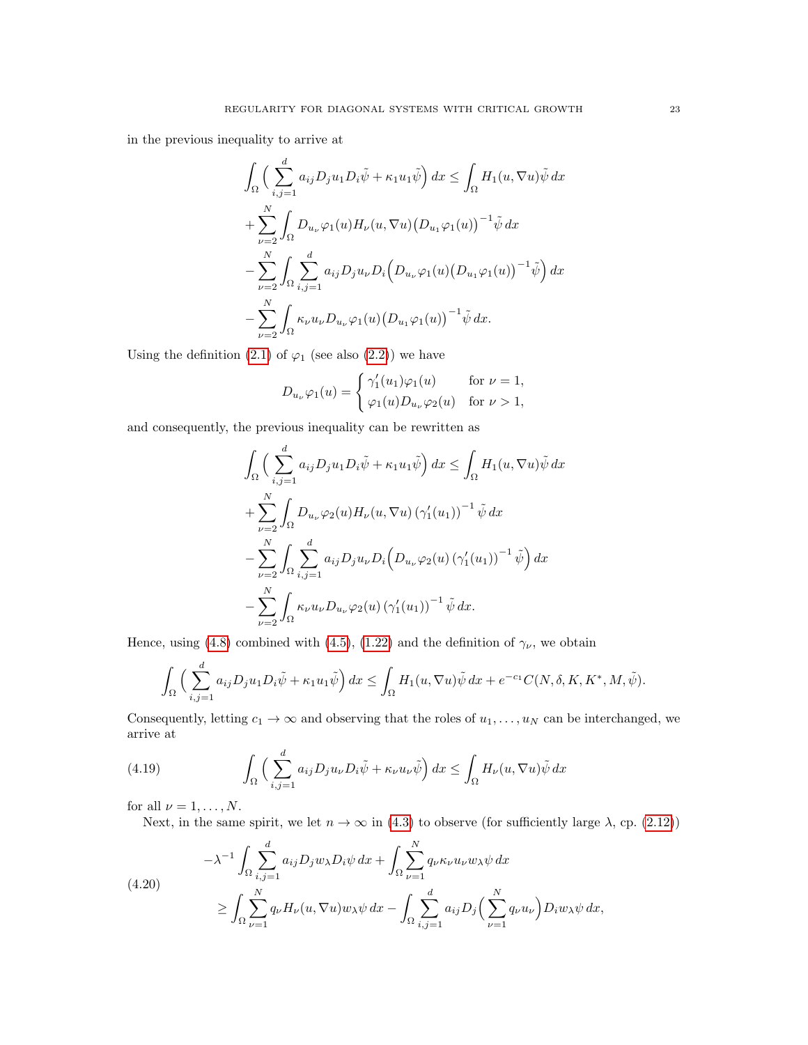in the previous inequality to arrive at

$$
\begin{aligned}
&\int_\Omega \Big( \sum_{i,j=1}^d a_{ij} D_j u_1 D_i \tilde{\psi} + \kappa_1 u_1 \tilde{\psi} \Big) \, dx \le \int_\Omega H_1(u, \nabla u) \tilde{\psi} \, dx \\
&+ \sum_{\nu=2}^N \int_\Omega D_{u_\nu} \varphi_1(u) H_\nu(u, \nabla u) \big( D_{u_1} \varphi_1(u) \big)^{-1} \tilde{\psi} \, dx \\
&- \sum_{\nu=2}^N \int_\Omega \sum_{i,j=1}^d a_{ij} D_j u_\nu D_i \Big( D_{u_\nu} \varphi_1(u) \big( D_{u_1} \varphi_1(u) \big)^{-1} \tilde{\psi} \Big) \, dx \\
&- \sum_{\nu=2}^N \int_\Omega \kappa_\nu u_\nu D_{u_\nu} \varphi_1(u) \big( D_{u_1} \varphi_1(u) \big)^{-1} \tilde{\psi} \, dx.
\end{aligned}
$$

Using the definition (2.1) of $\varphi_1$ (see also (2.2)) we have

$$
D_{u_\nu} \varphi_1(u) = \begin{cases} \gamma_1'(u_1) \varphi_1(u) & \text{for } \nu = 1, \\ \varphi_1(u) D_{u_\nu} \varphi_2(u) & \text{for } \nu > 1, \end{cases}
$$

and consequently, the previous inequality can be rewritten as

$$
\begin{aligned}
&\int_\Omega \Big( \sum_{i,j=1}^d a_{ij} D_j u_1 D_i \tilde{\psi} + \kappa_1 u_1 \tilde{\psi} \Big) \, dx \le \int_\Omega H_1(u, \nabla u) \tilde{\psi} \, dx \\
&+ \sum_{\nu=2}^N \int_\Omega D_{u_\nu} \varphi_2(u) H_\nu(u, \nabla u) \left( \gamma_1'(u_1) \right)^{-1} \tilde{\psi} \, dx \\
&- \sum_{\nu=2}^N \int_\Omega \sum_{i,j=1}^d a_{ij} D_j u_\nu D_i \Big( D_{u_\nu} \varphi_2(u) \left( \gamma_1'(u_1) \right)^{-1} \tilde{\psi} \Big) \, dx \\
&- \sum_{\nu=2}^N \int_\Omega \kappa_\nu u_\nu D_{u_\nu} \varphi_2(u) \left( \gamma_1'(u_1) \right)^{-1} \tilde{\psi} \, dx.
\end{aligned}
$$

Hence, using (4.8) combined with (4.5), (1.22) and the definition of $\gamma_\nu$, we obtain

$$
\int_\Omega \Big( \sum_{i,j=1}^d a_{ij} D_j u_1 D_i \tilde{\psi} + \kappa_1 u_1 \tilde{\psi} \Big) \, dx \le \int_\Omega H_1(u, \nabla u) \tilde{\psi} \, dx + e^{-c_1} C(N, \delta, K, K^*, M, \tilde{\psi}).
$$

Consequently, letting $c_1 \to \infty$ and observing that the roles of $u_1, \dots, u_N$ can be interchanged, we arrive at

$$
\int_\Omega \Big( \sum_{i,j=1}^d a_{ij} D_j u_\nu D_i \tilde{\psi} + \kappa_\nu u_\nu \tilde{\psi} \Big) \, dx \le \int_\Omega H_\nu(u, \nabla u) \tilde{\psi} \, dx \tag{4.19}
$$

for all $\nu = 1, \dots, N$.

Next, in the same spirit, we let $n \to \infty$ in (4.3) to observe (for sufficiently large $\lambda$, cp. (2.12))

$$
\begin{aligned}
&-\lambda^{-1} \int_\Omega \sum_{i,j=1}^d a_{ij} D_j w_\lambda D_i \psi \, dx + \int_\Omega \sum_{\nu=1}^N q_\nu \kappa_\nu u_\nu w_\lambda \psi \, dx \\
&\qquad \ge \int_\Omega \sum_{\nu=1}^N q_\nu H_\nu(u, \nabla u) w_\lambda \psi \, dx - \int_\Omega \sum_{i,j=1}^d a_{ij} D_j \Big( \sum_{\nu=1}^N q_\nu u_\nu \Big) D_i w_\lambda \psi \, dx,
\end{aligned} \tag{4.20}
$$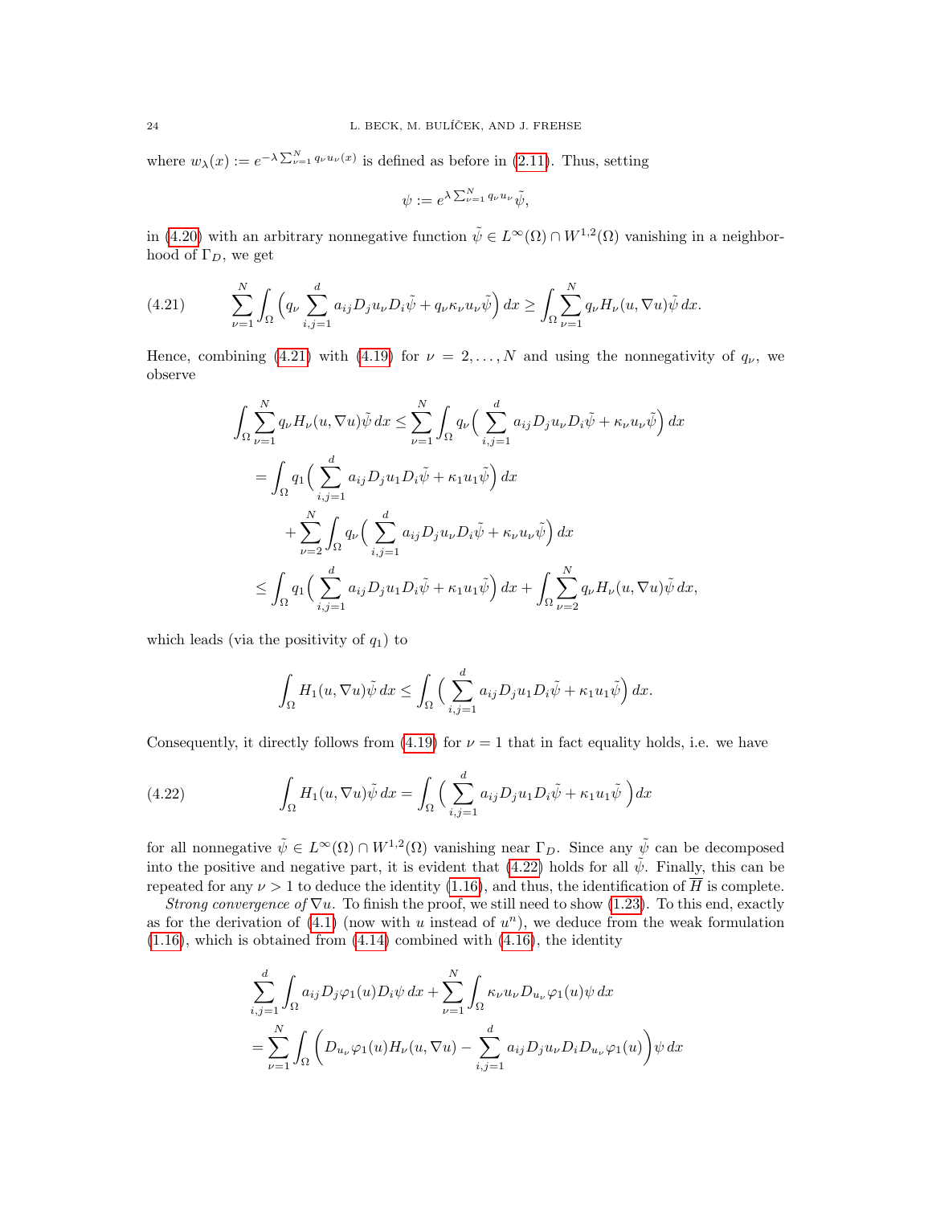where $w_\lambda(x) := e^{-\lambda \sum_{\nu=1}^N q_\nu u_\nu(x)}$ is defined as before in (2.11). Thus, setting

$$\psi := e^{\lambda \sum_{\nu=1}^N q_\nu u_\nu} \tilde{\psi},$$

in (4.20) with an arbitrary nonnegative function $\tilde{\psi} \in L^\infty(\Omega) \cap W^{1,2}(\Omega)$ vanishing in a neighborhood of $\Gamma_D$, we get

$$\sum_{\nu=1}^N \int_\Omega \Big( q_\nu \sum_{i,j=1}^d a_{ij} D_j u_\nu D_i \tilde{\psi} + q_\nu \kappa_\nu u_\nu \tilde{\psi} \Big)\, dx \geq \int_\Omega \sum_{\nu=1}^N q_\nu H_\nu(u, \nabla u) \tilde{\psi}\, dx. \tag{4.21}$$

Hence, combining (4.21) with (4.19) for $\nu = 2, \ldots, N$ and using the nonnegativity of $q_\nu$, we observe

$$\begin{aligned}
\int_\Omega \sum_{\nu=1}^N q_\nu H_\nu(u, \nabla u) \tilde{\psi}\, dx &\leq \sum_{\nu=1}^N \int_\Omega q_\nu \Big( \sum_{i,j=1}^d a_{ij} D_j u_\nu D_i \tilde{\psi} + \kappa_\nu u_\nu \tilde{\psi} \Big)\, dx \\
&= \int_\Omega q_1 \Big( \sum_{i,j=1}^d a_{ij} D_j u_1 D_i \tilde{\psi} + \kappa_1 u_1 \tilde{\psi} \Big)\, dx \\
&\quad + \sum_{\nu=2}^N \int_\Omega q_\nu \Big( \sum_{i,j=1}^d a_{ij} D_j u_\nu D_i \tilde{\psi} + \kappa_\nu u_\nu \tilde{\psi} \Big)\, dx \\
&\leq \int_\Omega q_1 \Big( \sum_{i,j=1}^d a_{ij} D_j u_1 D_i \tilde{\psi} + \kappa_1 u_1 \tilde{\psi} \Big)\, dx + \int_\Omega \sum_{\nu=2}^N q_\nu H_\nu(u, \nabla u) \tilde{\psi}\, dx,
\end{aligned}$$

which leads (via the positivity of $q_1$) to

$$\int_\Omega H_1(u, \nabla u) \tilde{\psi}\, dx \leq \int_\Omega \Big( \sum_{i,j=1}^d a_{ij} D_j u_1 D_i \tilde{\psi} + \kappa_1 u_1 \tilde{\psi} \Big)\, dx.$$

Consequently, it directly follows from (4.19) for $\nu = 1$ that in fact equality holds, i.e. we have

$$\int_\Omega H_1(u, \nabla u) \tilde{\psi}\, dx = \int_\Omega \Big( \sum_{i,j=1}^d a_{ij} D_j u_1 D_i \tilde{\psi} + \kappa_1 u_1 \tilde{\psi} \Big) dx \tag{4.22}$$

for all nonnegative $\tilde{\psi} \in L^\infty(\Omega) \cap W^{1,2}(\Omega)$ vanishing near $\Gamma_D$. Since any $\tilde{\psi}$ can be decomposed into the positive and negative part, it is evident that (4.22) holds for all $\tilde{\psi}$. Finally, this can be repeated for any $\nu > 1$ to deduce the identity (1.16), and thus, the identification of $\overline{H}$ is complete.

*Strong convergence of* $\nabla u$. To finish the proof, we still need to show (1.23). To this end, exactly as for the derivation of (4.1) (now with $u$ instead of $u^n$), we deduce from the weak formulation (1.16), which is obtained from (4.14) combined with (4.16), the identity

$$\begin{aligned}
&\sum_{i,j=1}^d \int_\Omega a_{ij} D_j \varphi_1(u) D_i \psi\, dx + \sum_{\nu=1}^N \int_\Omega \kappa_\nu u_\nu D_{u_\nu} \varphi_1(u) \psi\, dx \\
&= \sum_{\nu=1}^N \int_\Omega \Big( D_{u_\nu} \varphi_1(u) H_\nu(u, \nabla u) - \sum_{i,j=1}^d a_{ij} D_j u_\nu D_i D_{u_\nu} \varphi_1(u) \Big) \psi\, dx
\end{aligned}$$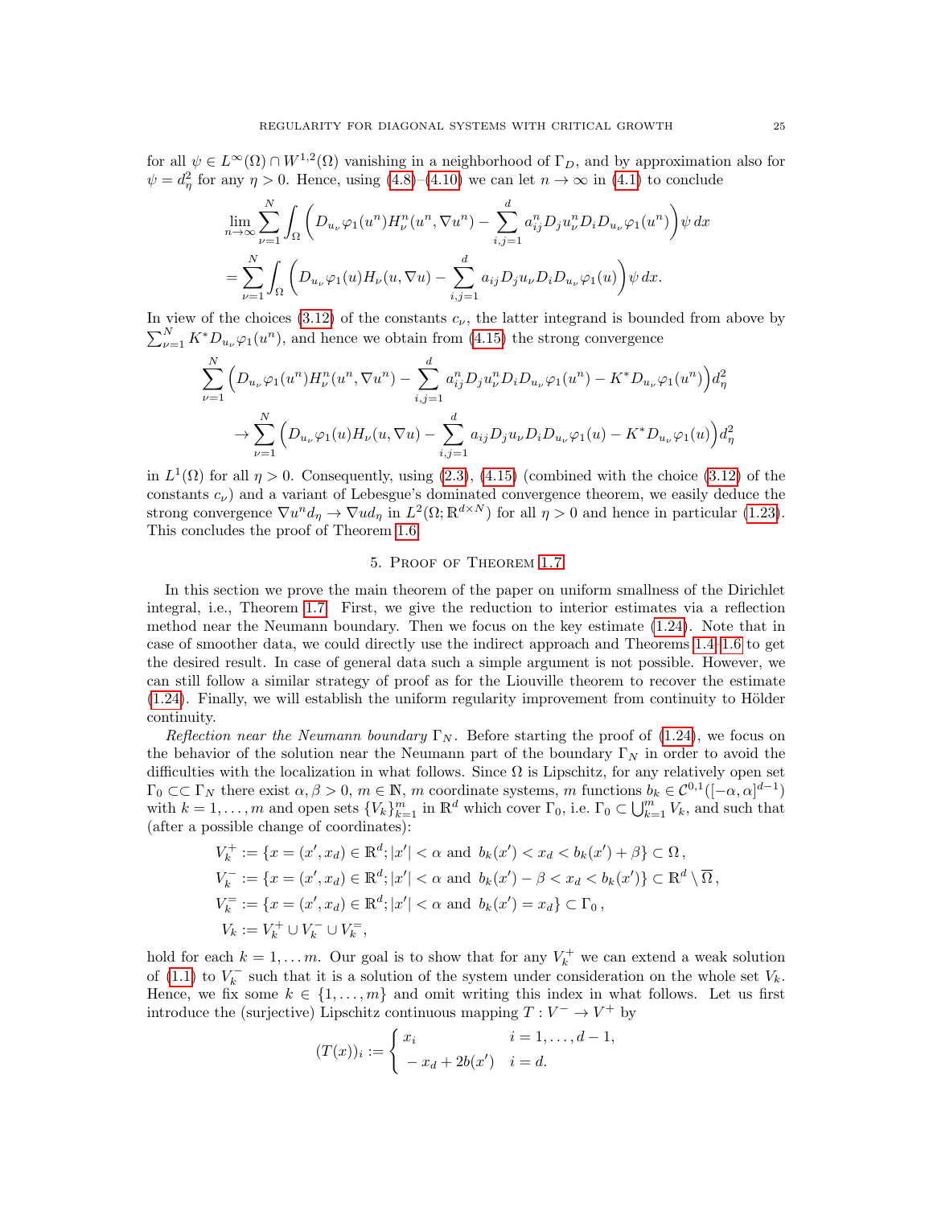for all $\psi \in L^\infty(\Omega) \cap W^{1,2}(\Omega)$ vanishing in a neighborhood of $\Gamma_D$, and by approximation also for $\psi = d_\eta^2$ for any $\eta > 0$. Hence, using (4.8)–(4.10) we can let $n \to \infty$ in (4.1) to conclude

$$
\begin{aligned}
\lim_{n\to\infty} \sum_{\nu=1}^N \int_\Omega &\left( D_{u_\nu}\varphi_1(u^n) H_\nu^n(u^n, \nabla u^n) - \sum_{i,j=1}^d a_{ij}^n D_j u_\nu^n D_i D_{u_\nu}\varphi_1(u^n) \right) \psi \, dx \\
&= \sum_{\nu=1}^N \int_\Omega \left( D_{u_\nu}\varphi_1(u) H_\nu(u, \nabla u) - \sum_{i,j=1}^d a_{ij} D_j u_\nu D_i D_{u_\nu}\varphi_1(u) \right) \psi \, dx.
\end{aligned}
$$

In view of the choices (3.12) of the constants $c_\nu$, the latter integrand is bounded from above by $\sum_{\nu=1}^N K^* D_{u_\nu}\varphi_1(u^n)$, and hence we obtain from (4.15) the strong convergence

$$
\begin{aligned}
\sum_{\nu=1}^N &\Big( D_{u_\nu}\varphi_1(u^n) H_\nu^n(u^n, \nabla u^n) - \sum_{i,j=1}^d a_{ij}^n D_j u_\nu^n D_i D_{u_\nu}\varphi_1(u^n) - K^* D_{u_\nu}\varphi_1(u^n) \Big) d_\eta^2 \\
&\to \sum_{\nu=1}^N \Big( D_{u_\nu}\varphi_1(u) H_\nu(u, \nabla u) - \sum_{i,j=1}^d a_{ij} D_j u_\nu D_i D_{u_\nu}\varphi_1(u) - K^* D_{u_\nu}\varphi_1(u) \Big) d_\eta^2
\end{aligned}
$$

in $L^1(\Omega)$ for all $\eta > 0$. Consequently, using (2.3), (4.15) (combined with the choice (3.12) of the constants $c_\nu$) and a variant of Lebesgue's dominated convergence theorem, we easily deduce the strong convergence $\nabla u^n d_\eta \to \nabla u d_\eta$ in $L^2(\Omega; \mathbb{R}^{d\times N})$ for all $\eta > 0$ and hence in particular (1.23). This concludes the proof of Theorem 1.6.

## 5. Proof of Theorem 1.7

In this section we prove the main theorem of the paper on uniform smallness of the Dirichlet integral, i.e., Theorem 1.7. First, we give the reduction to interior estimates via a reflection method near the Neumann boundary. Then we focus on the key estimate (1.24). Note that in case of smoother data, we could directly use the indirect approach and Theorems 1.4–1.6 to get the desired result. In case of general data such a simple argument is not possible. However, we can still follow a similar strategy of proof as for the Liouville theorem to recover the estimate (1.24). Finally, we will establish the uniform regularity improvement from continuity to Hölder continuity.

*Reflection near the Neumann boundary* $\Gamma_N$. Before starting the proof of (1.24), we focus on the behavior of the solution near the Neumann part of the boundary $\Gamma_N$ in order to avoid the difficulties with the localization in what follows. Since $\Omega$ is Lipschitz, for any relatively open set $\Gamma_0 \subset\subset \Gamma_N$ there exist $\alpha, \beta > 0$, $m \in \mathbb{N}$, $m$ coordinate systems, $m$ functions $b_k \in \mathcal{C}^{0,1}([-\alpha, \alpha]^{d-1})$ with $k = 1, \dots, m$ and open sets $\{V_k\}_{k=1}^m$ in $\mathbb{R}^d$ which cover $\Gamma_0$, i.e. $\Gamma_0 \subset \bigcup_{k=1}^m V_k$, and such that (after a possible change of coordinates):

$$
\begin{aligned}
V_k^+ &:= \{x = (x', x_d) \in \mathbb{R}^d; |x'| < \alpha \text{ and } b_k(x') < x_d < b_k(x') + \beta\} \subset \Omega\,, \\
V_k^- &:= \{x = (x', x_d) \in \mathbb{R}^d; |x'| < \alpha \text{ and } b_k(x') - \beta < x_d < b_k(x')\} \subset \mathbb{R}^d \setminus \overline{\Omega}\,, \\
V_k^= &:= \{x = (x', x_d) \in \mathbb{R}^d; |x'| < \alpha \text{ and } b_k(x') = x_d\} \subset \Gamma_0\,, \\
V_k &:= V_k^+ \cup V_k^- \cup V_k^=,
\end{aligned}
$$

hold for each $k = 1, \dots m$. Our goal is to show that for any $V_k^+$ we can extend a weak solution of (1.1) to $V_k^-$ such that it is a solution of the system under consideration on the whole set $V_k$. Hence, we fix some $k \in \{1, \dots, m\}$ and omit writing this index in what follows. Let us first introduce the (surjective) Lipschitz continuous mapping $T : V^- \to V^+$ by

$$
(T(x))_i := \begin{cases} x_i & i = 1, \dots, d-1, \\ -x_d + 2b(x') & i = d. \end{cases}
$$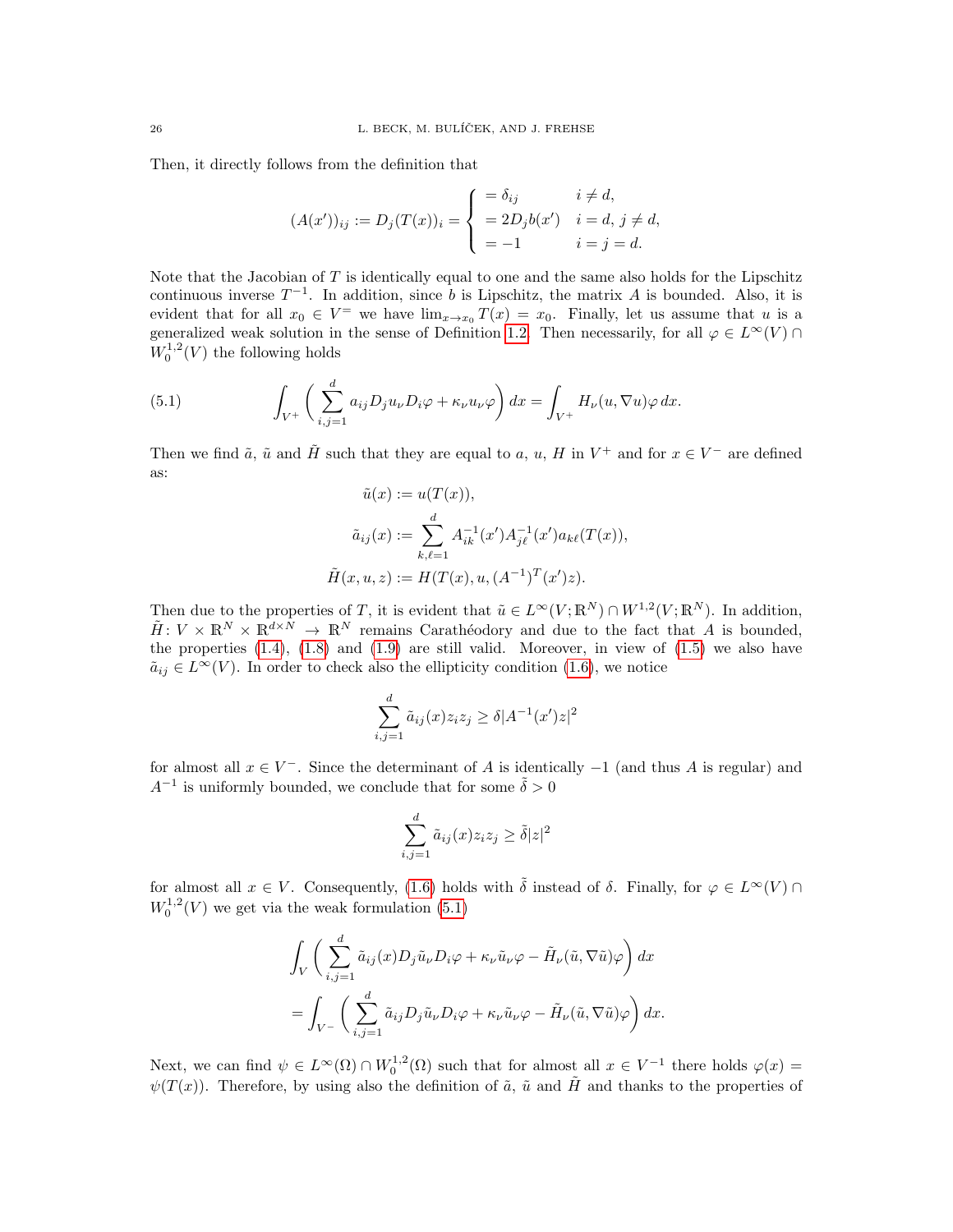Then, it directly follows from the definition that

$$(A(x'))_{ij} := D_j(T(x))_i = \begin{cases} = \delta_{ij} & i \neq d, \\ = 2D_j b(x') & i = d,\, j \neq d, \\ = -1 & i = j = d. \end{cases}$$

Note that the Jacobian of $T$ is identically equal to one and the same also holds for the Lipschitz continuous inverse $T^{-1}$. In addition, since $b$ is Lipschitz, the matrix $A$ is bounded. Also, it is evident that for all $x_0 \in V^=$ we have $\lim_{x \to x_0} T(x) = x_0$. Finally, let us assume that $u$ is a generalized weak solution in the sense of Definition 1.2. Then necessarily, for all $\varphi \in L^\infty(V) \cap W_0^{1,2}(V)$ the following holds

$$\int_{V^+} \left( \sum_{i,j=1}^{d} a_{ij} D_j u_\nu D_i \varphi + \kappa_\nu u_\nu \varphi \right) dx = \int_{V^+} H_\nu(u, \nabla u) \varphi \, dx. \tag{5.1}$$

Then we find $\tilde{a}$, $\tilde{u}$ and $\tilde{H}$ such that they are equal to $a$, $u$, $H$ in $V^+$ and for $x \in V^-$ are defined as:

$$\tilde{u}(x) := u(T(x)),$$

$$\tilde{a}_{ij}(x) := \sum_{k,\ell=1}^{d} A^{-1}_{ik}(x') A^{-1}_{j\ell}(x') a_{k\ell}(T(x)),$$

$$\tilde{H}(x, u, z) := H(T(x), u, (A^{-1})^T(x') z).$$

Then due to the properties of $T$, it is evident that $\tilde{u} \in L^\infty(V; \mathbb{R}^N) \cap W^{1,2}(V; \mathbb{R}^N)$. In addition, $\tilde{H} \colon V \times \mathbb{R}^N \times \mathbb{R}^{d \times N} \to \mathbb{R}^N$ remains Carathéodory and due to the fact that $A$ is bounded, the properties (1.4), (1.8) and (1.9) are still valid. Moreover, in view of (1.5) we also have $\tilde{a}_{ij} \in L^\infty(V)$. In order to check also the ellipticity condition (1.6), we notice

$$\sum_{i,j=1}^{d} \tilde{a}_{ij}(x) z_i z_j \geq \delta |A^{-1}(x') z|^2$$

for almost all $x \in V^-$. Since the determinant of $A$ is identically $-1$ (and thus $A$ is regular) and $A^{-1}$ is uniformly bounded, we conclude that for some $\tilde{\delta} > 0$

$$\sum_{i,j=1}^{d} \tilde{a}_{ij}(x) z_i z_j \geq \tilde{\delta} |z|^2$$

for almost all $x \in V$. Consequently, (1.6) holds with $\tilde{\delta}$ instead of $\delta$. Finally, for $\varphi \in L^\infty(V) \cap W_0^{1,2}(V)$ we get via the weak formulation (5.1)

$$\begin{aligned} &\int_V \left( \sum_{i,j=1}^{d} \tilde{a}_{ij}(x) D_j \tilde{u}_\nu D_i \varphi + \kappa_\nu \tilde{u}_\nu \varphi - \tilde{H}_\nu(\tilde{u}, \nabla \tilde{u}) \varphi \right) dx \\ &= \int_{V^-} \left( \sum_{i,j=1}^{d} \tilde{a}_{ij} D_j \tilde{u}_\nu D_i \varphi + \kappa_\nu \tilde{u}_\nu \varphi - \tilde{H}_\nu(\tilde{u}, \nabla \tilde{u}) \varphi \right) dx. \end{aligned}$$

Next, we can find $\psi \in L^\infty(\Omega) \cap W_0^{1,2}(\Omega)$ such that for almost all $x \in V^{-1}$ there holds $\varphi(x) = \psi(T(x))$. Therefore, by using also the definition of $\tilde{a}$, $\tilde{u}$ and $\tilde{H}$ and thanks to the properties of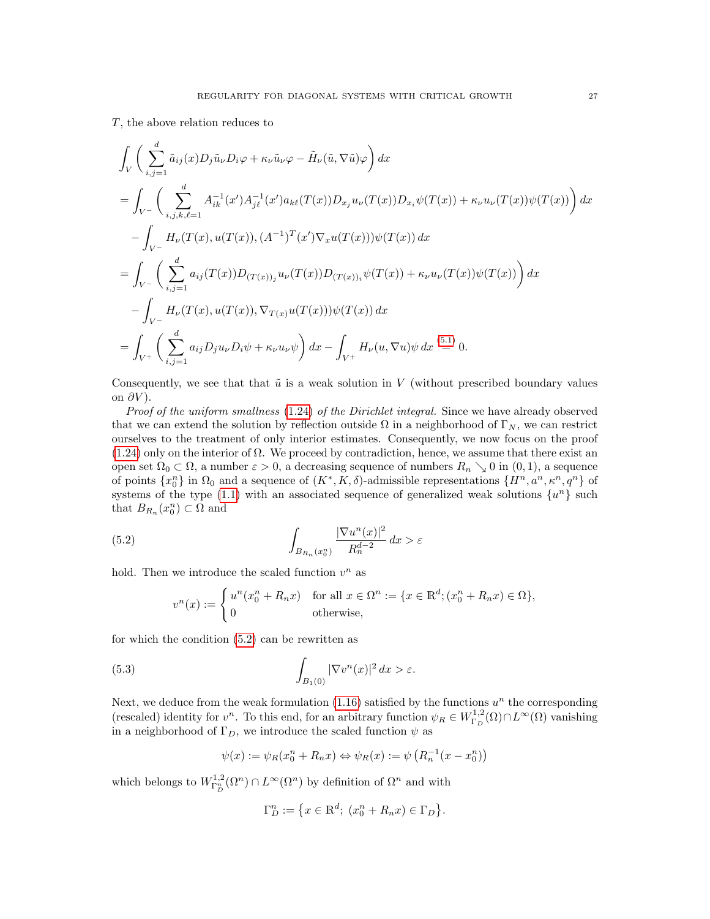$T$, the above relation reduces to

$$
\begin{aligned}
&\int_V \bigg( \sum_{i,j=1}^d \tilde{a}_{ij}(x) D_j \tilde{u}_\nu D_i \varphi + \kappa_\nu \tilde{u}_\nu \varphi - \tilde{H}_\nu(\tilde{u}, \nabla \tilde{u}) \varphi \bigg)\, dx \\
&= \int_{V^-} \bigg( \sum_{i,j,k,\ell=1}^d A^{-1}_{ik}(x') A^{-1}_{j\ell}(x') a_{k\ell}(T(x)) D_{x_j} u_\nu(T(x)) D_{x_i} \psi(T(x)) + \kappa_\nu u_\nu(T(x)) \psi(T(x)) \bigg)\, dx \\
&\quad - \int_{V^-} H_\nu(T(x), u(T(x)), (A^{-1})^T(x') \nabla_x u(T(x))) \psi(T(x))\, dx \\
&= \int_{V^-} \bigg( \sum_{i,j=1}^d a_{ij}(T(x)) D_{(T(x))_j} u_\nu(T(x)) D_{(T(x))_i} \psi(T(x)) + \kappa_\nu u_\nu(T(x)) \psi(T(x)) \bigg)\, dx \\
&\quad - \int_{V^-} H_\nu(T(x), u(T(x)), \nabla_{T(x)} u(T(x))) \psi(T(x))\, dx \\
&= \int_{V^+} \bigg( \sum_{i,j=1}^d a_{ij} D_j u_\nu D_i \psi + \kappa_\nu u_\nu \psi \bigg)\, dx - \int_{V^+} H_\nu(u, \nabla u) \psi\, dx \overset{(5.1)}{=} 0.
\end{aligned}
$$

Consequently, we see that that $\tilde{u}$ is a weak solution in $V$ (without prescribed boundary values on $\partial V$).

*Proof of the uniform smallness* (1.24) *of the Dirichlet integral.* Since we have already observed that we can extend the solution by reflection outside $\Omega$ in a neighborhood of $\Gamma_N$, we can restrict ourselves to the treatment of only interior estimates. Consequently, we now focus on the proof (1.24) only on the interior of $\Omega$. We proceed by contradiction, hence, we assume that there exist an open set $\Omega_0 \subset \Omega$, a number $\varepsilon > 0$, a decreasing sequence of numbers $R_n \searrow 0$ in $(0,1)$, a sequence of points $\{x_0^n\}$ in $\Omega_0$ and a sequence of $(K^*, K, \delta)$-admissible representations $\{H^n, a^n, \kappa^n, q^n\}$ of systems of the type (1.1) with an associated sequence of generalized weak solutions $\{u^n\}$ such that $B_{R_n}(x_0^n) \subset \Omega$ and

$$
\int_{B_{R_n}(x_0^n)} \frac{|\nabla u^n(x)|^2}{R_n^{d-2}}\, dx > \varepsilon \tag{5.2}
$$

hold. Then we introduce the scaled function $v^n$ as

$$
v^n(x) := \begin{cases} u^n(x_0^n + R_n x) & \text{for all } x \in \Omega^n := \{x \in \mathbb{R}^d; (x_0^n + R_n x) \in \Omega\}, \\ 0 & \text{otherwise,} \end{cases}
$$

for which the condition (5.2) can be rewritten as

$$
\int_{B_1(0)} |\nabla v^n(x)|^2\, dx > \varepsilon. \tag{5.3}
$$

Next, we deduce from the weak formulation (1.16) satisfied by the functions $u^n$ the corresponding (rescaled) identity for $v^n$. To this end, for an arbitrary function $\psi_R \in W^{1,2}_{\Gamma_D}(\Omega) \cap L^\infty(\Omega)$ vanishing in a neighborhood of $\Gamma_D$, we introduce the scaled function $\psi$ as

$$
\psi(x) := \psi_R(x_0^n + R_n x) \Leftrightarrow \psi_R(x) := \psi\left(R_n^{-1}(x - x_0^n)\right)
$$

which belongs to $W^{1,2}_{\Gamma_D^n}(\Omega^n) \cap L^\infty(\Omega^n)$ by definition of $\Omega^n$ and with

$$
\Gamma_D^n := \left\{x \in \mathbb{R}^d;\ (x_0^n + R_n x) \in \Gamma_D\right\}.
$$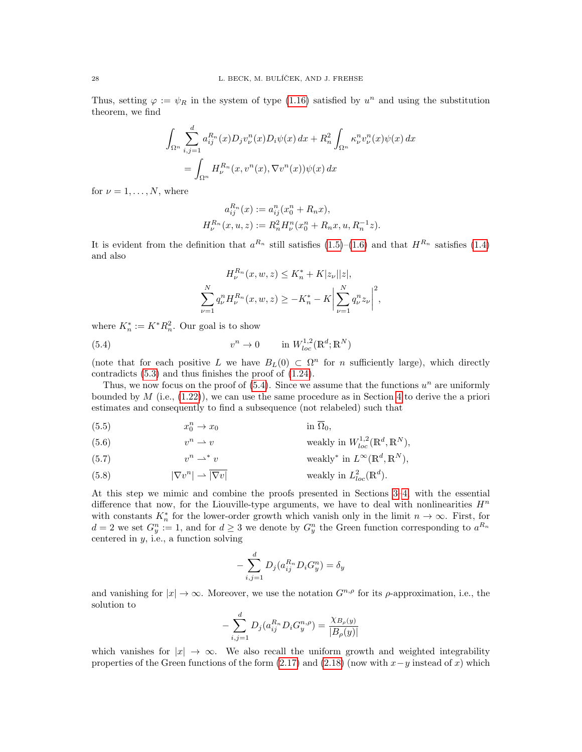Thus, setting $\varphi := \psi_R$ in the system of type (1.16) satisfied by $u^n$ and using the substitution theorem, we find

$$
\begin{aligned}
\int_{\Omega^n} \sum_{i,j=1}^{d} a_{ij}^{R_n}(x) D_j v_\nu^n(x) D_i \psi(x)\, dx &+ R_n^2 \int_{\Omega^n} \kappa_\nu^n v_\nu^n(x) \psi(x)\, dx \\
&= \int_{\Omega^n} H_\nu^{R_n}(x, v^n(x), \nabla v^n(x)) \psi(x)\, dx
\end{aligned}
$$

for $\nu = 1, \ldots, N$, where

$$
\begin{aligned}
a_{ij}^{R_n}(x) &:= a_{ij}^n(x_0^n + R_n x), \\
H_\nu^{R_n}(x, u, z) &:= R_n^2 H_\nu^n(x_0^n + R_n x, u, R_n^{-1} z).
\end{aligned}
$$

It is evident from the definition that $a^{R_n}$ still satisfies (1.5)–(1.6) and that $H^{R_n}$ satisfies (1.4) and also

$$
\begin{aligned}
H_\nu^{R_n}(x, w, z) &\le K_n^* + K|z_\nu||z|, \\
\sum_{\nu=1}^{N} q_\nu^n H_\nu^{R_n}(x, w, z) &\ge -K_n^* - K\left|\sum_{\nu=1}^{N} q_\nu^n z_\nu\right|^2,
\end{aligned}
$$

where $K_n^* := K^* R_n^2$. Our goal is to show

$$
v^n \to 0 \qquad \text{in } W^{1,2}_{loc}(\mathbb{R}^d; \mathbb{R}^N) \tag{5.4}
$$

(note that for each positive $L$ we have $B_L(0) \subset \Omega^n$ for $n$ sufficiently large), which directly contradicts (5.3) and thus finishes the proof of (1.24).

Thus, we now focus on the proof of (5.4). Since we assume that the functions $u^n$ are uniformly bounded by $M$ (i.e., (1.22)), we can use the same procedure as in Section 4 to derive the a priori estimates and consequently to find a subsequence (not relabeled) such that

$$
x_0^n \to x_0 \qquad \text{in } \overline{\Omega}_0, \tag{5.5}
$$

$$
v^n \rightharpoonup v \qquad \text{weakly in } W^{1,2}_{loc}(\mathbb{R}^d, \mathbb{R}^N), \tag{5.6}
$$

$$
v^n \rightharpoonup^* v \qquad \text{weakly}^* \text{ in } L^\infty(\mathbb{R}^d, \mathbb{R}^N), \tag{5.7}
$$

$$
|\nabla v^n| \rightharpoonup \overline{|\nabla v|} \qquad \text{weakly in } L^2_{loc}(\mathbb{R}^d). \tag{5.8}
$$

At this step we mimic and combine the proofs presented in Sections 3–4, with the essential difference that now, for the Liouville-type arguments, we have to deal with nonlinearities $H^n$ with constants $K_n^*$ for the lower-order growth which vanish only in the limit $n \to \infty$. First, for $d = 2$ we set $G_y^n := 1$, and for $d \ge 3$ we denote by $G_y^n$ the Green function corresponding to $a^{R_n}$ centered in $y$, i.e., a function solving

$$
-\sum_{i,j=1}^{d} D_j(a_{ij}^{R_n} D_i G_y^n) = \delta_y
$$

and vanishing for $|x| \to \infty$. Moreover, we use the notation $G^{n,\rho}$ for its $\rho$-approximation, i.e., the solution to

$$
-\sum_{i,j=1}^{d} D_j(a_{ij}^{R_n} D_i G_y^{n,\rho}) = \frac{\chi_{B_\rho(y)}}{|B_\rho(y)|}
$$

which vanishes for $|x| \to \infty$. We also recall the uniform growth and weighted integrability properties of the Green functions of the form (2.17) and (2.18) (now with $x - y$ instead of $x$) which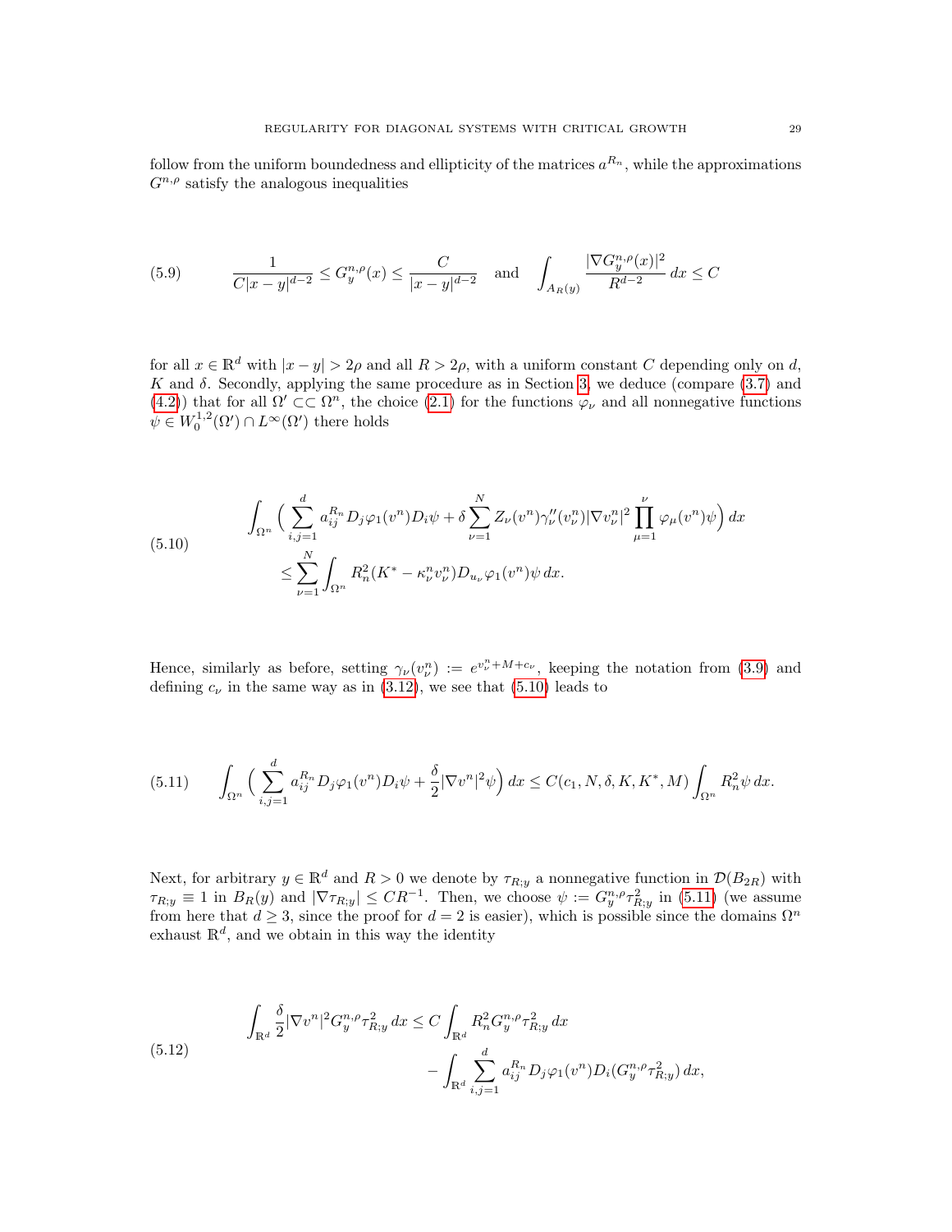follow from the uniform boundedness and ellipticity of the matrices $a^{R_n}$, while the approximations $G^{n,\rho}$ satisfy the analogous inequalities

$$\frac{1}{C|x-y|^{d-2}} \leq G_y^{n,\rho}(x) \leq \frac{C}{|x-y|^{d-2}} \quad \text{and} \quad \int_{A_R(y)} \frac{|\nabla G_y^{n,\rho}(x)|^2}{R^{d-2}}\, dx \leq C \tag{5.9}$$

for all $x \in \mathbb{R}^d$ with $|x-y| > 2\rho$ and all $R > 2\rho$, with a uniform constant $C$ depending only on $d$, $K$ and $\delta$. Secondly, applying the same procedure as in Section 3, we deduce (compare (3.7) and (4.2)) that for all $\Omega' \subset\subset \Omega^n$, the choice (2.1) for the functions $\varphi_\nu$ and all nonnegative functions $\psi \in W_0^{1,2}(\Omega') \cap L^\infty(\Omega')$ there holds

$$\begin{aligned}
&\int_{\Omega^n} \Big( \sum_{i,j=1}^d a_{ij}^{R_n} D_j \varphi_1(v^n) D_i \psi + \delta \sum_{\nu=1}^N Z_\nu(v^n) \gamma_\nu''(v_\nu^n) |\nabla v_\nu^n|^2 \prod_{\mu=1}^\nu \varphi_\mu(v^n) \psi \Big)\, dx \\
&\qquad \leq \sum_{\nu=1}^N \int_{\Omega^n} R_n^2 (K^* - \kappa_\nu^n v_\nu^n) D_{u_\nu} \varphi_1(v^n) \psi \, dx.
\end{aligned} \tag{5.10}$$

Hence, similarly as before, setting $\gamma_\nu(v_\nu^n) := e^{v_\nu^n + M + c_\nu}$, keeping the notation from (3.9) and defining $c_\nu$ in the same way as in (3.12), we see that (5.10) leads to

$$\int_{\Omega^n} \Big( \sum_{i,j=1}^d a_{ij}^{R_n} D_j \varphi_1(v^n) D_i \psi + \frac{\delta}{2} |\nabla v^n|^2 \psi \Big)\, dx \leq C(c_1, N, \delta, K, K^*, M) \int_{\Omega^n} R_n^2 \psi \, dx. \tag{5.11}$$

Next, for arbitrary $y \in \mathbb{R}^d$ and $R > 0$ we denote by $\tau_{R;y}$ a nonnegative function in $\mathcal{D}(B_{2R})$ with $\tau_{R;y} \equiv 1$ in $B_R(y)$ and $|\nabla \tau_{R;y}| \leq CR^{-1}$. Then, we choose $\psi := G_y^{n,\rho} \tau_{R;y}^2$ in (5.11) (we assume from here that $d \geq 3$, since the proof for $d = 2$ is easier), which is possible since the domains $\Omega^n$ exhaust $\mathbb{R}^d$, and we obtain in this way the identity

$$\begin{aligned}
\int_{\mathbb{R}^d} \frac{\delta}{2} |\nabla v^n|^2 G_y^{n,\rho} \tau_{R;y}^2 \, dx &\leq C \int_{\mathbb{R}^d} R_n^2 G_y^{n,\rho} \tau_{R;y}^2 \, dx \\
&\qquad - \int_{\mathbb{R}^d} \sum_{i,j=1}^d a_{ij}^{R_n} D_j \varphi_1(v^n) D_i (G_y^{n,\rho} \tau_{R;y}^2)\, dx,
\end{aligned} \tag{5.12}$$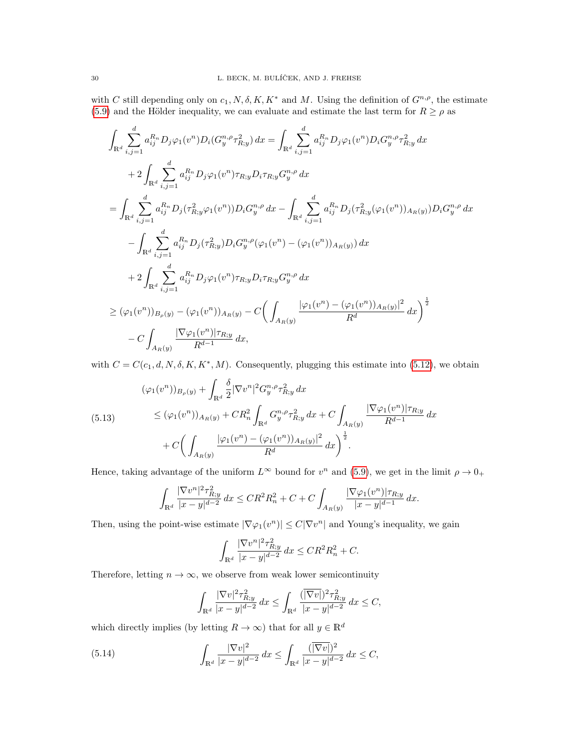with $C$ still depending only on $c_1, N, \delta, K, K^*$ and $M$. Using the definition of $G^{n,\rho}$, the estimate (5.9) and the Hölder inequality, we can evaluate and estimate the last term for $R \ge \rho$ as

$$
\begin{aligned}
\int_{\mathbb{R}^d} \sum_{i,j=1}^d a_{ij}^{R_n} D_j \varphi_1(v^n) D_i (G_y^{n,\rho} \tau_{R;y}^2)\, dx &= \int_{\mathbb{R}^d} \sum_{i,j=1}^d a_{ij}^{R_n} D_j \varphi_1(v^n) D_i G_y^{n,\rho} \tau_{R;y}^2 \, dx \\
&\quad + 2 \int_{\mathbb{R}^d} \sum_{i,j=1}^d a_{ij}^{R_n} D_j \varphi_1(v^n) \tau_{R;y} D_i \tau_{R;y} G_y^{n,\rho} \, dx \\
&= \int_{\mathbb{R}^d} \sum_{i,j=1}^d a_{ij}^{R_n} D_j (\tau_{R;y}^2 \varphi_1(v^n)) D_i G_y^{n,\rho} \, dx - \int_{\mathbb{R}^d} \sum_{i,j=1}^d a_{ij}^{R_n} D_j (\tau_{R;y}^2 (\varphi_1(v^n))_{A_R(y)}) D_i G_y^{n,\rho} \, dx \\
&\quad - \int_{\mathbb{R}^d} \sum_{i,j=1}^d a_{ij}^{R_n} D_j (\tau_{R;y}^2) D_i G_y^{n,\rho} (\varphi_1(v^n) - (\varphi_1(v^n))_{A_R(y)}) \, dx \\
&\quad + 2 \int_{\mathbb{R}^d} \sum_{i,j=1}^d a_{ij}^{R_n} D_j \varphi_1(v^n) \tau_{R;y} D_i \tau_{R;y} G_y^{n,\rho} \, dx \\
&\ge (\varphi_1(v^n))_{B_\rho(y)} - (\varphi_1(v^n))_{A_R(y)} - C \Big( \int_{A_R(y)} \frac{|\varphi_1(v^n) - (\varphi_1(v^n))_{A_R(y)}|^2}{R^d} \, dx \Big)^{\frac{1}{2}} \\
&\quad - C \int_{A_R(y)} \frac{|\nabla \varphi_1(v^n)| \tau_{R;y}}{R^{d-1}} \, dx,
\end{aligned}
$$

with $C = C(c_1, d, N, \delta, K, K^*, M)$. Consequently, plugging this estimate into (5.12), we obtain

$$
\begin{aligned}
&(\varphi_1(v^n))_{B_\rho(y)} + \int_{\mathbb{R}^d} \frac{\delta}{2} |\nabla v^n|^2 G_y^{n,\rho} \tau_{R;y}^2 \, dx \\
&\quad \le (\varphi_1(v^n))_{A_R(y)} + C R_n^2 \int_{\mathbb{R}^d} G_y^{n,\rho} \tau_{R;y}^2 \, dx + C \int_{A_R(y)} \frac{|\nabla \varphi_1(v^n)| \tau_{R;y}}{R^{d-1}} \, dx \\
&\qquad + C \Big( \int_{A_R(y)} \frac{|\varphi_1(v^n) - (\varphi_1(v^n))_{A_R(y)}|^2}{R^d} \, dx \Big)^{\frac{1}{2}}.
\end{aligned} \tag{5.13}
$$

Hence, taking advantage of the uniform $L^\infty$ bound for $v^n$ and (5.9), we get in the limit $\rho \to 0_+$

$$
\int_{\mathbb{R}^d} \frac{|\nabla v^n|^2 \tau_{R;y}^2}{|x-y|^{d-2}} \, dx \le C R^2 R_n^2 + C + C \int_{A_R(y)} \frac{|\nabla \varphi_1(v^n)| \tau_{R;y}}{|x-y|^{d-1}} \, dx.
$$

Then, using the point-wise estimate $|\nabla \varphi_1(v^n)| \le C |\nabla v^n|$ and Young's inequality, we gain

$$
\int_{\mathbb{R}^d} \frac{|\nabla v^n|^2 \tau_{R;y}^2}{|x-y|^{d-2}} \, dx \le C R^2 R_n^2 + C.
$$

Therefore, letting $n \to \infty$, we observe from weak lower semicontinuity

$$
\int_{\mathbb{R}^d} \frac{|\nabla v|^2 \tau_{R;y}^2}{|x-y|^{d-2}} \, dx \le \int_{\mathbb{R}^d} \frac{(\overline{|\nabla v|})^2 \tau_{R;y}^2}{|x-y|^{d-2}} \, dx \le C,
$$

which directly implies (by letting $R \to \infty$) that for all $y \in \mathbb{R}^d$

$$
\int_{\mathbb{R}^d} \frac{|\nabla v|^2}{|x-y|^{d-2}} \, dx \le \int_{\mathbb{R}^d} \frac{(\overline{|\nabla v|})^2}{|x-y|^{d-2}} \, dx \le C, \tag{5.14}
$$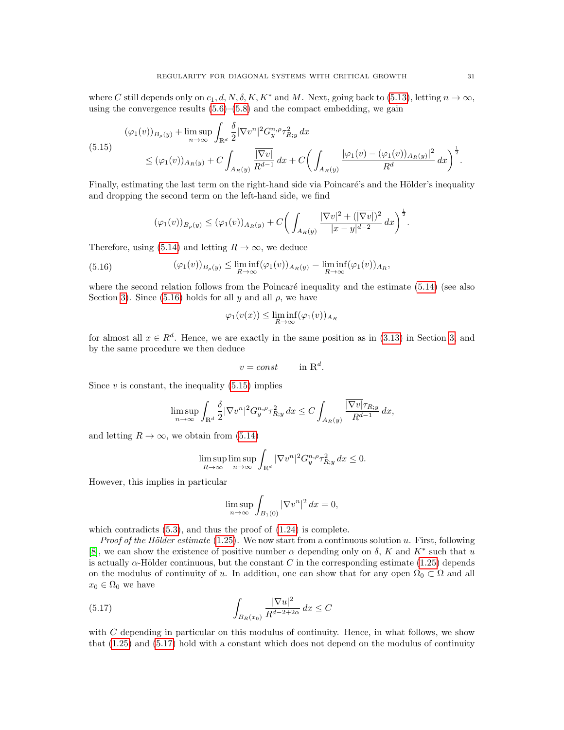where $C$ still depends only on $c_1, d, N, \delta, K, K^*$ and $M$. Next, going back to (5.13), letting $n \to \infty$, using the convergence results (5.6)–(5.8) and the compact embedding, we gain

$$
\begin{aligned}
(\varphi_1(v))_{B_\rho(y)} &+ \limsup_{n\to\infty} \int_{\mathbb{R}^d} \frac{\delta}{2} |\nabla v^n|^2 G_y^{n,\rho} \tau_{R;y}^2 \, dx \\
&\leq (\varphi_1(v))_{A_R(y)} + C \int_{A_R(y)} \frac{\overline{|\nabla v|}}{R^{d-1}} \, dx + C \bigg( \int_{A_R(y)} \frac{|\varphi_1(v) - (\varphi_1(v))_{A_R(y)}|^2}{R^d} \, dx \bigg)^{\frac{1}{2}}.
\end{aligned}
\tag{5.15}
$$

Finally, estimating the last term on the right-hand side via Poincaré's and the Hölder's inequality and dropping the second term on the left-hand side, we find

$$
(\varphi_1(v))_{B_\rho(y)} \leq (\varphi_1(v))_{A_R(y)} + C \bigg( \int_{A_R(y)} \frac{|\nabla v|^2 + (\overline{|\nabla v|})^2}{|x-y|^{d-2}} \, dx \bigg)^{\frac{1}{2}}.
$$

Therefore, using (5.14) and letting $R \to \infty$, we deduce

$$
(\varphi_1(v))_{B_\rho(y)} \leq \liminf_{R\to\infty} (\varphi_1(v))_{A_R(y)} = \liminf_{R\to\infty} (\varphi_1(v))_{A_R}, \tag{5.16}
$$

where the second relation follows from the Poincaré inequality and the estimate (5.14) (see also Section 3). Since (5.16) holds for all $y$ and all $\rho$, we have

$$
\varphi_1(v(x)) \leq \liminf_{R\to\infty} (\varphi_1(v))_{A_R}
$$

for almost all $x \in R^d$. Hence, we are exactly in the same position as in (3.13) in Section 3 and by the same procedure we then deduce

$$
v = const \qquad \text{in } \mathbb{R}^d.
$$

Since $v$ is constant, the inequality (5.15) implies

$$
\limsup_{n\to\infty} \int_{\mathbb{R}^d} \frac{\delta}{2} |\nabla v^n|^2 G_y^{n,\rho} \tau_{R;y}^2 \, dx \leq C \int_{A_R(y)} \frac{\overline{|\nabla v|} \tau_{R;y}}{R^{d-1}} \, dx,
$$

and letting $R \to \infty$, we obtain from (5.14)

$$
\limsup_{R\to\infty} \limsup_{n\to\infty} \int_{\mathbb{R}^d} |\nabla v^n|^2 G_y^{n,\rho} \tau_{R;y}^2 \, dx \leq 0.
$$

However, this implies in particular

$$
\limsup_{n\to\infty} \int_{B_1(0)} |\nabla v^n|^2 \, dx = 0,
$$

which contradicts (5.3), and thus the proof of (1.24) is complete.

*Proof of the Hölder estimate* (1.25). We now start from a continuous solution $u$. First, following [8], we can show the existence of positive number $\alpha$ depending only on $\delta$, $K$ and $K^*$ such that $u$ is actually $\alpha$-Hölder continuous, but the constant $C$ in the corresponding estimate (1.25) depends on the modulus of continuity of $u$. In addition, one can show that for any open $\Omega_0 \subset \Omega$ and all $x_0 \in \Omega_0$ we have

$$
\int_{B_R(x_0)} \frac{|\nabla u|^2}{R^{d-2+2\alpha}} \, dx \leq C \tag{5.17}
$$

with $C$ depending in particular on this modulus of continuity. Hence, in what follows, we show that (1.25) and (5.17) hold with a constant which does not depend on the modulus of continuity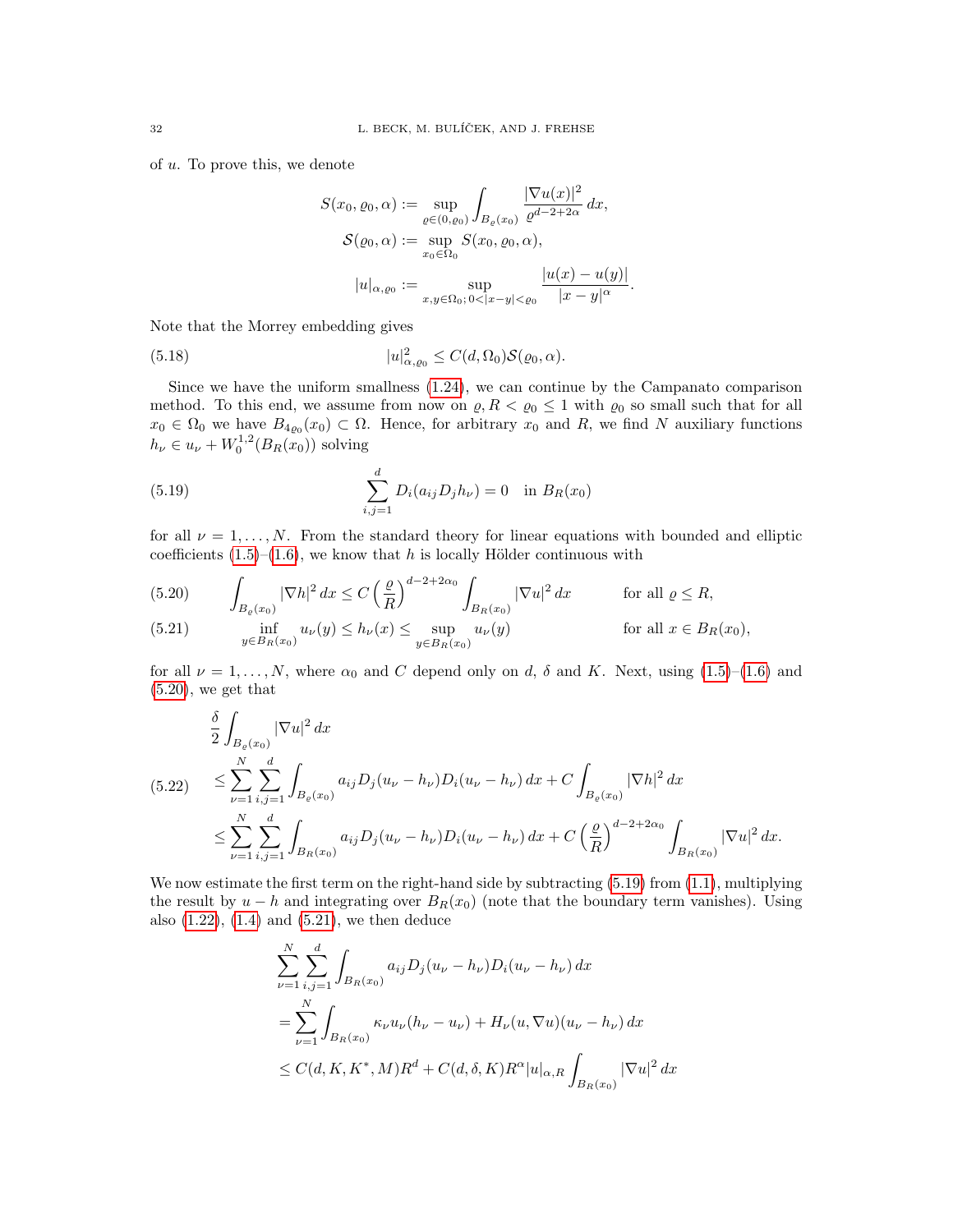of $u$. To prove this, we denote

$$S(x_0, \varrho_0, \alpha) := \sup_{\varrho \in (0,\varrho_0)} \int_{B_\varrho(x_0)} \frac{|\nabla u(x)|^2}{\varrho^{d-2+2\alpha}} \, dx,$$
$$\mathcal{S}(\varrho_0, \alpha) := \sup_{x_0 \in \Omega_0} S(x_0, \varrho_0, \alpha),$$
$$|u|_{\alpha,\varrho_0} := \sup_{x,y \in \Omega_0;\, 0<|x-y|<\varrho_0} \frac{|u(x)-u(y)|}{|x-y|^\alpha}.$$

Note that the Morrey embedding gives

$$|u|^2_{\alpha,\varrho_0} \le C(d,\Omega_0)\mathcal{S}(\varrho_0,\alpha). \tag{5.18}$$

Since we have the uniform smallness (1.24), we can continue by the Campanato comparison method. To this end, we assume from now on $\varrho, R < \varrho_0 \le 1$ with $\varrho_0$ so small such that for all $x_0 \in \Omega_0$ we have $B_{4\varrho_0}(x_0) \subset \Omega$. Hence, for arbitrary $x_0$ and $R$, we find $N$ auxiliary functions $h_\nu \in u_\nu + W^{1,2}_0(B_R(x_0))$ solving

$$\sum_{i,j=1}^d D_i(a_{ij} D_j h_\nu) = 0 \quad \text{in } B_R(x_0) \tag{5.19}$$

for all $\nu = 1, \ldots, N$. From the standard theory for linear equations with bounded and elliptic coefficients (1.5)–(1.6), we know that $h$ is locally Hölder continuous with

$$\int_{B_\varrho(x_0)} |\nabla h|^2 \, dx \le C \left(\frac{\varrho}{R}\right)^{d-2+2\alpha_0} \int_{B_R(x_0)} |\nabla u|^2 \, dx \qquad \text{for all } \varrho \le R, \tag{5.20}$$

$$\inf_{y \in B_R(x_0)} u_\nu(y) \le h_\nu(x) \le \sup_{y \in B_R(x_0)} u_\nu(y) \qquad \text{for all } x \in B_R(x_0), \tag{5.21}$$

for all $\nu = 1, \ldots, N$, where $\alpha_0$ and $C$ depend only on $d$, $\delta$ and $K$. Next, using (1.5)–(1.6) and (5.20), we get that

$$\begin{aligned}
&\frac{\delta}{2} \int_{B_\varrho(x_0)} |\nabla u|^2 \, dx \\
&\le \sum_{\nu=1}^N \sum_{i,j=1}^d \int_{B_\varrho(x_0)} a_{ij} D_j(u_\nu - h_\nu) D_i(u_\nu - h_\nu) \, dx + C \int_{B_\varrho(x_0)} |\nabla h|^2 \, dx \\
&\le \sum_{\nu=1}^N \sum_{i,j=1}^d \int_{B_R(x_0)} a_{ij} D_j(u_\nu - h_\nu) D_i(u_\nu - h_\nu) \, dx + C \left(\frac{\varrho}{R}\right)^{d-2+2\alpha_0} \int_{B_R(x_0)} |\nabla u|^2 \, dx.
\end{aligned} \tag{5.22}$$

We now estimate the first term on the right-hand side by subtracting (5.19) from (1.1), multiplying the result by $u - h$ and integrating over $B_R(x_0)$ (note that the boundary term vanishes). Using also (1.22), (1.4) and (5.21), we then deduce

$$\begin{aligned}
&\sum_{\nu=1}^N \sum_{i,j=1}^d \int_{B_R(x_0)} a_{ij} D_j(u_\nu - h_\nu) D_i(u_\nu - h_\nu) \, dx \\
&= \sum_{\nu=1}^N \int_{B_R(x_0)} \kappa_\nu u_\nu (h_\nu - u_\nu) + H_\nu(u, \nabla u)(u_\nu - h_\nu) \, dx \\
&\le C(d, K, K^*, M) R^d + C(d, \delta, K) R^\alpha |u|_{\alpha,R} \int_{B_R(x_0)} |\nabla u|^2 \, dx
\end{aligned}$$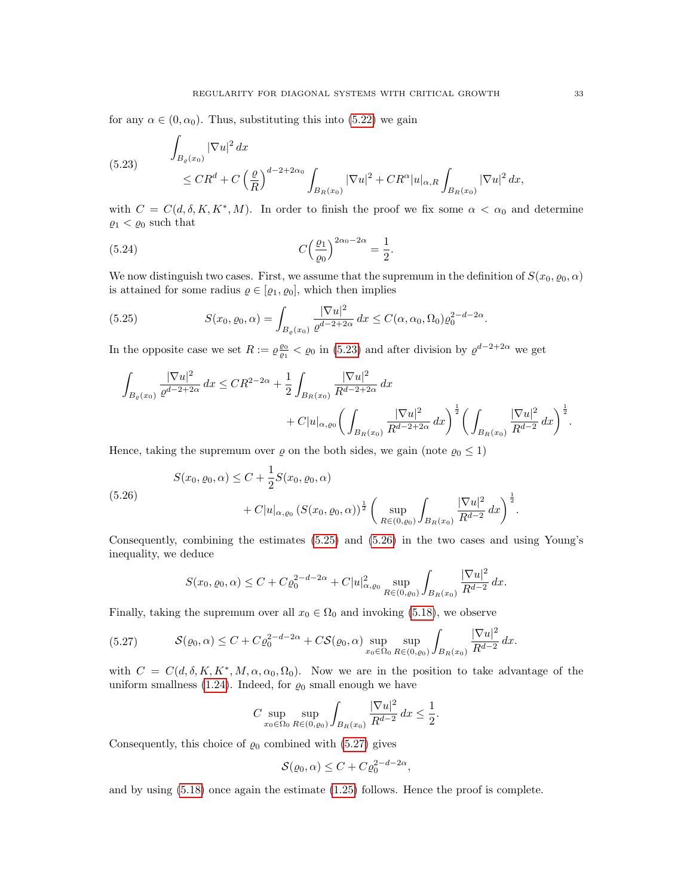for any $\alpha \in (0, \alpha_0)$. Thus, substituting this into (5.22) we gain

$$
\begin{aligned}
&\int_{B_\varrho(x_0)} |\nabla u|^2 \, dx \\
&\quad \le CR^d + C\left(\frac{\varrho}{R}\right)^{d-2+2\alpha_0} \int_{B_R(x_0)} |\nabla u|^2 + CR^\alpha |u|_{\alpha,R} \int_{B_R(x_0)} |\nabla u|^2 \, dx,
\end{aligned}
\tag{5.23}
$$

with $C = C(d, \delta, K, K^*, M)$. In order to finish the proof we fix some $\alpha < \alpha_0$ and determine $\varrho_1 < \varrho_0$ such that

$$
C\Big(\frac{\varrho_1}{\varrho_0}\Big)^{2\alpha_0 - 2\alpha} = \frac{1}{2}. \tag{5.24}
$$

We now distinguish two cases. First, we assume that the supremum in the definition of $S(x_0, \varrho_0, \alpha)$ is attained for some radius $\varrho \in [\varrho_1, \varrho_0]$, which then implies

$$
S(x_0, \varrho_0, \alpha) = \int_{B_\varrho(x_0)} \frac{|\nabla u|^2}{\varrho^{d-2+2\alpha}} \, dx \le C(\alpha, \alpha_0, \Omega_0) \varrho_0^{2-d-2\alpha}. \tag{5.25}
$$

In the opposite case we set $R := \varrho \frac{\varrho_0}{\varrho_1} < \varrho_0$ in (5.23) and after division by $\varrho^{d-2+2\alpha}$ we get

$$
\begin{aligned}
\int_{B_\varrho(x_0)} \frac{|\nabla u|^2}{\varrho^{d-2+2\alpha}} \, dx &\le CR^{2-2\alpha} + \frac{1}{2} \int_{B_R(x_0)} \frac{|\nabla u|^2}{R^{d-2+2\alpha}} \, dx \\
&\quad + C|u|_{\alpha,\varrho_0} \Big( \int_{B_R(x_0)} \frac{|\nabla u|^2}{R^{d-2+2\alpha}} \, dx \Big)^{\frac{1}{2}} \Big( \int_{B_R(x_0)} \frac{|\nabla u|^2}{R^{d-2}} \, dx \Big)^{\frac{1}{2}}.
\end{aligned}
$$

Hence, taking the supremum over $\varrho$ on the both sides, we gain (note $\varrho_0 \le 1$)

$$
\begin{aligned}
S(x_0, \varrho_0, \alpha) &\le C + \frac{1}{2} S(x_0, \varrho_0, \alpha) \\
&\quad + C|u|_{\alpha,\varrho_0} \left(S(x_0, \varrho_0, \alpha)\right)^{\frac{1}{2}} \Big( \sup_{R \in (0,\varrho_0)} \int_{B_R(x_0)} \frac{|\nabla u|^2}{R^{d-2}} \, dx \Big)^{\frac{1}{2}}.
\end{aligned}
\tag{5.26}
$$

Consequently, combining the estimates (5.25) and (5.26) in the two cases and using Young's inequality, we deduce

$$
S(x_0, \varrho_0, \alpha) \le C + C\varrho_0^{2-d-2\alpha} + C|u|^2_{\alpha,\varrho_0} \sup_{R \in (0,\varrho_0)} \int_{B_R(x_0)} \frac{|\nabla u|^2}{R^{d-2}} \, dx.
$$

Finally, taking the supremum over all $x_0 \in \Omega_0$ and invoking (5.18), we observe

$$
\mathcal{S}(\varrho_0, \alpha) \le C + C\varrho_0^{2-d-2\alpha} + C\mathcal{S}(\varrho_0, \alpha) \sup_{x_0 \in \Omega_0} \sup_{R \in (0,\varrho_0)} \int_{B_R(x_0)} \frac{|\nabla u|^2}{R^{d-2}} \, dx. \tag{5.27}
$$

with $C = C(d, \delta, K, K^*, M, \alpha, \alpha_0, \Omega_0)$. Now we are in the position to take advantage of the uniform smallness (1.24). Indeed, for $\varrho_0$ small enough we have

$$
C \sup_{x_0 \in \Omega_0} \sup_{R \in (0,\varrho_0)} \int_{B_R(x_0)} \frac{|\nabla u|^2}{R^{d-2}} \, dx \le \frac{1}{2}.
$$

Consequently, this choice of $\varrho_0$ combined with (5.27) gives

$$
\mathcal{S}(\varrho_0, \alpha) \le C + C\varrho_0^{2-d-2\alpha},
$$

and by using (5.18) once again the estimate (1.25) follows. Hence the proof is complete.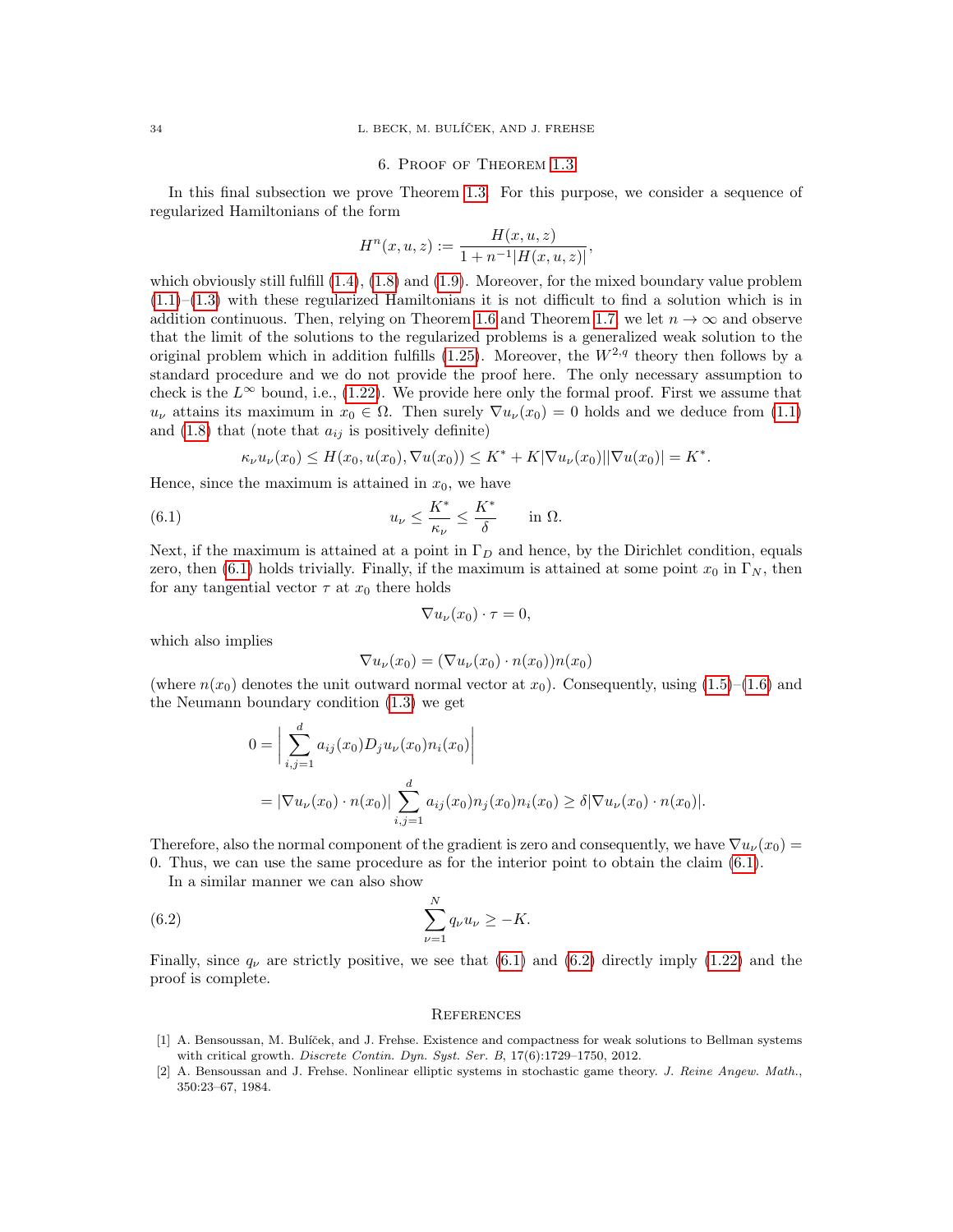## 6. Proof of Theorem 1.3

In this final subsection we prove Theorem 1.3. For this purpose, we consider a sequence of regularized Hamiltonians of the form

$$H^n(x,u,z) := \frac{H(x,u,z)}{1+n^{-1}|H(x,u,z)|},$$

which obviously still fulfill (1.4), (1.8) and (1.9). Moreover, for the mixed boundary value problem (1.1)–(1.3) with these regularized Hamiltonians it is not difficult to find a solution which is in addition continuous. Then, relying on Theorem 1.6 and Theorem 1.7, we let $n \to \infty$ and observe that the limit of the solutions to the regularized problems is a generalized weak solution to the original problem which in addition fulfills (1.25). Moreover, the $W^{2,q}$ theory then follows by a standard procedure and we do not provide the proof here. The only necessary assumption to check is the $L^\infty$ bound, i.e., (1.22). We provide here only the formal proof. First we assume that $u_\nu$ attains its maximum in $x_0 \in \Omega$. Then surely $\nabla u_\nu(x_0) = 0$ holds and we deduce from (1.1) and (1.8) that (note that $a_{ij}$ is positively definite)

$$\kappa_\nu u_\nu(x_0) \le H(x_0, u(x_0), \nabla u(x_0)) \le K^* + K|\nabla u_\nu(x_0)||\nabla u(x_0)| = K^*.$$

Hence, since the maximum is attained in $x_0$, we have

$$u_\nu \le \frac{K^*}{\kappa_\nu} \le \frac{K^*}{\delta} \qquad \text{in } \Omega. \tag{6.1}$$

Next, if the maximum is attained at a point in $\Gamma_D$ and hence, by the Dirichlet condition, equals zero, then (6.1) holds trivially. Finally, if the maximum is attained at some point $x_0$ in $\Gamma_N$, then for any tangential vector $\tau$ at $x_0$ there holds

$$\nabla u_\nu(x_0) \cdot \tau = 0,$$

which also implies

$$\nabla u_\nu(x_0) = (\nabla u_\nu(x_0) \cdot n(x_0)) n(x_0)$$

(where $n(x_0)$ denotes the unit outward normal vector at $x_0$). Consequently, using (1.5)–(1.6) and the Neumann boundary condition (1.3) we get

$$\begin{aligned}
0 &= \left| \sum_{i,j=1}^d a_{ij}(x_0) D_j u_\nu(x_0) n_i(x_0) \right| \\
&= |\nabla u_\nu(x_0) \cdot n(x_0)| \sum_{i,j=1}^d a_{ij}(x_0) n_j(x_0) n_i(x_0) \ge \delta |\nabla u_\nu(x_0) \cdot n(x_0)|.
\end{aligned}$$

Therefore, also the normal component of the gradient is zero and consequently, we have $\nabla u_\nu(x_0) = 0$. Thus, we can use the same procedure as for the interior point to obtain the claim (6.1).

In a similar manner we can also show

$$\sum_{\nu=1}^N q_\nu u_\nu \ge -K. \tag{6.2}$$

Finally, since $q_\nu$ are strictly positive, we see that (6.1) and (6.2) directly imply (1.22) and the proof is complete.

## References

[1] A. Bensoussan, M. Bulíček, and J. Frehse. Existence and compactness for weak solutions to Bellman systems with critical growth. *Discrete Contin. Dyn. Syst. Ser. B*, 17(6):1729–1750, 2012.

[2] A. Bensoussan and J. Frehse. Nonlinear elliptic systems in stochastic game theory. *J. Reine Angew. Math.*, 350:23–67, 1984.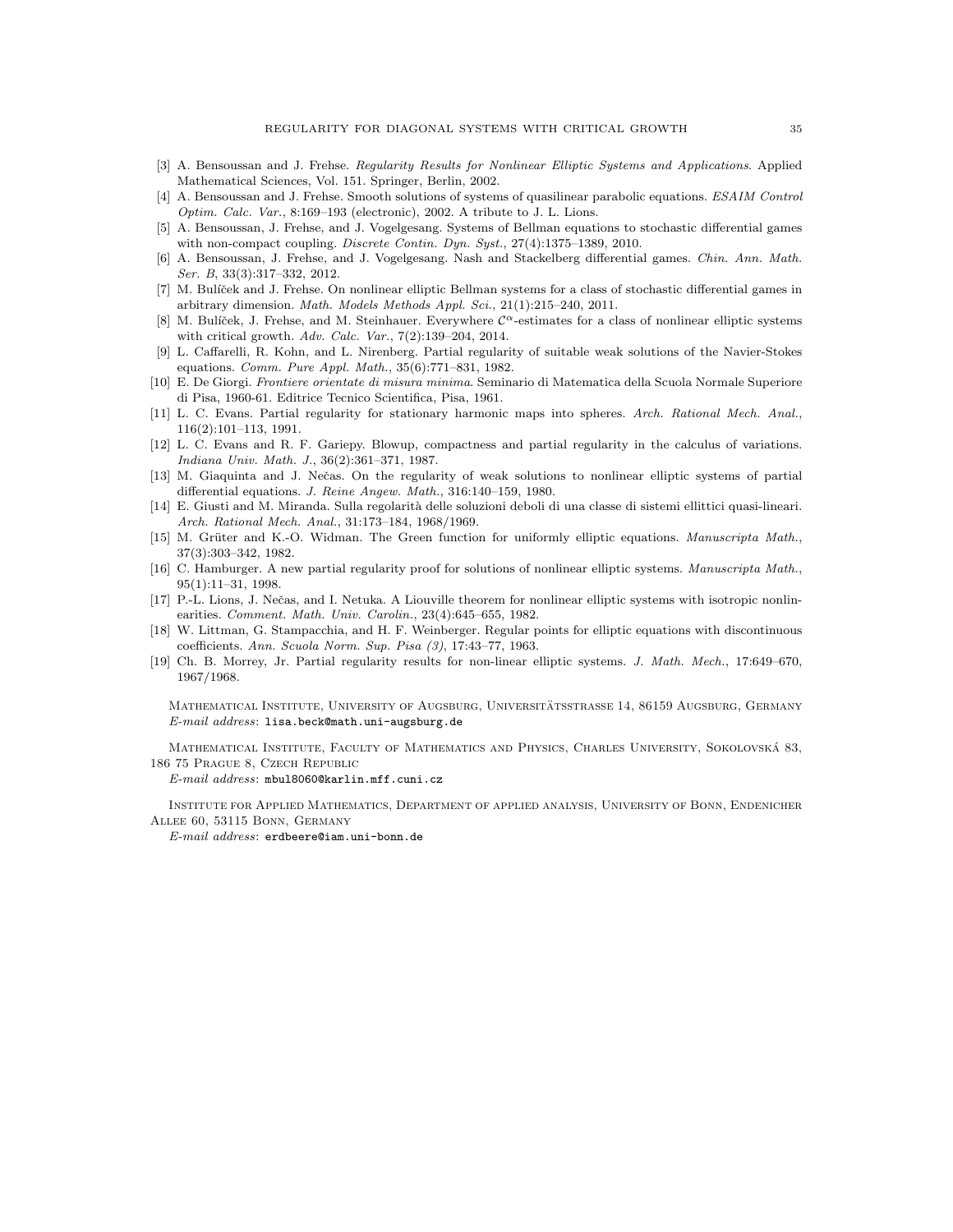[3] A. Bensoussan and J. Frehse. *Regularity Results for Nonlinear Elliptic Systems and Applications*. Applied Mathematical Sciences, Vol. 151. Springer, Berlin, 2002.

[4] A. Bensoussan and J. Frehse. Smooth solutions of systems of quasilinear parabolic equations. *ESAIM Control Optim. Calc. Var.*, 8:169–193 (electronic), 2002. A tribute to J. L. Lions.

[5] A. Bensoussan, J. Frehse, and J. Vogelgesang. Systems of Bellman equations to stochastic differential games with non-compact coupling. *Discrete Contin. Dyn. Syst.*, 27(4):1375–1389, 2010.

[6] A. Bensoussan, J. Frehse, and J. Vogelgesang. Nash and Stackelberg differential games. *Chin. Ann. Math. Ser. B*, 33(3):317–332, 2012.

[7] M. Bulíček and J. Frehse. On nonlinear elliptic Bellman systems for a class of stochastic differential games in arbitrary dimension. *Math. Models Methods Appl. Sci.*, 21(1):215–240, 2011.

[8] M. Bulíček, J. Frehse, and M. Steinhauer. Everywhere $\mathcal{C}^{\alpha}$-estimates for a class of nonlinear elliptic systems with critical growth. *Adv. Calc. Var.*, 7(2):139–204, 2014.

[9] L. Caffarelli, R. Kohn, and L. Nirenberg. Partial regularity of suitable weak solutions of the Navier-Stokes equations. *Comm. Pure Appl. Math.*, 35(6):771–831, 1982.

[10] E. De Giorgi. *Frontiere orientate di misura minima*. Seminario di Matematica della Scuola Normale Superiore di Pisa, 1960-61. Editrice Tecnico Scientifica, Pisa, 1961.

[11] L. C. Evans. Partial regularity for stationary harmonic maps into spheres. *Arch. Rational Mech. Anal.*, 116(2):101–113, 1991.

[12] L. C. Evans and R. F. Gariepy. Blowup, compactness and partial regularity in the calculus of variations. *Indiana Univ. Math. J.*, 36(2):361–371, 1987.

[13] M. Giaquinta and J. Nečas. On the regularity of weak solutions to nonlinear elliptic systems of partial differential equations. *J. Reine Angew. Math.*, 316:140–159, 1980.

[14] E. Giusti and M. Miranda. Sulla regolarità delle soluzioni deboli di una classe di sistemi ellittici quasi-lineari. *Arch. Rational Mech. Anal.*, 31:173–184, 1968/1969.

[15] M. Grüter and K.-O. Widman. The Green function for uniformly elliptic equations. *Manuscripta Math.*, 37(3):303–342, 1982.

[16] C. Hamburger. A new partial regularity proof for solutions of nonlinear elliptic systems. *Manuscripta Math.*, 95(1):11–31, 1998.

[17] P.-L. Lions, J. Nečas, and I. Netuka. A Liouville theorem for nonlinear elliptic systems with isotropic nonlinearities. *Comment. Math. Univ. Carolin.*, 23(4):645–655, 1982.

[18] W. Littman, G. Stampacchia, and H. F. Weinberger. Regular points for elliptic equations with discontinuous coefficients. *Ann. Scuola Norm. Sup. Pisa (3)*, 17:43–77, 1963.

[19] Ch. B. Morrey, Jr. Partial regularity results for non-linear elliptic systems. *J. Math. Mech.*, 17:649–670, 1967/1968.

Mathematical Institute, University of Augsburg, Universitätsstrasse 14, 86159 Augsburg, Germany
*E-mail address*: lisa.beck@math.uni-augsburg.de

Mathematical Institute, Faculty of Mathematics and Physics, Charles University, Sokolovská 83, 186 75 Prague 8, Czech Republic
*E-mail address*: mbul8060@karlin.mff.cuni.cz

Institute for Applied Mathematics, Department of applied analysis, University of Bonn, Endenicher Allee 60, 53115 Bonn, Germany
*E-mail address*: erdbeere@iam.uni-bonn.de